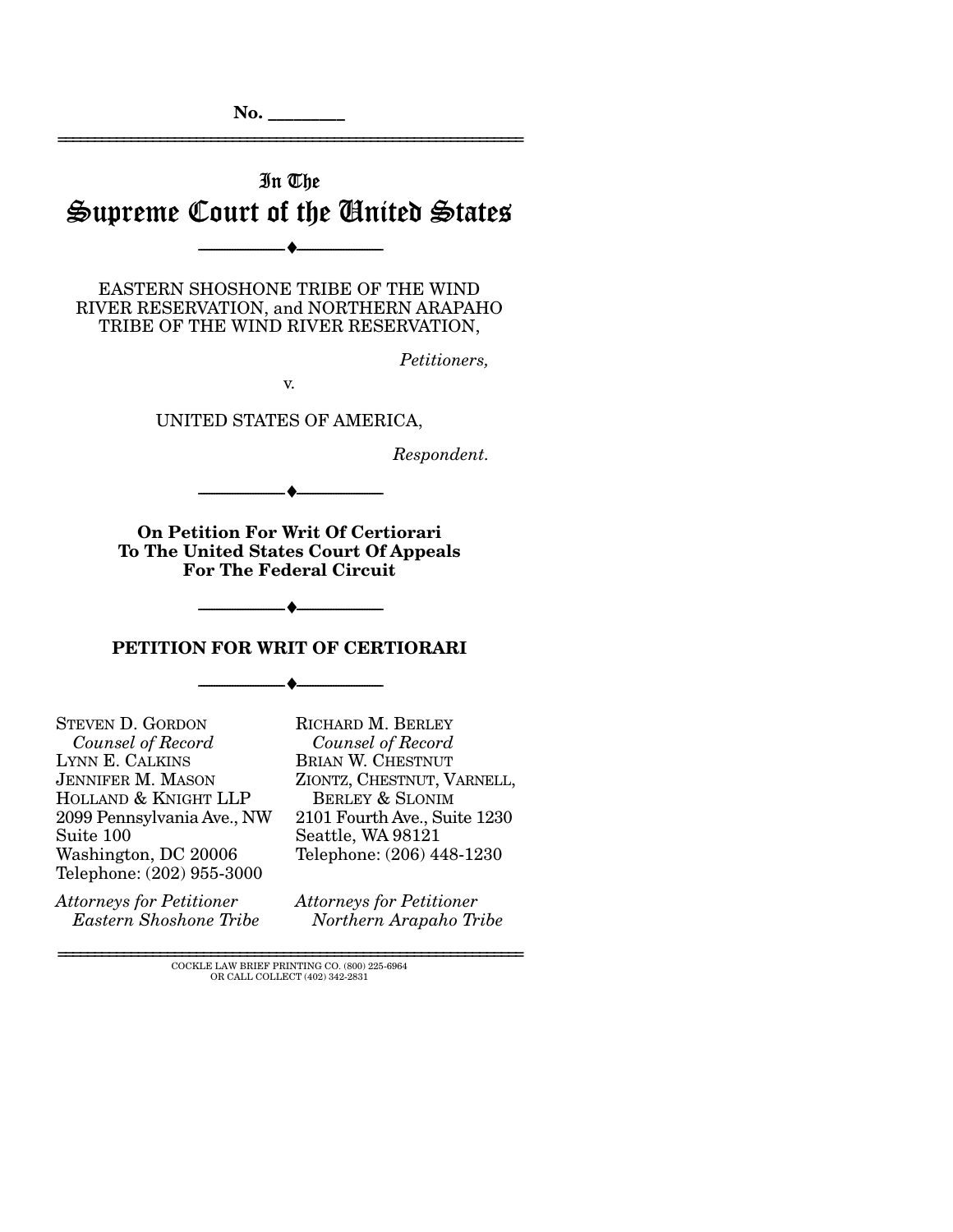No. ________

# In The Supreme Court of the United States

---

EASTERN SHOSHONE TRIBE OF THE WIND RIVER RESERVATION, and NORTHERN ARAPAHO TRIBE OF THE WIND RIVER RESERVATION,

*Petitioners,*

v.

UNITED STATES OF AMERICA,

*Respondent.*

---

**On Petition For Writ Of Certiorari To The United States Court Of Appeals For The Federal Circuit**

---

**PETITION FOR WRIT OF CERTIORARI**

---

STEVEN D. GORDON
*Counsel of Record*
LYNN E. CALKINS
JENNIFER M. MASON
HOLLAND & KNIGHT LLP
2099 Pennsylvania Ave., NW
Suite 100
Washington, DC 20006
Telephone: (202) 955-3000

*Attorneys for Petitioner Eastern Shoshone Tribe*

RICHARD M. BERLEY
*Counsel of Record*
BRIAN W. CHESTNUT
ZIONTZ, CHESTNUT, VARNELL, BERLEY & SLONIM
2101 Fourth Ave., Suite 1230
Seattle, WA 98121
Telephone: (206) 448-1230

*Attorneys for Petitioner Northern Arapaho Tribe*

COCKLE LAW BRIEF PRINTING CO. (800) 225-6964
OR CALL COLLECT (402) 342-2831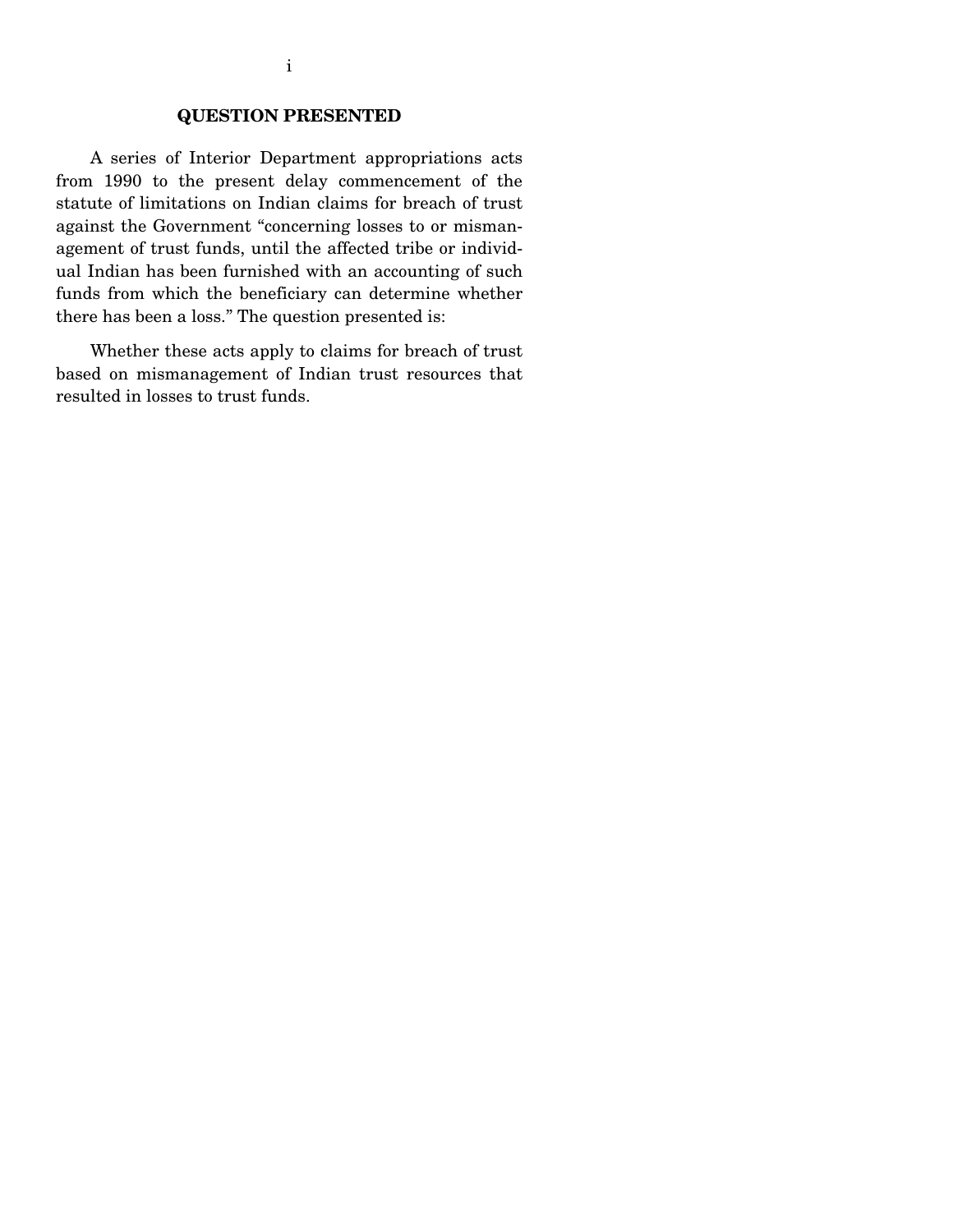## QUESTION PRESENTED

A series of Interior Department appropriations acts from 1990 to the present delay commencement of the statute of limitations on Indian claims for breach of trust against the Government "concerning losses to or mismanagement of trust funds, until the affected tribe or individual Indian has been furnished with an accounting of such funds from which the beneficiary can determine whether there has been a loss." The question presented is:

Whether these acts apply to claims for breach of trust based on mismanagement of Indian trust resources that resulted in losses to trust funds.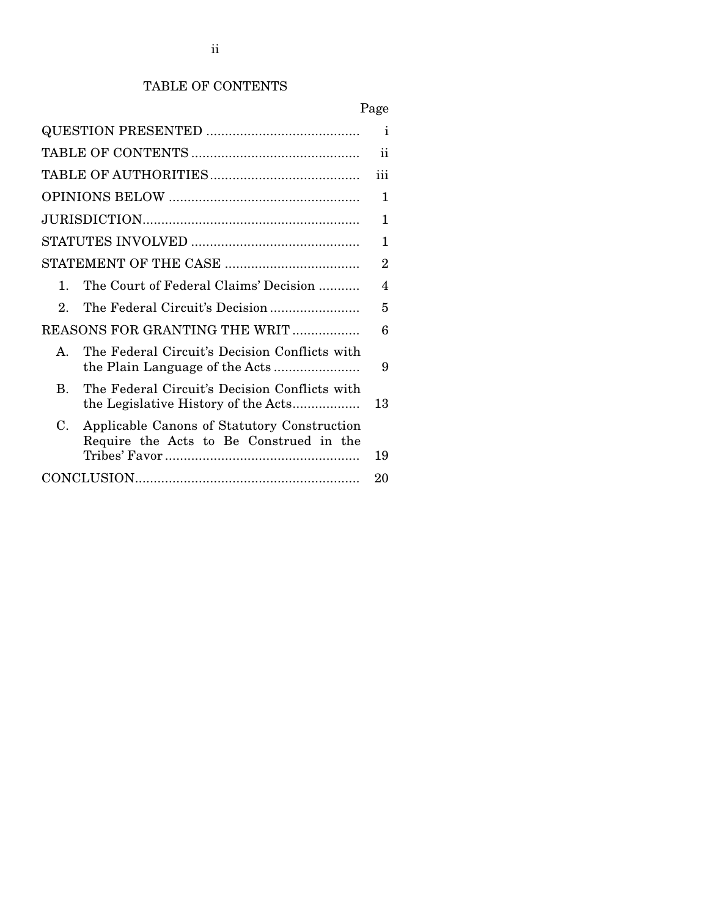# TABLE OF CONTENTS

| | Page |
|---|---|
| QUESTION PRESENTED | i |
| TABLE OF CONTENTS | ii |
| TABLE OF AUTHORITIES | iii |
| OPINIONS BELOW | 1 |
| JURISDICTION | 1 |
| STATUTES INVOLVED | 1 |
| STATEMENT OF THE CASE | 2 |
| 1. The Court of Federal Claims' Decision | 4 |
| 2. The Federal Circuit's Decision | 5 |
| REASONS FOR GRANTING THE WRIT | 6 |
| A. The Federal Circuit's Decision Conflicts with the Plain Language of the Acts | 9 |
| B. The Federal Circuit's Decision Conflicts with the Legislative History of the Acts | 13 |
| C. Applicable Canons of Statutory Construction Require the Acts to Be Construed in the Tribes' Favor | 19 |
| CONCLUSION | 20 |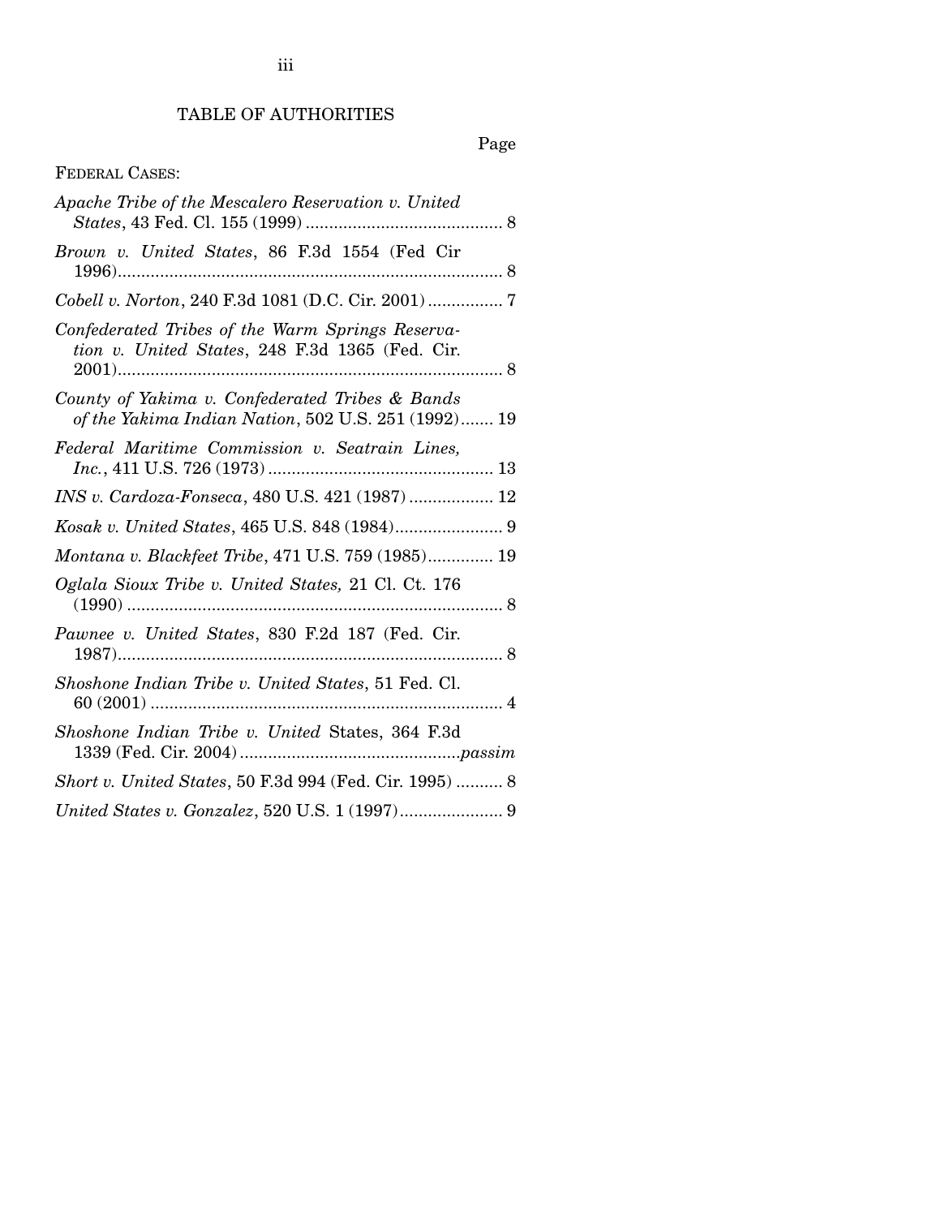# TABLE OF AUTHORITIES

Page

FEDERAL CASES:

*Apache Tribe of the Mescalero Reservation v. United States*, 43 Fed. Cl. 155 (1999) .......................................... 8

*Brown v. United States*, 86 F.3d 1554 (Fed Cir 1996).................................................................................. 8

*Cobell v. Norton*, 240 F.3d 1081 (D.C. Cir. 2001) ................ 7

*Confederated Tribes of the Warm Springs Reservation v. United States*, 248 F.3d 1365 (Fed. Cir. 2001).................................................................................. 8

*County of Yakima v. Confederated Tribes & Bands of the Yakima Indian Nation*, 502 U.S. 251 (1992)....... 19

*Federal Maritime Commission v. Seatrain Lines, Inc.*, 411 U.S. 726 (1973) ................................................ 13

*INS v. Cardoza-Fonseca*, 480 U.S. 421 (1987) .................. 12

*Kosak v. United States*, 465 U.S. 848 (1984)....................... 9

*Montana v. Blackfeet Tribe*, 471 U.S. 759 (1985).............. 19

*Oglala Sioux Tribe v. United States,* 21 Cl. Ct. 176 (1990) ................................................................................ 8

*Pawnee v. United States*, 830 F.2d 187 (Fed. Cir. 1987).................................................................................. 8

*Shoshone Indian Tribe v. United States*, 51 Fed. Cl. 60 (2001) ........................................................................... 4

*Shoshone Indian Tribe v. United* States, 364 F.3d 1339 (Fed. Cir. 2004) ...............................................*passim*

*Short v. United States*, 50 F.3d 994 (Fed. Cir. 1995) .......... 8

*United States v. Gonzalez*, 520 U.S. 1 (1997)...................... 9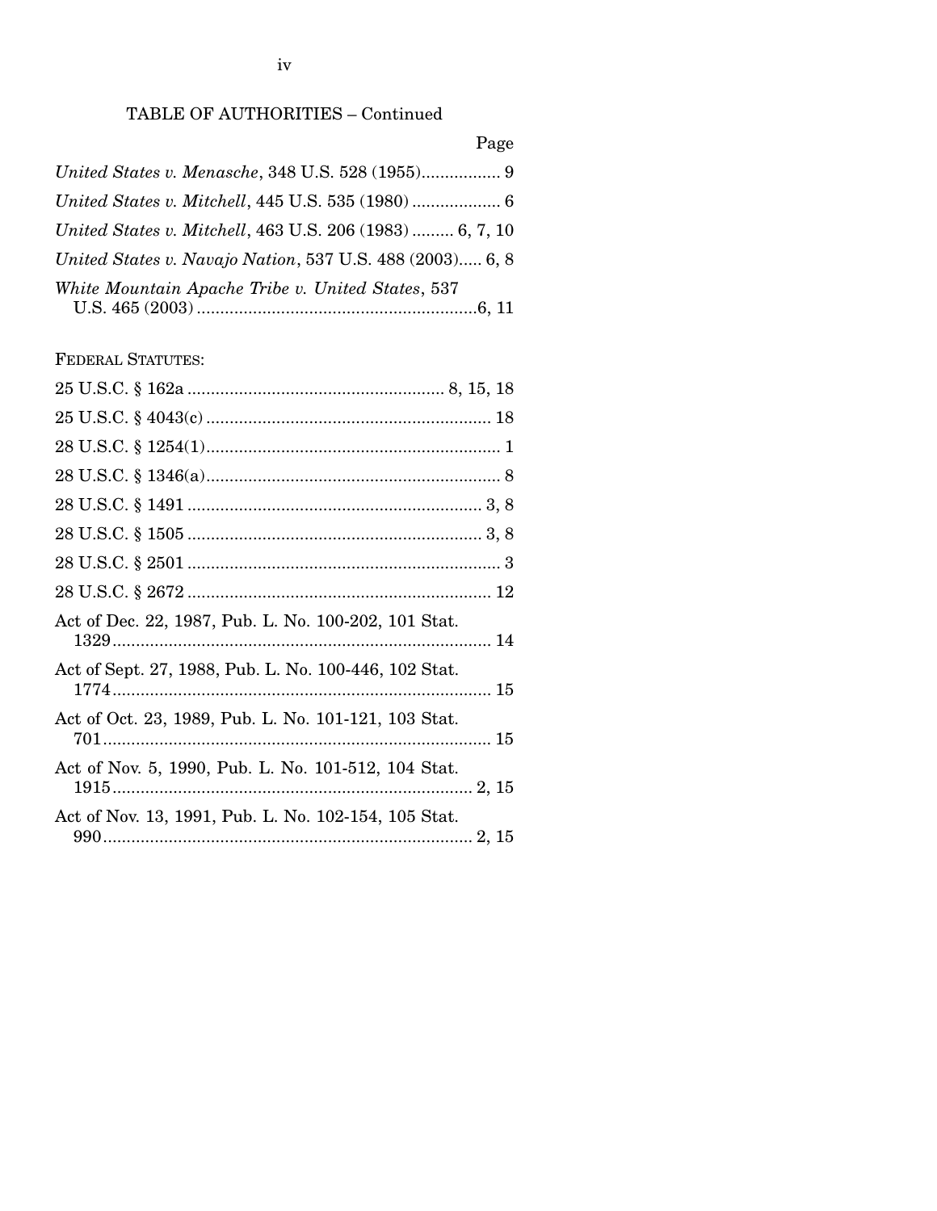TABLE OF AUTHORITIES – Continued

Page

*United States v. Menasche*, 348 U.S. 528 (1955)................. 9

*United States v. Mitchell*, 445 U.S. 535 (1980) ................... 6

*United States v. Mitchell*, 463 U.S. 206 (1983) ......... 6, 7, 10

*United States v. Navajo Nation*, 537 U.S. 488 (2003)..... 6, 8

*White Mountain Apache Tribe v. United States*, 537 U.S. 465 (2003) ............................................................6, 11

FEDERAL STATUTES:

25 U.S.C. § 162a ....................................................... 8, 15, 18

25 U.S.C. § 4043(c) ............................................................. 18

28 U.S.C. § 1254(1)............................................................... 1

28 U.S.C. § 1346(a)............................................................... 8

28 U.S.C. § 1491 ............................................................... 3, 8

28 U.S.C. § 1505 ............................................................... 3, 8

28 U.S.C. § 2501 ................................................................... 3

28 U.S.C. § 2672 ................................................................. 12

Act of Dec. 22, 1987, Pub. L. No. 100-202, 101 Stat. 1329................................................................................. 14

Act of Sept. 27, 1988, Pub. L. No. 100-446, 102 Stat. 1774................................................................................. 15

Act of Oct. 23, 1989, Pub. L. No. 101-121, 103 Stat. 701................................................................................... 15

Act of Nov. 5, 1990, Pub. L. No. 101-512, 104 Stat. 1915............................................................................. 2, 15

Act of Nov. 13, 1991, Pub. L. No. 102-154, 105 Stat. 990............................................................................... 2, 15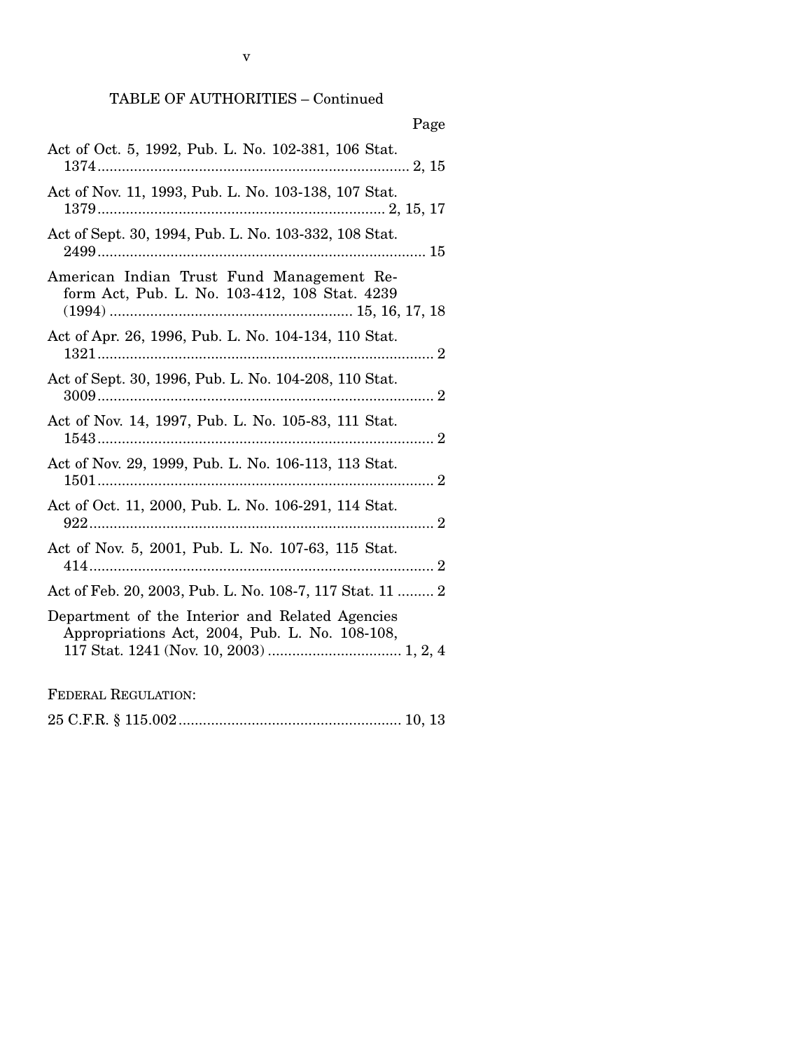TABLE OF AUTHORITIES – Continued

Page

Act of Oct. 5, 1992, Pub. L. No. 102-381, 106 Stat. 1374 ............................................................................ 2, 15

Act of Nov. 11, 1993, Pub. L. No. 103-138, 107 Stat. 1379 ...................................................................... 2, 15, 17

Act of Sept. 30, 1994, Pub. L. No. 103-332, 108 Stat. 2499 ................................................................................ 15

American Indian Trust Fund Management Reform Act, Pub. L. No. 103-412, 108 Stat. 4239 (1994) ........................................................... 15, 16, 17, 18

Act of Apr. 26, 1996, Pub. L. No. 104-134, 110 Stat. 1321 .................................................................................. 2

Act of Sept. 30, 1996, Pub. L. No. 104-208, 110 Stat. 3009 .................................................................................. 2

Act of Nov. 14, 1997, Pub. L. No. 105-83, 111 Stat. 1543 .................................................................................. 2

Act of Nov. 29, 1999, Pub. L. No. 106-113, 113 Stat. 1501 .................................................................................. 2

Act of Oct. 11, 2000, Pub. L. No. 106-291, 114 Stat. 922 .................................................................................... 2

Act of Nov. 5, 2001, Pub. L. No. 107-63, 115 Stat. 414 .................................................................................... 2

Act of Feb. 20, 2003, Pub. L. No. 108-7, 117 Stat. 11 ......... 2

Department of the Interior and Related Agencies Appropriations Act, 2004, Pub. L. No. 108-108, 117 Stat. 1241 (Nov. 10, 2003) ................................ 1, 2, 4

FEDERAL REGULATION:

25 C.F.R. § 115.002 ...................................................... 10, 13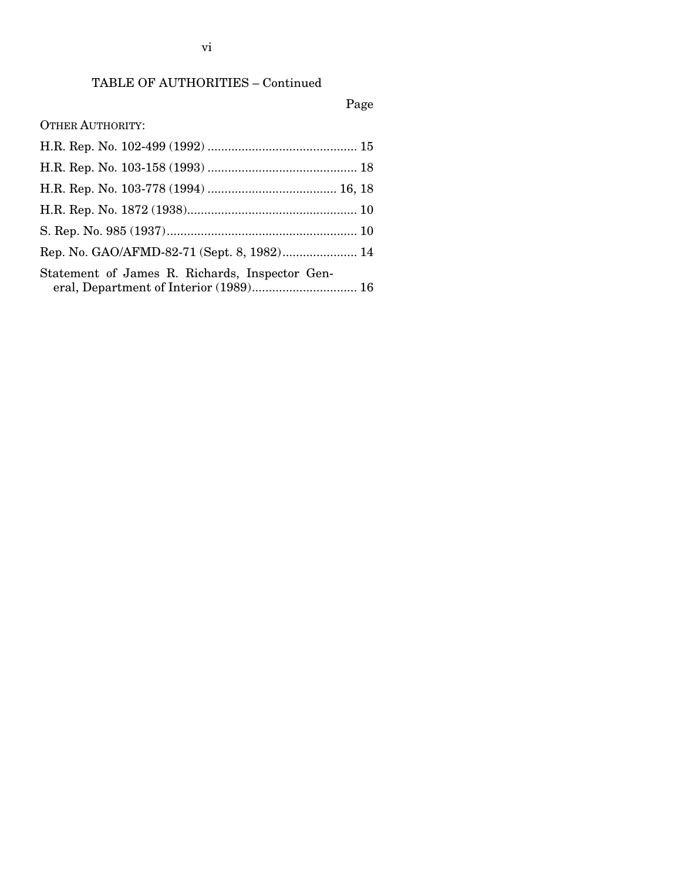## TABLE OF AUTHORITIES – Continued

Page

OTHER AUTHORITY:

H.R. Rep. No. 102-499 (1992) ............................................ 15

H.R. Rep. No. 103-158 (1993) ............................................ 18

H.R. Rep. No. 103-778 (1994) ...................................... 16, 18

H.R. Rep. No. 1872 (1938).................................................. 10

S. Rep. No. 985 (1937)........................................................ 10

Rep. No. GAO/AFMD-82-71 (Sept. 8, 1982)...................... 14

Statement of James R. Richards, Inspector General, Department of Interior (1989)............................... 16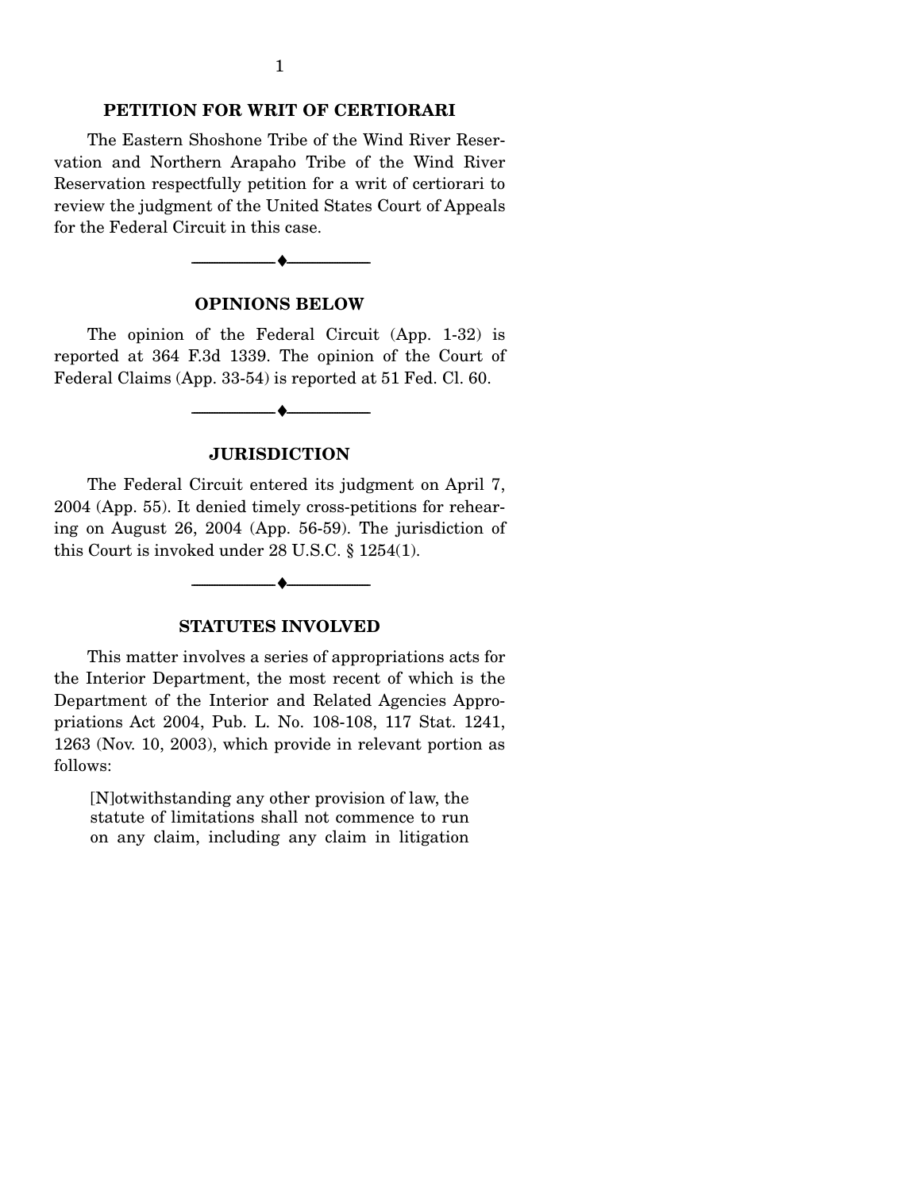## PETITION FOR WRIT OF CERTIORARI

The Eastern Shoshone Tribe of the Wind River Reservation and Northern Arapaho Tribe of the Wind River Reservation respectfully petition for a writ of certiorari to review the judgment of the United States Court of Appeals for the Federal Circuit in this case.

---

## OPINIONS BELOW

The opinion of the Federal Circuit (App. 1-32) is reported at 364 F.3d 1339. The opinion of the Court of Federal Claims (App. 33-54) is reported at 51 Fed. Cl. 60.

---

## JURISDICTION

The Federal Circuit entered its judgment on April 7, 2004 (App. 55). It denied timely cross-petitions for rehearing on August 26, 2004 (App. 56-59). The jurisdiction of this Court is invoked under 28 U.S.C. § 1254(1).

---

## STATUTES INVOLVED

This matter involves a series of appropriations acts for the Interior Department, the most recent of which is the Department of the Interior and Related Agencies Appropriations Act 2004, Pub. L. No. 108-108, 117 Stat. 1241, 1263 (Nov. 10, 2003), which provide in relevant portion as follows:

> [N]otwithstanding any other provision of law, the statute of limitations shall not commence to run on any claim, including any claim in litigation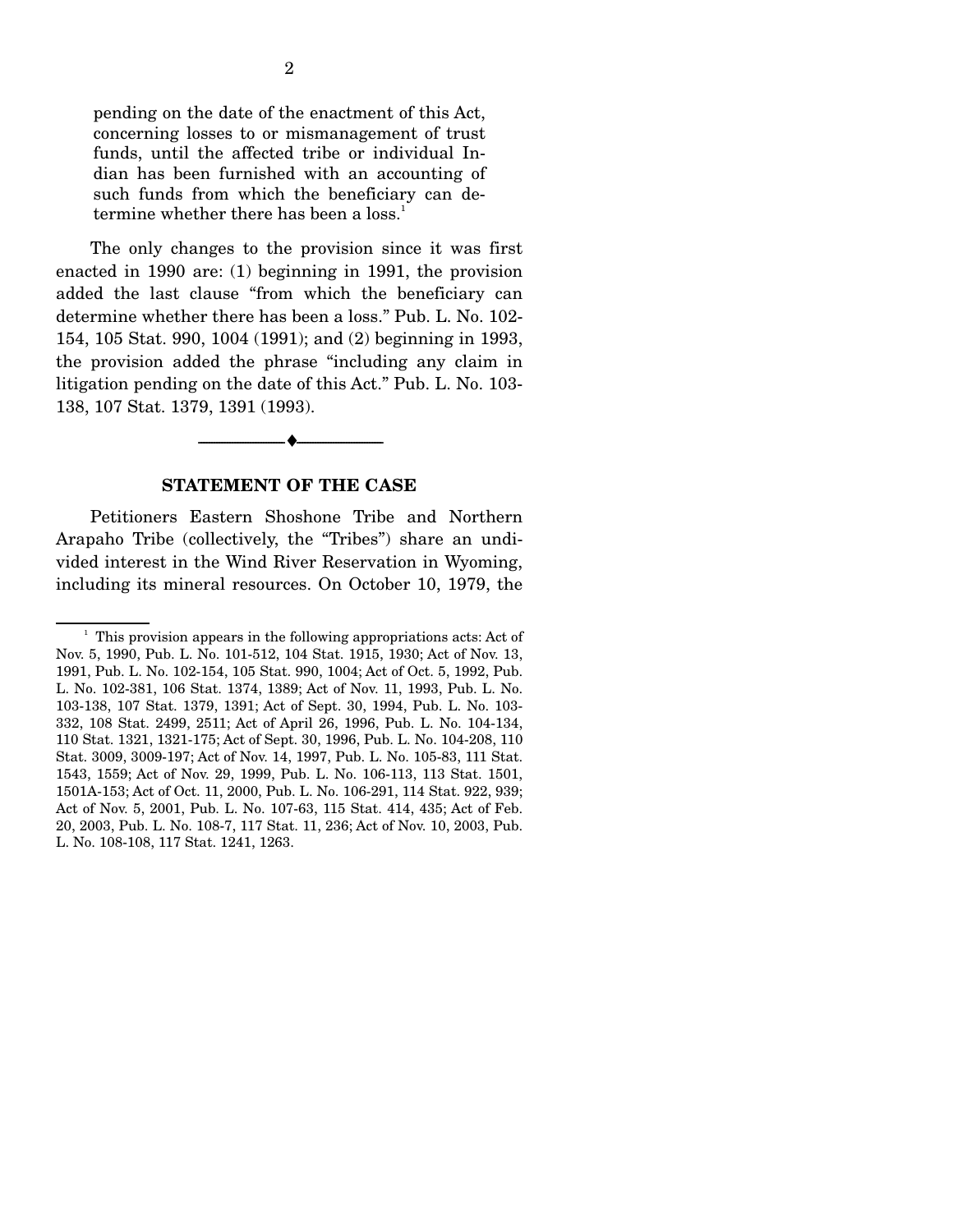> pending on the date of the enactment of this Act, concerning losses to or mismanagement of trust funds, until the affected tribe or individual Indian has been furnished with an accounting of such funds from which the beneficiary can determine whether there has been a loss.[1]

The only changes to the provision since it was first enacted in 1990 are: (1) beginning in 1991, the provision added the last clause "from which the beneficiary can determine whether there has been a loss." Pub. L. No. 102-154, 105 Stat. 990, 1004 (1991); and (2) beginning in 1993, the provision added the phrase "including any claim in litigation pending on the date of this Act." Pub. L. No. 103-138, 107 Stat. 1379, 1391 (1993).

---

## STATEMENT OF THE CASE

Petitioners Eastern Shoshone Tribe and Northern Arapaho Tribe (collectively, the "Tribes") share an undivided interest in the Wind River Reservation in Wyoming, including its mineral resources. On October 10, 1979, the

---

[1] This provision appears in the following appropriations acts: Act of Nov. 5, 1990, Pub. L. No. 101-512, 104 Stat. 1915, 1930; Act of Nov. 13, 1991, Pub. L. No. 102-154, 105 Stat. 990, 1004; Act of Oct. 5, 1992, Pub. L. No. 102-381, 106 Stat. 1374, 1389; Act of Nov. 11, 1993, Pub. L. No. 103-138, 107 Stat. 1379, 1391; Act of Sept. 30, 1994, Pub. L. No. 103-332, 108 Stat. 2499, 2511; Act of April 26, 1996, Pub. L. No. 104-134, 110 Stat. 1321, 1321-175; Act of Sept. 30, 1996, Pub. L. No. 104-208, 110 Stat. 3009, 3009-197; Act of Nov. 14, 1997, Pub. L. No. 105-83, 111 Stat. 1543, 1559; Act of Nov. 29, 1999, Pub. L. No. 106-113, 113 Stat. 1501, 1501A-153; Act of Oct. 11, 2000, Pub. L. No. 106-291, 114 Stat. 922, 939; Act of Nov. 5, 2001, Pub. L. No. 107-63, 115 Stat. 414, 435; Act of Feb. 20, 2003, Pub. L. No. 108-7, 117 Stat. 11, 236; Act of Nov. 10, 2003, Pub. L. No. 108-108, 117 Stat. 1241, 1263.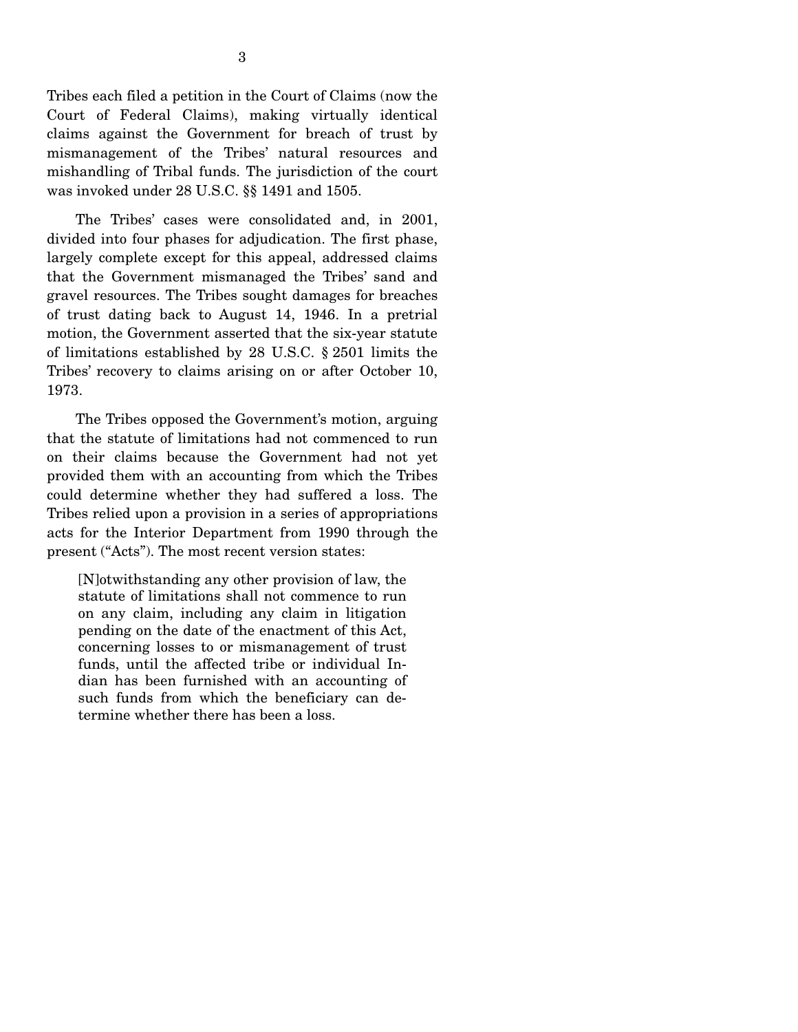Tribes each filed a petition in the Court of Claims (now the Court of Federal Claims), making virtually identical claims against the Government for breach of trust by mismanagement of the Tribes' natural resources and mishandling of Tribal funds. The jurisdiction of the court was invoked under 28 U.S.C. §§ 1491 and 1505.

The Tribes' cases were consolidated and, in 2001, divided into four phases for adjudication. The first phase, largely complete except for this appeal, addressed claims that the Government mismanaged the Tribes' sand and gravel resources. The Tribes sought damages for breaches of trust dating back to August 14, 1946. In a pretrial motion, the Government asserted that the six-year statute of limitations established by 28 U.S.C. § 2501 limits the Tribes' recovery to claims arising on or after October 10, 1973.

The Tribes opposed the Government's motion, arguing that the statute of limitations had not commenced to run on their claims because the Government had not yet provided them with an accounting from which the Tribes could determine whether they had suffered a loss. The Tribes relied upon a provision in a series of appropriations acts for the Interior Department from 1990 through the present ("Acts"). The most recent version states:

> [N]otwithstanding any other provision of law, the statute of limitations shall not commence to run on any claim, including any claim in litigation pending on the date of the enactment of this Act, concerning losses to or mismanagement of trust funds, until the affected tribe or individual Indian has been furnished with an accounting of such funds from which the beneficiary can determine whether there has been a loss.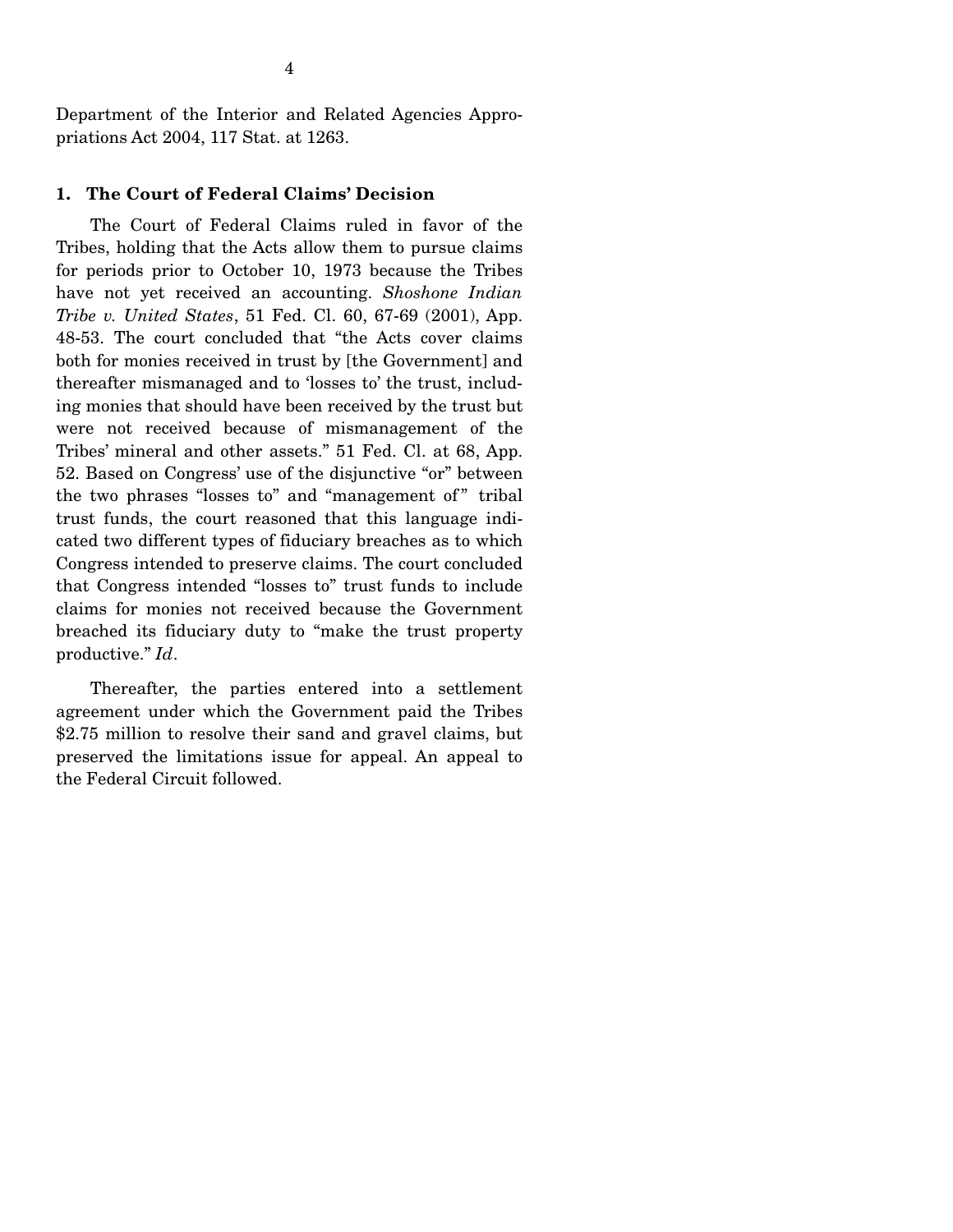Department of the Interior and Related Agencies Appropriations Act 2004, 117 Stat. at 1263.

### 1. The Court of Federal Claims' Decision

The Court of Federal Claims ruled in favor of the Tribes, holding that the Acts allow them to pursue claims for periods prior to October 10, 1973 because the Tribes have not yet received an accounting. *Shoshone Indian Tribe v. United States*, 51 Fed. Cl. 60, 67-69 (2001), App. 48-53. The court concluded that "the Acts cover claims both for monies received in trust by [the Government] and thereafter mismanaged and to 'losses to' the trust, including monies that should have been received by the trust but were not received because of mismanagement of the Tribes' mineral and other assets." 51 Fed. Cl. at 68, App. 52. Based on Congress' use of the disjunctive "or" between the two phrases "losses to" and "management of" tribal trust funds, the court reasoned that this language indicated two different types of fiduciary breaches as to which Congress intended to preserve claims. The court concluded that Congress intended "losses to" trust funds to include claims for monies not received because the Government breached its fiduciary duty to "make the trust property productive." *Id*.

Thereafter, the parties entered into a settlement agreement under which the Government paid the Tribes $2.75 million to resolve their sand and gravel claims, but preserved the limitations issue for appeal. An appeal to the Federal Circuit followed.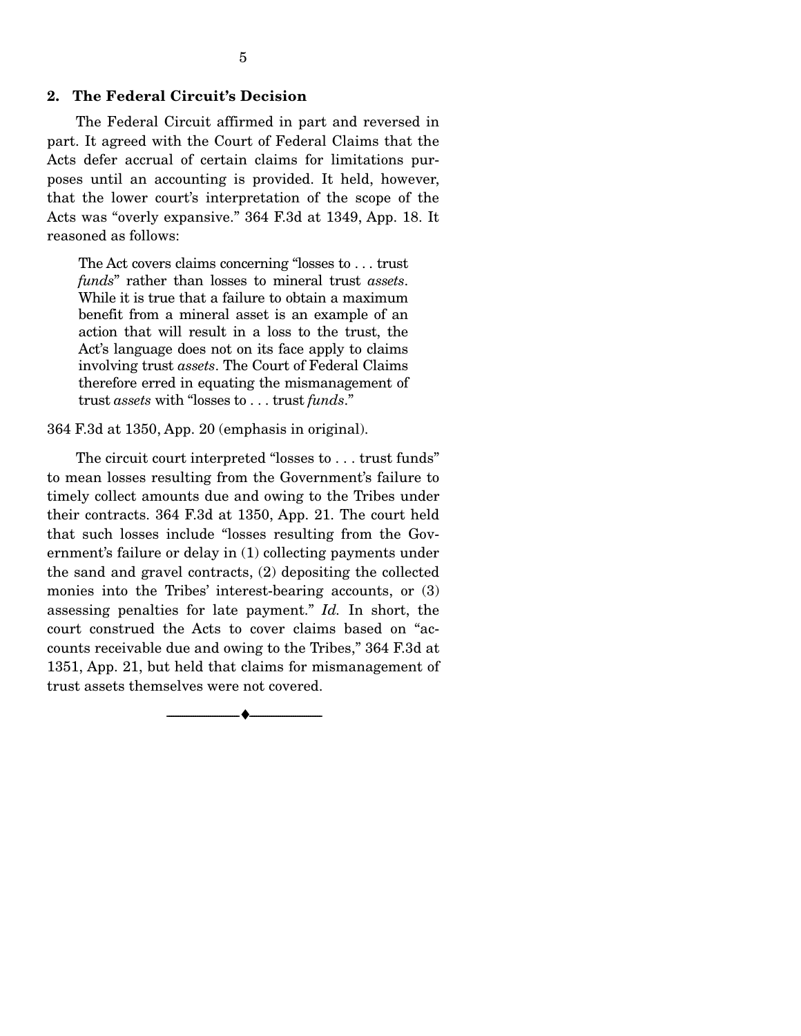## 2. The Federal Circuit's Decision

The Federal Circuit affirmed in part and reversed in part. It agreed with the Court of Federal Claims that the Acts defer accrual of certain claims for limitations purposes until an accounting is provided. It held, however, that the lower court's interpretation of the scope of the Acts was "overly expansive." 364 F.3d at 1349, App. 18. It reasoned as follows:

> The Act covers claims concerning "losses to . . . trust *funds*" rather than losses to mineral trust *assets*. While it is true that a failure to obtain a maximum benefit from a mineral asset is an example of an action that will result in a loss to the trust, the Act's language does not on its face apply to claims involving trust *assets*. The Court of Federal Claims therefore erred in equating the mismanagement of trust *assets* with "losses to . . . trust *funds*."

364 F.3d at 1350, App. 20 (emphasis in original).

The circuit court interpreted "losses to . . . trust funds" to mean losses resulting from the Government's failure to timely collect amounts due and owing to the Tribes under their contracts. 364 F.3d at 1350, App. 21. The court held that such losses include "losses resulting from the Government's failure or delay in (1) collecting payments under the sand and gravel contracts, (2) depositing the collected monies into the Tribes' interest-bearing accounts, or (3) assessing penalties for late payment." *Id.* In short, the court construed the Acts to cover claims based on "accounts receivable due and owing to the Tribes," 364 F.3d at 1351, App. 21, but held that claims for mismanagement of trust assets themselves were not covered.

---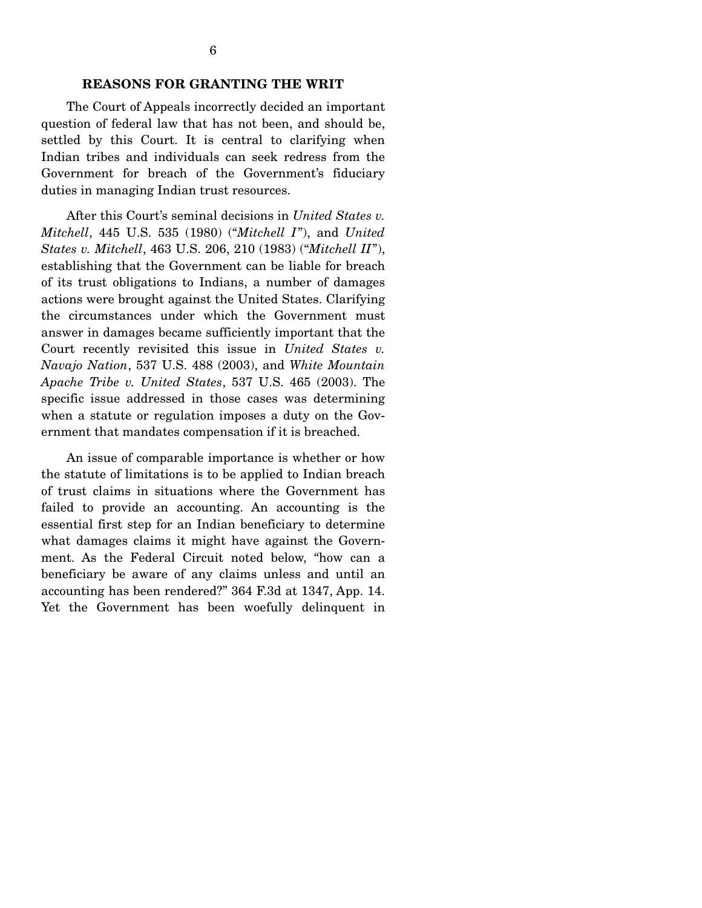## REASONS FOR GRANTING THE WRIT

The Court of Appeals incorrectly decided an important question of federal law that has not been, and should be, settled by this Court. It is central to clarifying when Indian tribes and individuals can seek redress from the Government for breach of the Government's fiduciary duties in managing Indian trust resources.

After this Court's seminal decisions in *United States v. Mitchell*, 445 U.S. 535 (1980) ("*Mitchell I*"), and *United States v. Mitchell*, 463 U.S. 206, 210 (1983) ("*Mitchell II*"), establishing that the Government can be liable for breach of its trust obligations to Indians, a number of damages actions were brought against the United States. Clarifying the circumstances under which the Government must answer in damages became sufficiently important that the Court recently revisited this issue in *United States v. Navajo Nation*, 537 U.S. 488 (2003), and *White Mountain Apache Tribe v. United States*, 537 U.S. 465 (2003). The specific issue addressed in those cases was determining when a statute or regulation imposes a duty on the Government that mandates compensation if it is breached.

An issue of comparable importance is whether or how the statute of limitations is to be applied to Indian breach of trust claims in situations where the Government has failed to provide an accounting. An accounting is the essential first step for an Indian beneficiary to determine what damages claims it might have against the Government. As the Federal Circuit noted below, "how can a beneficiary be aware of any claims unless and until an accounting has been rendered?" 364 F.3d at 1347, App. 14. Yet the Government has been woefully delinquent in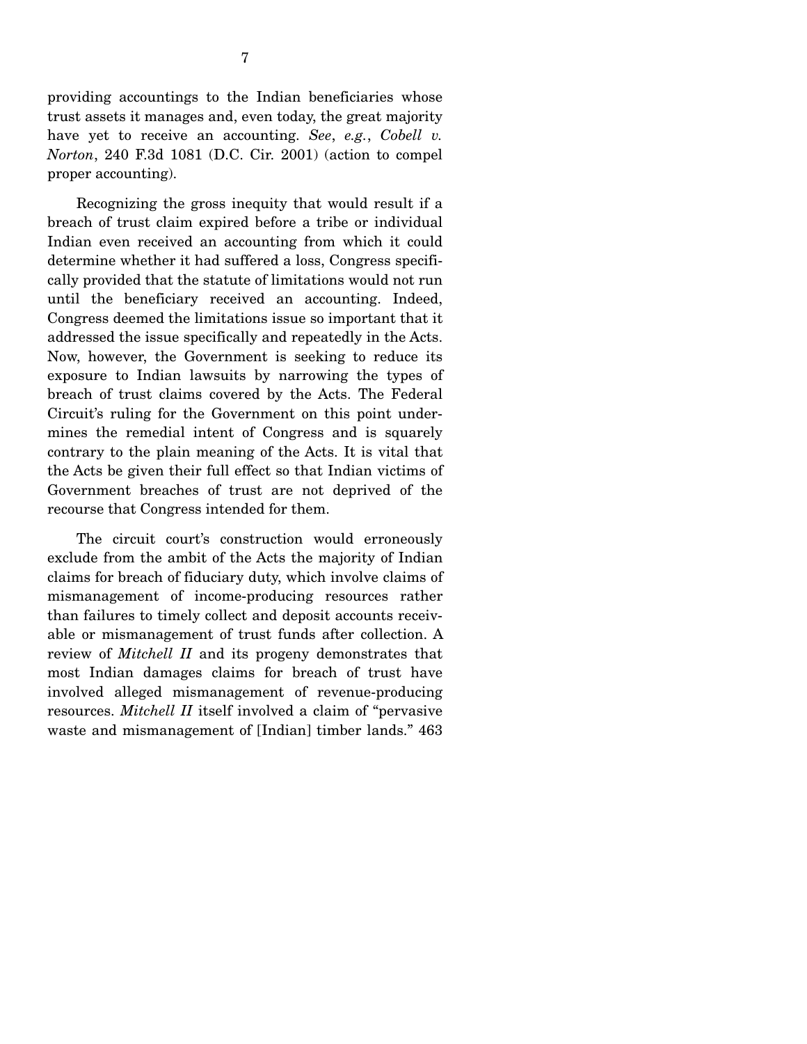providing accountings to the Indian beneficiaries whose trust assets it manages and, even today, the great majority have yet to receive an accounting. *See*, *e.g.*, *Cobell v. Norton*, 240 F.3d 1081 (D.C. Cir. 2001) (action to compel proper accounting).

Recognizing the gross inequity that would result if a breach of trust claim expired before a tribe or individual Indian even received an accounting from which it could determine whether it had suffered a loss, Congress specifically provided that the statute of limitations would not run until the beneficiary received an accounting. Indeed, Congress deemed the limitations issue so important that it addressed the issue specifically and repeatedly in the Acts. Now, however, the Government is seeking to reduce its exposure to Indian lawsuits by narrowing the types of breach of trust claims covered by the Acts. The Federal Circuit's ruling for the Government on this point undermines the remedial intent of Congress and is squarely contrary to the plain meaning of the Acts. It is vital that the Acts be given their full effect so that Indian victims of Government breaches of trust are not deprived of the recourse that Congress intended for them.

The circuit court's construction would erroneously exclude from the ambit of the Acts the majority of Indian claims for breach of fiduciary duty, which involve claims of mismanagement of income-producing resources rather than failures to timely collect and deposit accounts receivable or mismanagement of trust funds after collection. A review of *Mitchell II* and its progeny demonstrates that most Indian damages claims for breach of trust have involved alleged mismanagement of revenue-producing resources. *Mitchell II* itself involved a claim of "pervasive waste and mismanagement of [Indian] timber lands." 463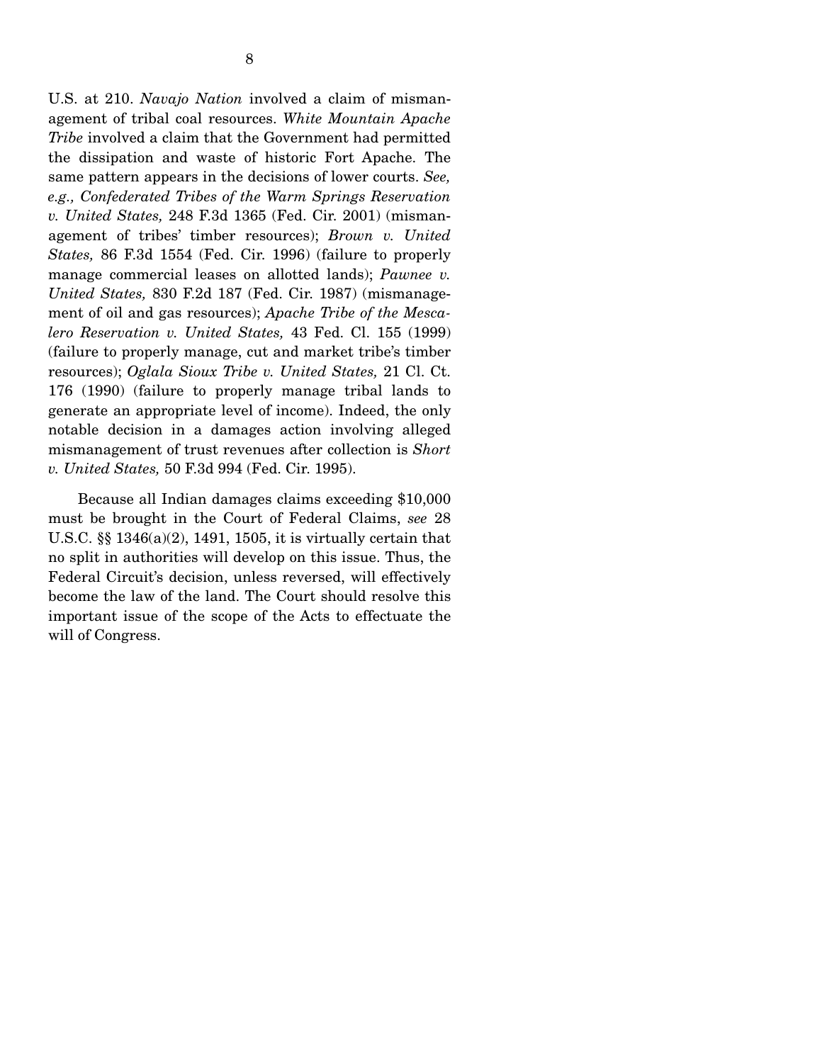U.S. at 210. *Navajo Nation* involved a claim of mismanagement of tribal coal resources. *White Mountain Apache Tribe* involved a claim that the Government had permitted the dissipation and waste of historic Fort Apache. The same pattern appears in the decisions of lower courts. *See, e.g., Confederated Tribes of the Warm Springs Reservation v. United States,* 248 F.3d 1365 (Fed. Cir. 2001) (mismanagement of tribes' timber resources); *Brown v. United States,* 86 F.3d 1554 (Fed. Cir. 1996) (failure to properly manage commercial leases on allotted lands); *Pawnee v. United States,* 830 F.2d 187 (Fed. Cir. 1987) (mismanagement of oil and gas resources); *Apache Tribe of the Mescalero Reservation v. United States,* 43 Fed. Cl. 155 (1999) (failure to properly manage, cut and market tribe's timber resources); *Oglala Sioux Tribe v. United States,* 21 Cl. Ct. 176 (1990) (failure to properly manage tribal lands to generate an appropriate level of income). Indeed, the only notable decision in a damages action involving alleged mismanagement of trust revenues after collection is *Short v. United States,* 50 F.3d 994 (Fed. Cir. 1995).

Because all Indian damages claims exceeding $10,000 must be brought in the Court of Federal Claims, *see* 28 U.S.C. §§ 1346(a)(2), 1491, 1505, it is virtually certain that no split in authorities will develop on this issue. Thus, the Federal Circuit's decision, unless reversed, will effectively become the law of the land. The Court should resolve this important issue of the scope of the Acts to effectuate the will of Congress.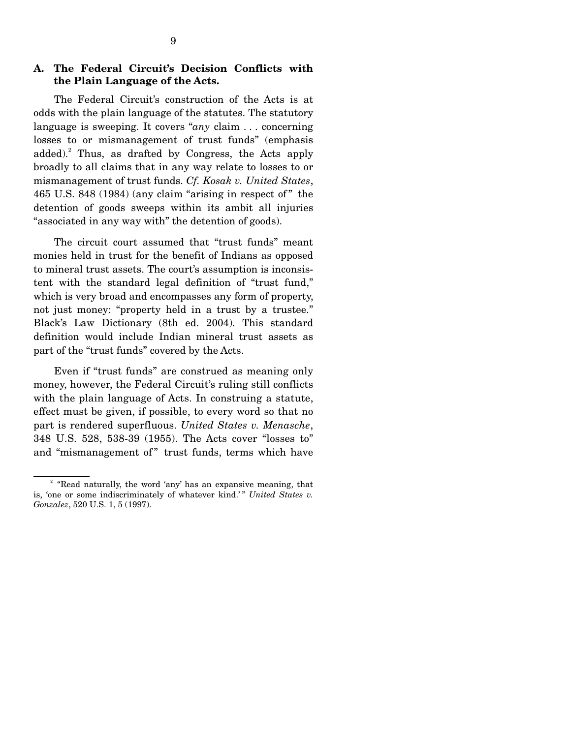### A. The Federal Circuit's Decision Conflicts with the Plain Language of the Acts.

The Federal Circuit's construction of the Acts is at odds with the plain language of the statutes. The statutory language is sweeping. It covers "*any* claim . . . concerning losses to or mismanagement of trust funds" (emphasis added).[2] Thus, as drafted by Congress, the Acts apply broadly to all claims that in any way relate to losses to or mismanagement of trust funds. *Cf. Kosak v. United States*, 465 U.S. 848 (1984) (any claim "arising in respect of" the detention of goods sweeps within its ambit all injuries "associated in any way with" the detention of goods).

The circuit court assumed that "trust funds" meant monies held in trust for the benefit of Indians as opposed to mineral trust assets. The court's assumption is inconsistent with the standard legal definition of "trust fund," which is very broad and encompasses any form of property, not just money: "property held in a trust by a trustee." Black's Law Dictionary (8th ed. 2004). This standard definition would include Indian mineral trust assets as part of the "trust funds" covered by the Acts.

Even if "trust funds" are construed as meaning only money, however, the Federal Circuit's ruling still conflicts with the plain language of Acts. In construing a statute, effect must be given, if possible, to every word so that no part is rendered superfluous. *United States v. Menasche*, 348 U.S. 528, 538-39 (1955). The Acts cover "losses to" and "mismanagement of" trust funds, terms which have

---

[2] "Read naturally, the word 'any' has an expansive meaning, that is, 'one or some indiscriminately of whatever kind.'" *United States v. Gonzalez*, 520 U.S. 1, 5 (1997).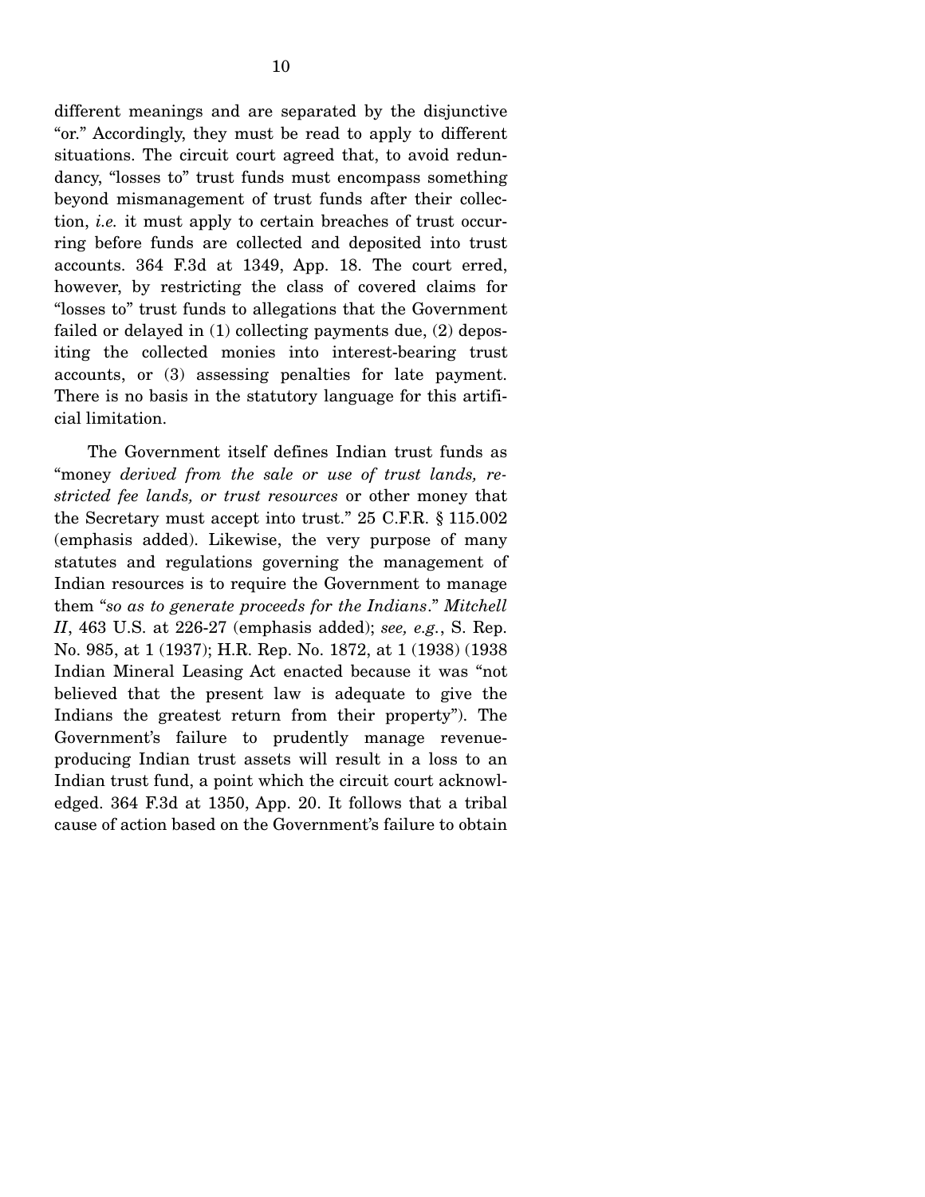different meanings and are separated by the disjunctive "or." Accordingly, they must be read to apply to different situations. The circuit court agreed that, to avoid redundancy, "losses to" trust funds must encompass something beyond mismanagement of trust funds after their collection, *i.e.* it must apply to certain breaches of trust occurring before funds are collected and deposited into trust accounts. 364 F.3d at 1349, App. 18. The court erred, however, by restricting the class of covered claims for "losses to" trust funds to allegations that the Government failed or delayed in (1) collecting payments due, (2) depositing the collected monies into interest-bearing trust accounts, or (3) assessing penalties for late payment. There is no basis in the statutory language for this artificial limitation.

The Government itself defines Indian trust funds as "money *derived from the sale or use of trust lands, restricted fee lands, or trust resources* or other money that the Secretary must accept into trust." 25 C.F.R. § 115.002 (emphasis added). Likewise, the very purpose of many statutes and regulations governing the management of Indian resources is to require the Government to manage them "*so as to generate proceeds for the Indians*." *Mitchell II*, 463 U.S. at 226-27 (emphasis added); *see, e.g.*, S. Rep. No. 985, at 1 (1937); H.R. Rep. No. 1872, at 1 (1938) (1938 Indian Mineral Leasing Act enacted because it was "not believed that the present law is adequate to give the Indians the greatest return from their property"). The Government's failure to prudently manage revenue-producing Indian trust assets will result in a loss to an Indian trust fund, a point which the circuit court acknowledged. 364 F.3d at 1350, App. 20. It follows that a tribal cause of action based on the Government's failure to obtain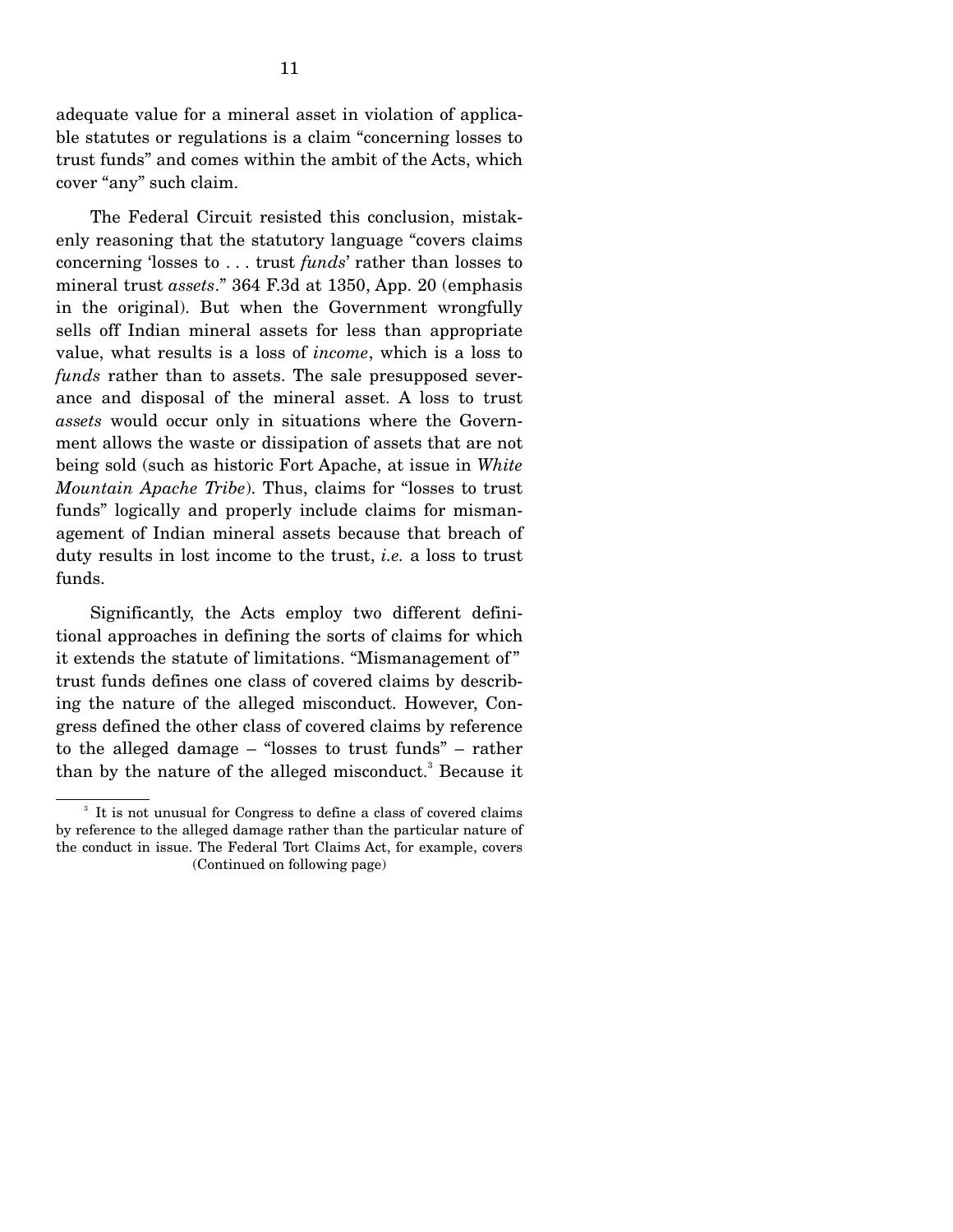adequate value for a mineral asset in violation of applicable statutes or regulations is a claim "concerning losses to trust funds" and comes within the ambit of the Acts, which cover "any" such claim.

The Federal Circuit resisted this conclusion, mistakenly reasoning that the statutory language "covers claims concerning 'losses to . . . trust *funds*' rather than losses to mineral trust *assets*." 364 F.3d at 1350, App. 20 (emphasis in the original). But when the Government wrongfully sells off Indian mineral assets for less than appropriate value, what results is a loss of *income*, which is a loss to *funds* rather than to assets. The sale presupposed severance and disposal of the mineral asset. A loss to trust *assets* would occur only in situations where the Government allows the waste or dissipation of assets that are not being sold (such as historic Fort Apache, at issue in *White Mountain Apache Tribe*). Thus, claims for "losses to trust funds" logically and properly include claims for mismanagement of Indian mineral assets because that breach of duty results in lost income to the trust, *i.e.* a loss to trust funds.

Significantly, the Acts employ two different definitional approaches in defining the sorts of claims for which it extends the statute of limitations. "Mismanagement of" trust funds defines one class of covered claims by describing the nature of the alleged misconduct. However, Congress defined the other class of covered claims by reference to the alleged damage – "losses to trust funds" – rather than by the nature of the alleged misconduct.[3] Because it

[3] It is not unusual for Congress to define a class of covered claims by reference to the alleged damage rather than the particular nature of the conduct in issue. The Federal Tort Claims Act, for example, covers (Continued on following page)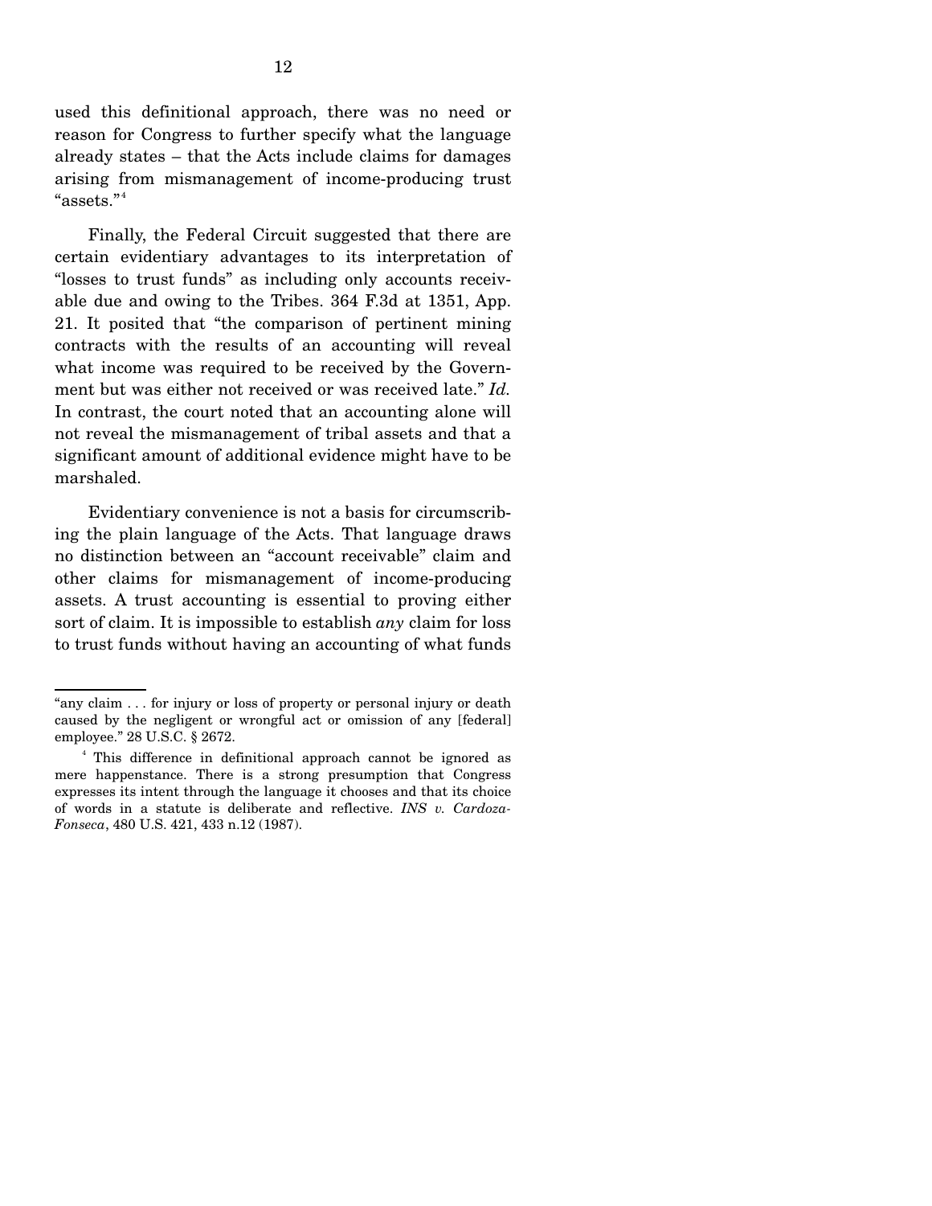used this definitional approach, there was no need or reason for Congress to further specify what the language already states – that the Acts include claims for damages arising from mismanagement of income-producing trust "assets."[4]

Finally, the Federal Circuit suggested that there are certain evidentiary advantages to its interpretation of "losses to trust funds" as including only accounts receivable due and owing to the Tribes. 364 F.3d at 1351, App. 21. It posited that "the comparison of pertinent mining contracts with the results of an accounting will reveal what income was required to be received by the Government but was either not received or was received late." *Id.* In contrast, the court noted that an accounting alone will not reveal the mismanagement of tribal assets and that a significant amount of additional evidence might have to be marshaled.

Evidentiary convenience is not a basis for circumscribing the plain language of the Acts. That language draws no distinction between an "account receivable" claim and other claims for mismanagement of income-producing assets. A trust accounting is essential to proving either sort of claim. It is impossible to establish *any* claim for loss to trust funds without having an accounting of what funds

---

"any claim . . . for injury or loss of property or personal injury or death caused by the negligent or wrongful act or omission of any [federal] employee." 28 U.S.C. § 2672.

[4] This difference in definitional approach cannot be ignored as mere happenstance. There is a strong presumption that Congress expresses its intent through the language it chooses and that its choice of words in a statute is deliberate and reflective. *INS v. Cardoza-Fonseca*, 480 U.S. 421, 433 n.12 (1987).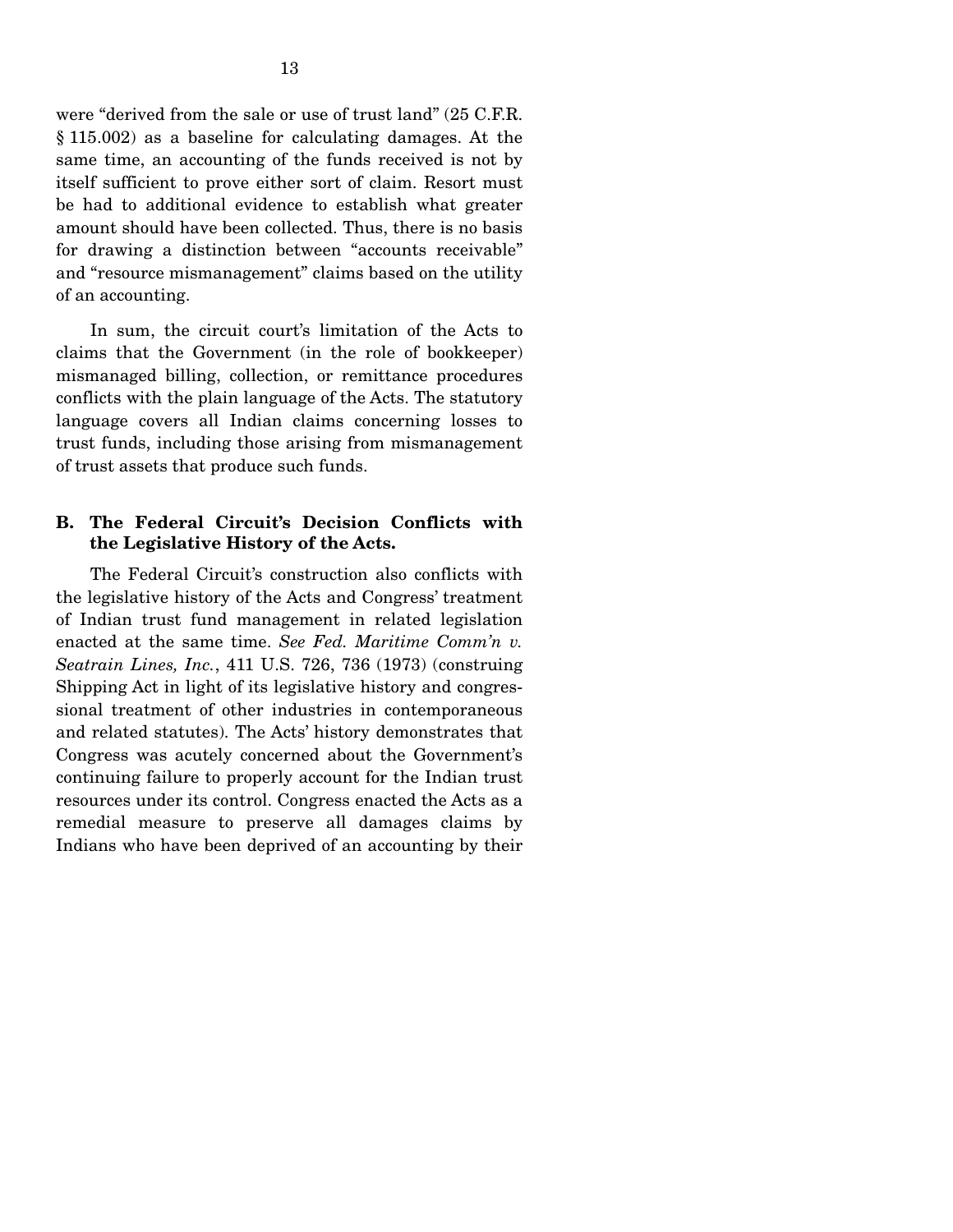were "derived from the sale or use of trust land" (25 C.F.R. § 115.002) as a baseline for calculating damages. At the same time, an accounting of the funds received is not by itself sufficient to prove either sort of claim. Resort must be had to additional evidence to establish what greater amount should have been collected. Thus, there is no basis for drawing a distinction between "accounts receivable" and "resource mismanagement" claims based on the utility of an accounting.

In sum, the circuit court's limitation of the Acts to claims that the Government (in the role of bookkeeper) mismanaged billing, collection, or remittance procedures conflicts with the plain language of the Acts. The statutory language covers all Indian claims concerning losses to trust funds, including those arising from mismanagement of trust assets that produce such funds.

### B. The Federal Circuit's Decision Conflicts with the Legislative History of the Acts.

The Federal Circuit's construction also conflicts with the legislative history of the Acts and Congress' treatment of Indian trust fund management in related legislation enacted at the same time. *See Fed. Maritime Comm'n v. Seatrain Lines, Inc.*, 411 U.S. 726, 736 (1973) (construing Shipping Act in light of its legislative history and congressional treatment of other industries in contemporaneous and related statutes). The Acts' history demonstrates that Congress was acutely concerned about the Government's continuing failure to properly account for the Indian trust resources under its control. Congress enacted the Acts as a remedial measure to preserve all damages claims by Indians who have been deprived of an accounting by their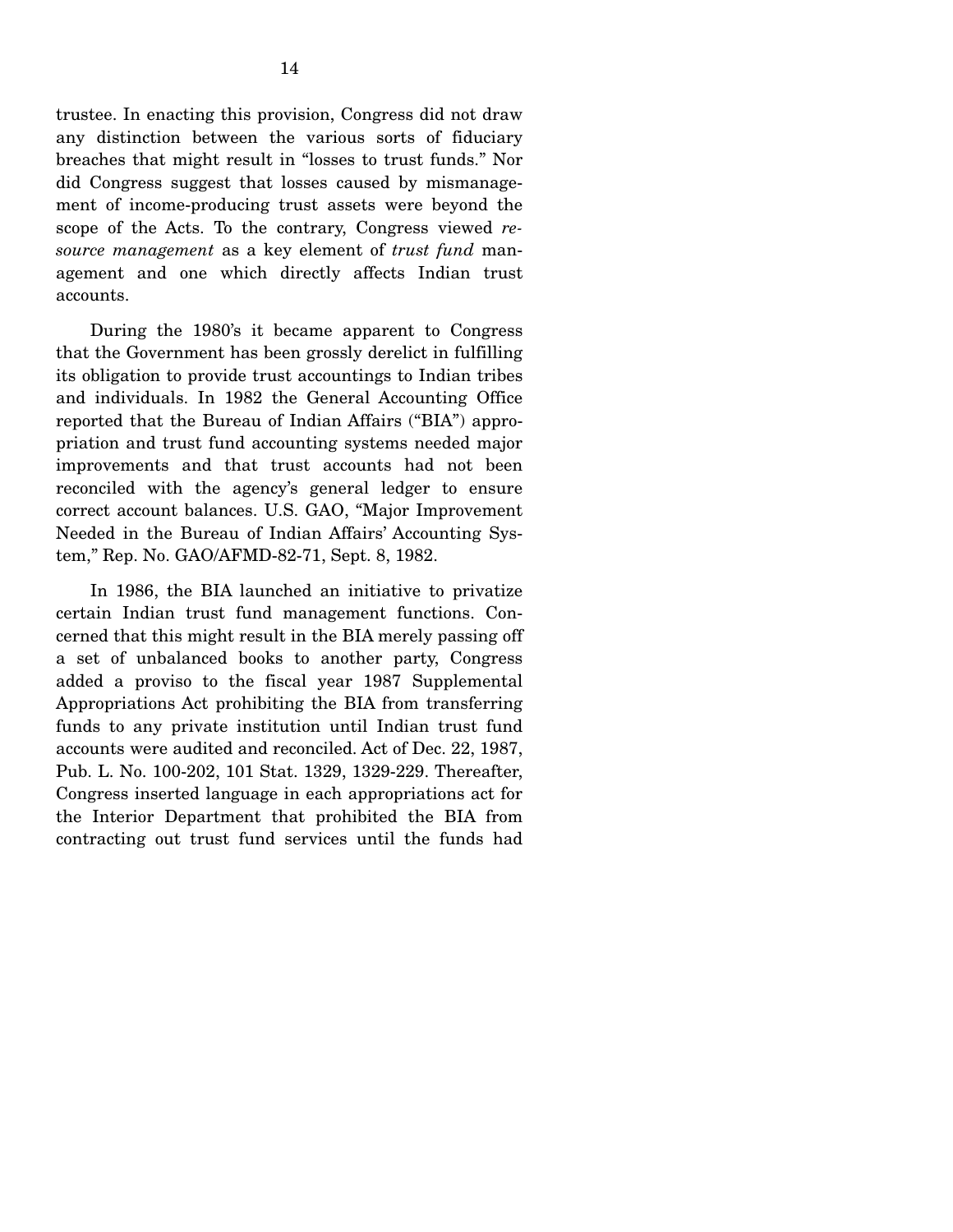trustee. In enacting this provision, Congress did not draw any distinction between the various sorts of fiduciary breaches that might result in "losses to trust funds." Nor did Congress suggest that losses caused by mismanagement of income-producing trust assets were beyond the scope of the Acts. To the contrary, Congress viewed *resource management* as a key element of *trust fund* management and one which directly affects Indian trust accounts.

During the 1980's it became apparent to Congress that the Government has been grossly derelict in fulfilling its obligation to provide trust accountings to Indian tribes and individuals. In 1982 the General Accounting Office reported that the Bureau of Indian Affairs ("BIA") appropriation and trust fund accounting systems needed major improvements and that trust accounts had not been reconciled with the agency's general ledger to ensure correct account balances. U.S. GAO, "Major Improvement Needed in the Bureau of Indian Affairs' Accounting System," Rep. No. GAO/AFMD-82-71, Sept. 8, 1982.

In 1986, the BIA launched an initiative to privatize certain Indian trust fund management functions. Concerned that this might result in the BIA merely passing off a set of unbalanced books to another party, Congress added a proviso to the fiscal year 1987 Supplemental Appropriations Act prohibiting the BIA from transferring funds to any private institution until Indian trust fund accounts were audited and reconciled. Act of Dec. 22, 1987, Pub. L. No. 100-202, 101 Stat. 1329, 1329-229. Thereafter, Congress inserted language in each appropriations act for the Interior Department that prohibited the BIA from contracting out trust fund services until the funds had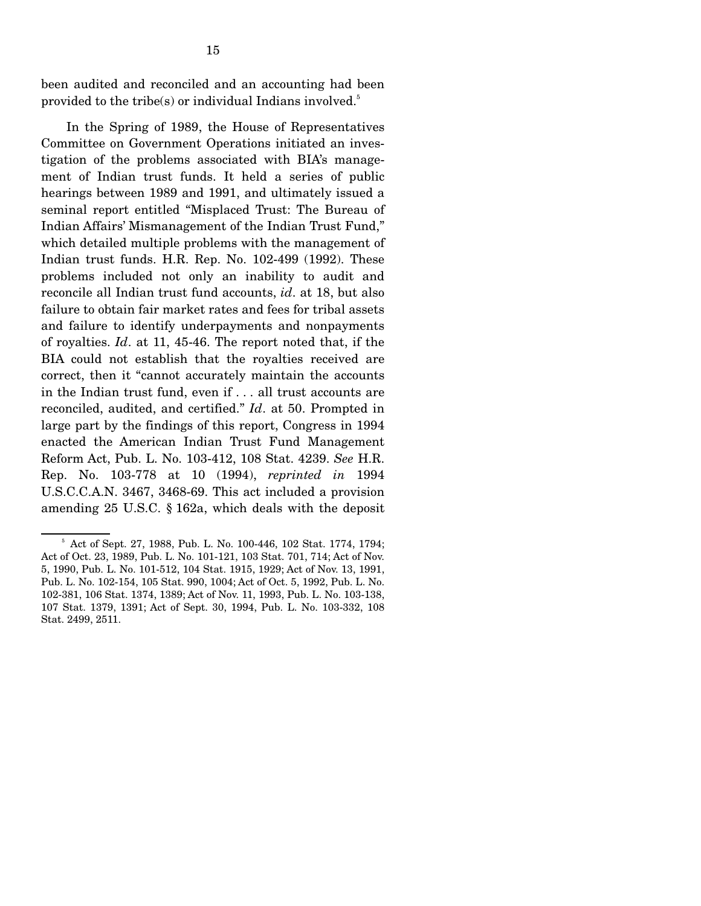been audited and reconciled and an accounting had been provided to the tribe(s) or individual Indians involved.[5]

In the Spring of 1989, the House of Representatives Committee on Government Operations initiated an investigation of the problems associated with BIA's management of Indian trust funds. It held a series of public hearings between 1989 and 1991, and ultimately issued a seminal report entitled "Misplaced Trust: The Bureau of Indian Affairs' Mismanagement of the Indian Trust Fund," which detailed multiple problems with the management of Indian trust funds. H.R. Rep. No. 102-499 (1992). These problems included not only an inability to audit and reconcile all Indian trust fund accounts, *id*. at 18, but also failure to obtain fair market rates and fees for tribal assets and failure to identify underpayments and nonpayments of royalties. *Id*. at 11, 45-46. The report noted that, if the BIA could not establish that the royalties received are correct, then it "cannot accurately maintain the accounts in the Indian trust fund, even if . . . all trust accounts are reconciled, audited, and certified." *Id*. at 50. Prompted in large part by the findings of this report, Congress in 1994 enacted the American Indian Trust Fund Management Reform Act, Pub. L. No. 103-412, 108 Stat. 4239. *See* H.R. Rep. No. 103-778 at 10 (1994), *reprinted in* 1994 U.S.C.C.A.N. 3467, 3468-69. This act included a provision amending 25 U.S.C. § 162a, which deals with the deposit

[5] Act of Sept. 27, 1988, Pub. L. No. 100-446, 102 Stat. 1774, 1794; Act of Oct. 23, 1989, Pub. L. No. 101-121, 103 Stat. 701, 714; Act of Nov. 5, 1990, Pub. L. No. 101-512, 104 Stat. 1915, 1929; Act of Nov. 13, 1991, Pub. L. No. 102-154, 105 Stat. 990, 1004; Act of Oct. 5, 1992, Pub. L. No. 102-381, 106 Stat. 1374, 1389; Act of Nov. 11, 1993, Pub. L. No. 103-138, 107 Stat. 1379, 1391; Act of Sept. 30, 1994, Pub. L. No. 103-332, 108 Stat. 2499, 2511.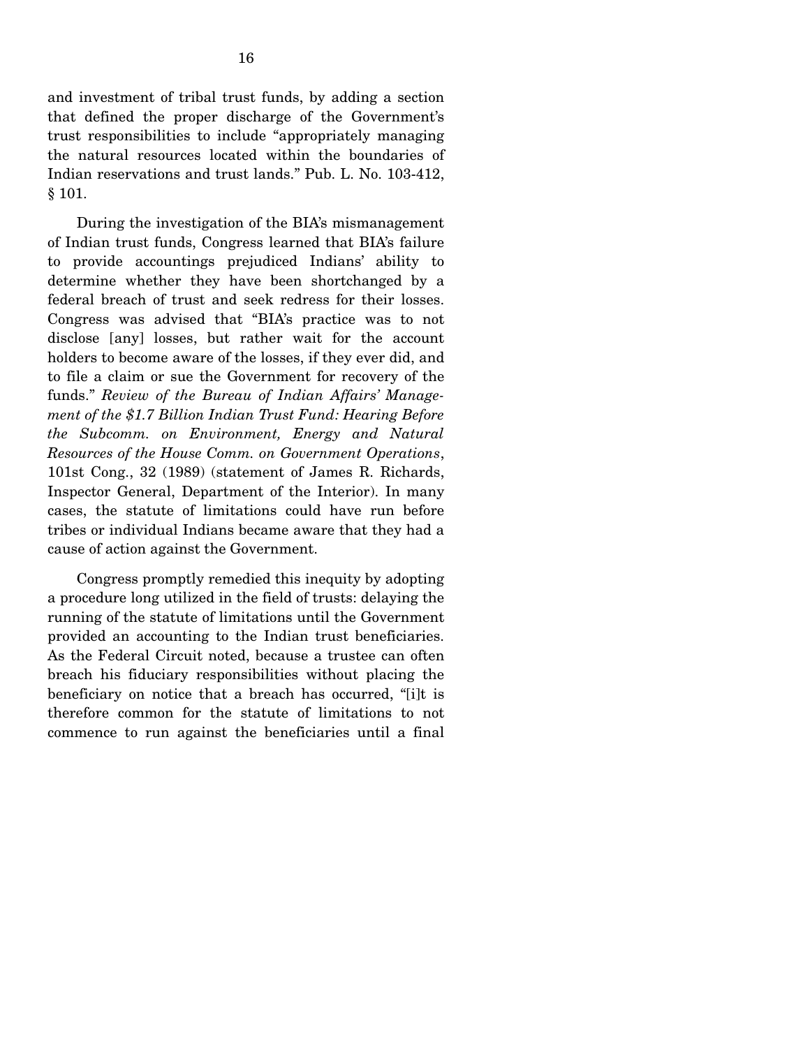and investment of tribal trust funds, by adding a section that defined the proper discharge of the Government's trust responsibilities to include "appropriately managing the natural resources located within the boundaries of Indian reservations and trust lands." Pub. L. No. 103-412, § 101.

During the investigation of the BIA's mismanagement of Indian trust funds, Congress learned that BIA's failure to provide accountings prejudiced Indians' ability to determine whether they have been shortchanged by a federal breach of trust and seek redress for their losses. Congress was advised that "BIA's practice was to not disclose [any] losses, but rather wait for the account holders to become aware of the losses, if they ever did, and to file a claim or sue the Government for recovery of the funds." *Review of the Bureau of Indian Affairs' Management of the $1.7 Billion Indian Trust Fund: Hearing Before the Subcomm. on Environment, Energy and Natural Resources of the House Comm. on Government Operations*, 101st Cong., 32 (1989) (statement of James R. Richards, Inspector General, Department of the Interior). In many cases, the statute of limitations could have run before tribes or individual Indians became aware that they had a cause of action against the Government.

Congress promptly remedied this inequity by adopting a procedure long utilized in the field of trusts: delaying the running of the statute of limitations until the Government provided an accounting to the Indian trust beneficiaries. As the Federal Circuit noted, because a trustee can often breach his fiduciary responsibilities without placing the beneficiary on notice that a breach has occurred, "[i]t is therefore common for the statute of limitations to not commence to run against the beneficiaries until a final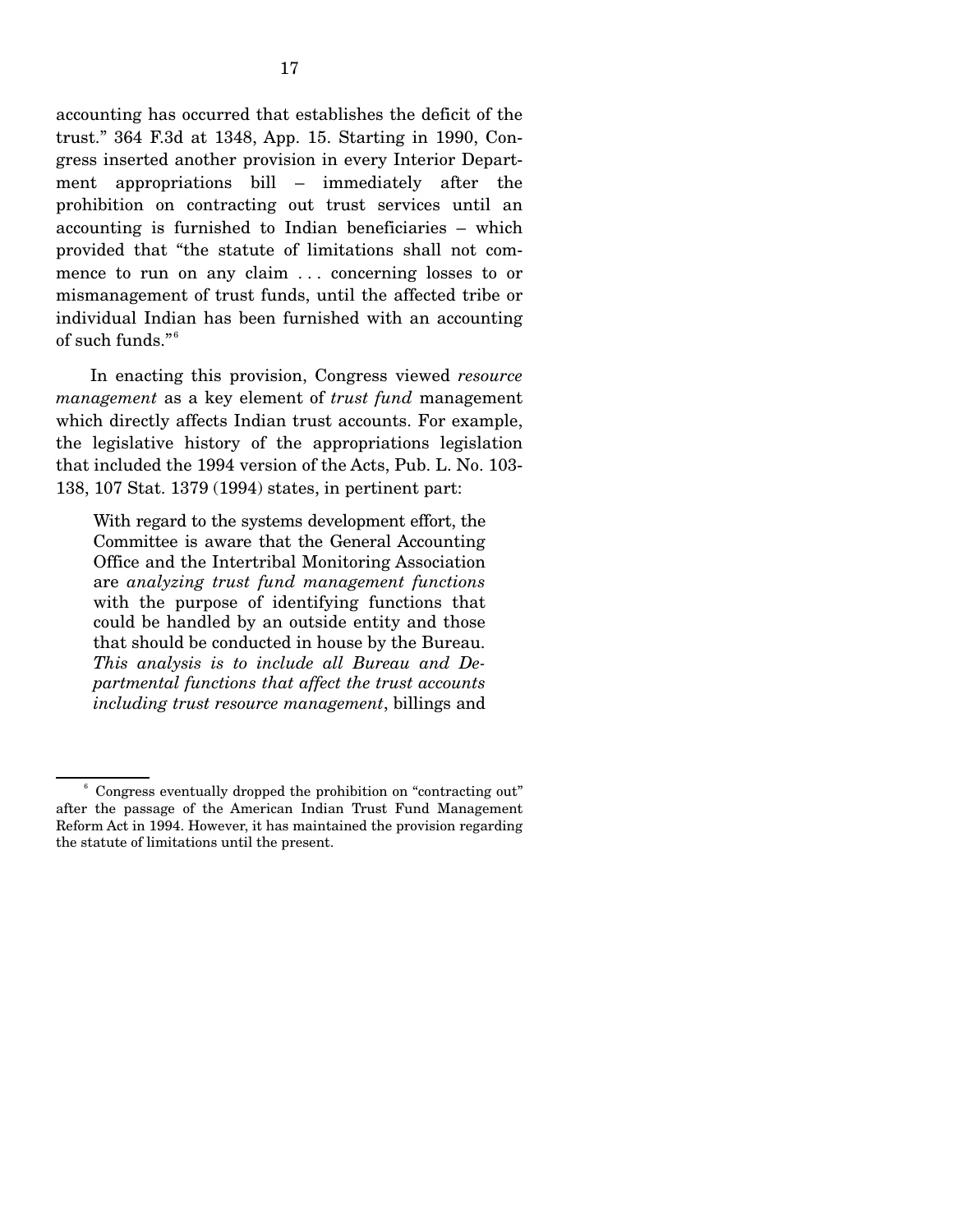accounting has occurred that establishes the deficit of the trust." 364 F.3d at 1348, App. 15. Starting in 1990, Congress inserted another provision in every Interior Department appropriations bill – immediately after the prohibition on contracting out trust services until an accounting is furnished to Indian beneficiaries – which provided that "the statute of limitations shall not commence to run on any claim . . . concerning losses to or mismanagement of trust funds, until the affected tribe or individual Indian has been furnished with an accounting of such funds."[6]

In enacting this provision, Congress viewed *resource management* as a key element of *trust fund* management which directly affects Indian trust accounts. For example, the legislative history of the appropriations legislation that included the 1994 version of the Acts, Pub. L. No. 103-138, 107 Stat. 1379 (1994) states, in pertinent part:

> With regard to the systems development effort, the Committee is aware that the General Accounting Office and the Intertribal Monitoring Association are *analyzing trust fund management functions* with the purpose of identifying functions that could be handled by an outside entity and those that should be conducted in house by the Bureau. *This analysis is to include all Bureau and Departmental functions that affect the trust accounts including trust resource management*, billings and

[6] Congress eventually dropped the prohibition on "contracting out" after the passage of the American Indian Trust Fund Management Reform Act in 1994. However, it has maintained the provision regarding the statute of limitations until the present.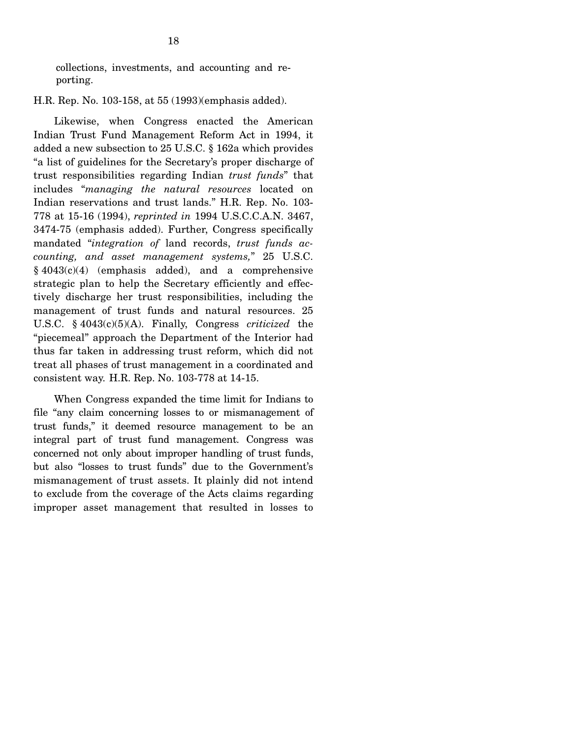> collections, investments, and accounting and reporting.

H.R. Rep. No. 103-158, at 55 (1993)(emphasis added).

Likewise, when Congress enacted the American Indian Trust Fund Management Reform Act in 1994, it added a new subsection to 25 U.S.C. § 162a which provides "a list of guidelines for the Secretary's proper discharge of trust responsibilities regarding Indian *trust funds*" that includes "*managing the natural resources* located on Indian reservations and trust lands." H.R. Rep. No. 103-778 at 15-16 (1994), *reprinted in* 1994 U.S.C.C.A.N. 3467, 3474-75 (emphasis added). Further, Congress specifically mandated "*integration of* land records, *trust funds accounting, and asset management systems,*" 25 U.S.C. § 4043(c)(4) (emphasis added), and a comprehensive strategic plan to help the Secretary efficiently and effectively discharge her trust responsibilities, including the management of trust funds and natural resources. 25 U.S.C. § 4043(c)(5)(A). Finally, Congress *criticized* the "piecemeal" approach the Department of the Interior had thus far taken in addressing trust reform, which did not treat all phases of trust management in a coordinated and consistent way. H.R. Rep. No. 103-778 at 14-15.

When Congress expanded the time limit for Indians to file "any claim concerning losses to or mismanagement of trust funds," it deemed resource management to be an integral part of trust fund management. Congress was concerned not only about improper handling of trust funds, but also "losses to trust funds" due to the Government's mismanagement of trust assets. It plainly did not intend to exclude from the coverage of the Acts claims regarding improper asset management that resulted in losses to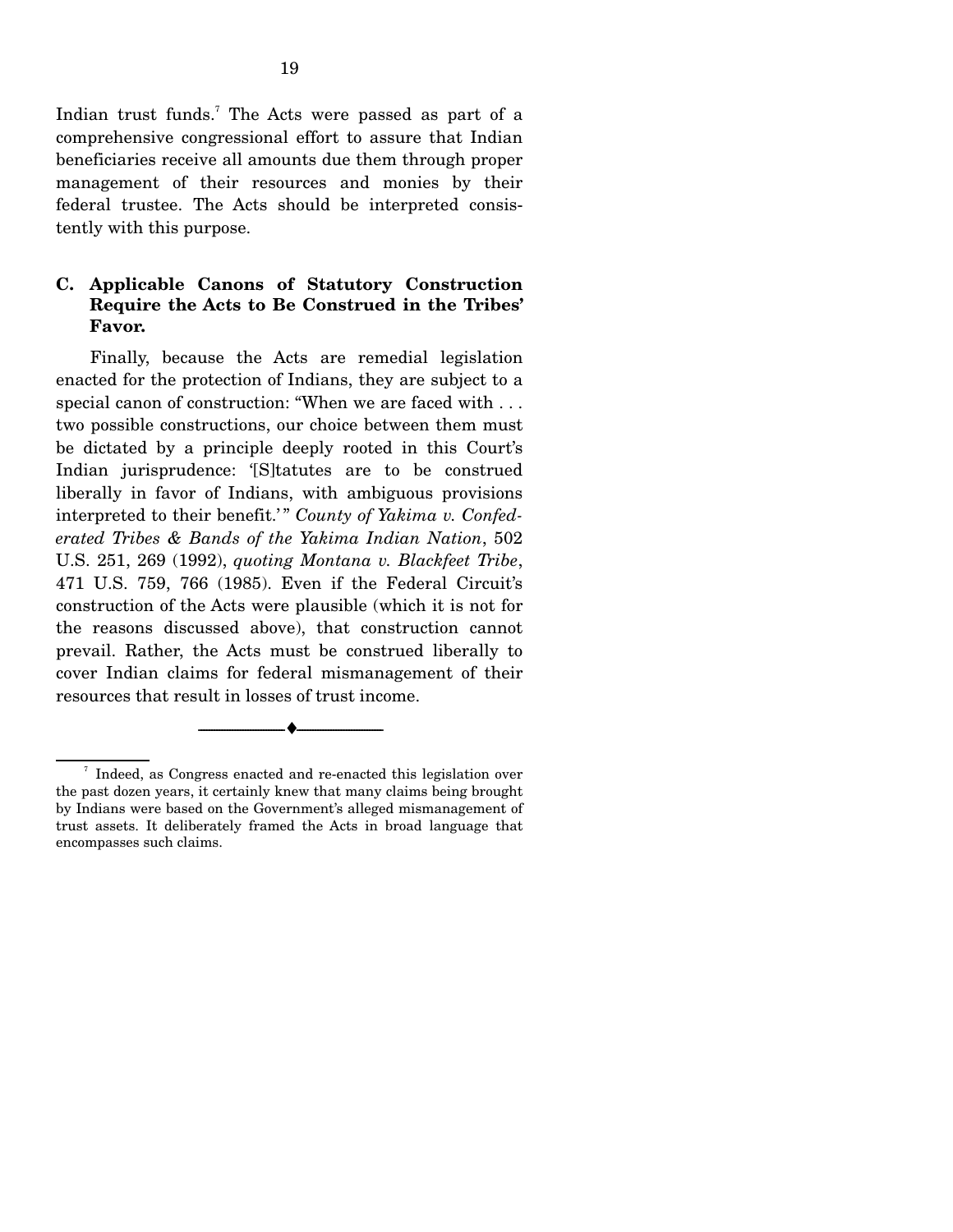Indian trust funds.[7] The Acts were passed as part of a comprehensive congressional effort to assure that Indian beneficiaries receive all amounts due them through proper management of their resources and monies by their federal trustee. The Acts should be interpreted consistently with this purpose.

### C. Applicable Canons of Statutory Construction Require the Acts to Be Construed in the Tribes' Favor.

Finally, because the Acts are remedial legislation enacted for the protection of Indians, they are subject to a special canon of construction: "When we are faced with . . . two possible constructions, our choice between them must be dictated by a principle deeply rooted in this Court's Indian jurisprudence: '[S]tatutes are to be construed liberally in favor of Indians, with ambiguous provisions interpreted to their benefit.'" *County of Yakima v. Confederated Tribes & Bands of the Yakima Indian Nation*, 502 U.S. 251, 269 (1992), *quoting Montana v. Blackfeet Tribe*, 471 U.S. 759, 766 (1985). Even if the Federal Circuit's construction of the Acts were plausible (which it is not for the reasons discussed above), that construction cannot prevail. Rather, the Acts must be construed liberally to cover Indian claims for federal mismanagement of their resources that result in losses of trust income.

---

[7] Indeed, as Congress enacted and re-enacted this legislation over the past dozen years, it certainly knew that many claims being brought by Indians were based on the Government's alleged mismanagement of trust assets. It deliberately framed the Acts in broad language that encompasses such claims.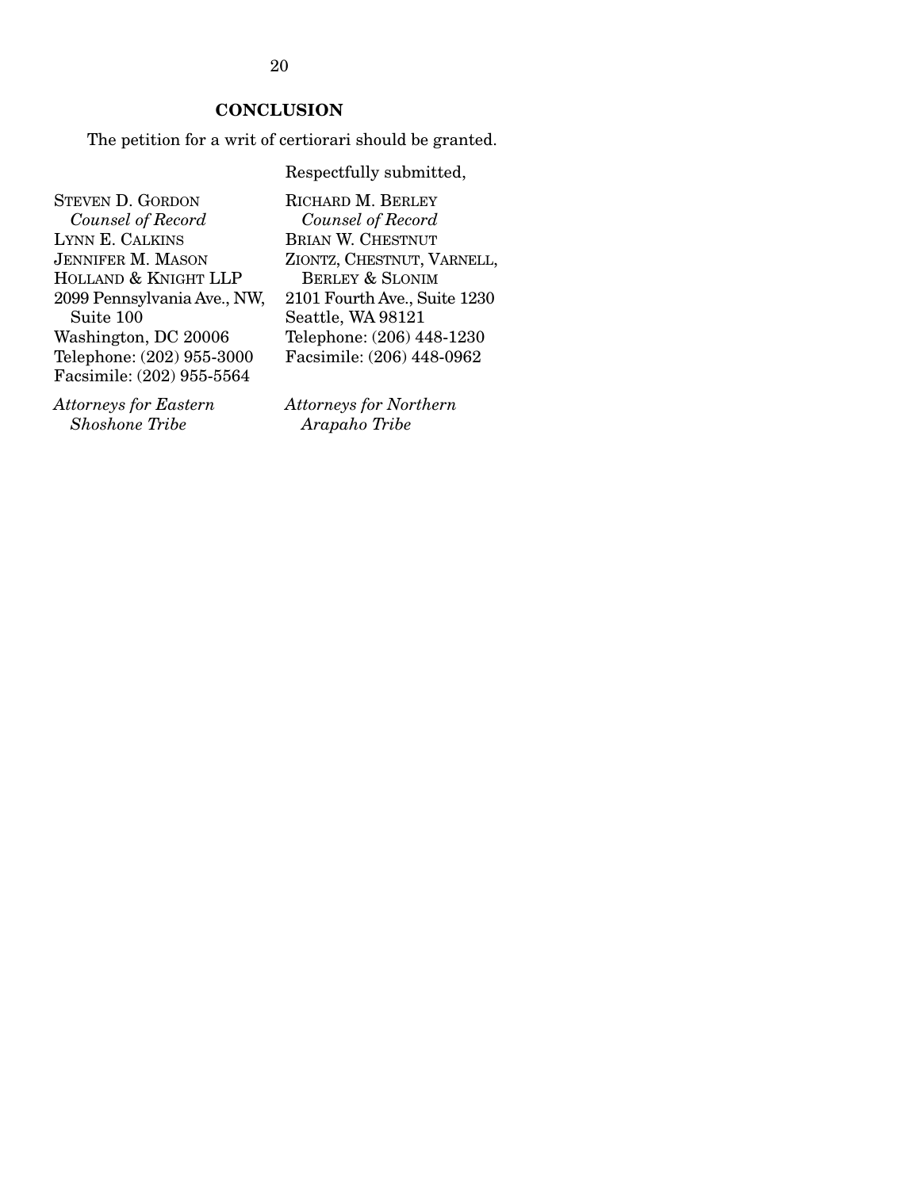## CONCLUSION

The petition for a writ of certiorari should be granted.

Respectfully submitted,

STEVEN D. GORDON
*Counsel of Record*
LYNN E. CALKINS
JENNIFER M. MASON
HOLLAND & KNIGHT LLP
2099 Pennsylvania Ave., NW, Suite 100
Washington, DC 20006
Telephone: (202) 955-3000
Facsimile: (202) 955-5564

*Attorneys for Eastern Shoshone Tribe*

RICHARD M. BERLEY
*Counsel of Record*
BRIAN W. CHESTNUT
ZIONTZ, CHESTNUT, VARNELL, BERLEY & SLONIM
2101 Fourth Ave., Suite 1230
Seattle, WA 98121
Telephone: (206) 448-1230
Facsimile: (206) 448-0962

*Attorneys for Northern Arapaho Tribe*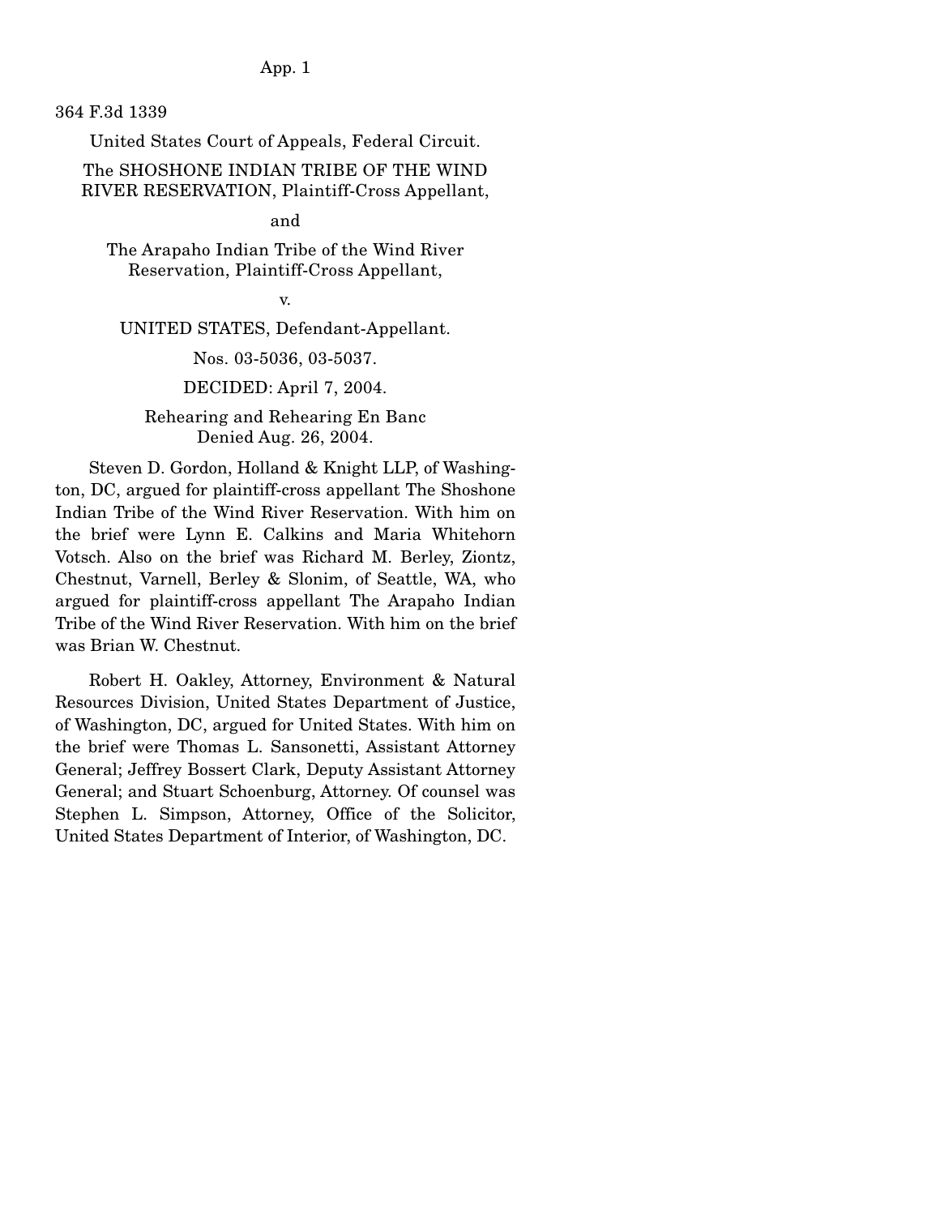364 F.3d 1339

United States Court of Appeals, Federal Circuit.

The SHOSHONE INDIAN TRIBE OF THE WIND RIVER RESERVATION, Plaintiff-Cross Appellant,

and

The Arapaho Indian Tribe of the Wind River Reservation, Plaintiff-Cross Appellant,

v.

UNITED STATES, Defendant-Appellant.

Nos. 03-5036, 03-5037.

DECIDED: April 7, 2004.

Rehearing and Rehearing En Banc Denied Aug. 26, 2004.

Steven D. Gordon, Holland & Knight LLP, of Washington, DC, argued for plaintiff-cross appellant The Shoshone Indian Tribe of the Wind River Reservation. With him on the brief were Lynn E. Calkins and Maria Whitehorn Votsch. Also on the brief was Richard M. Berley, Ziontz, Chestnut, Varnell, Berley & Slonim, of Seattle, WA, who argued for plaintiff-cross appellant The Arapaho Indian Tribe of the Wind River Reservation. With him on the brief was Brian W. Chestnut.

Robert H. Oakley, Attorney, Environment & Natural Resources Division, United States Department of Justice, of Washington, DC, argued for United States. With him on the brief were Thomas L. Sansonetti, Assistant Attorney General; Jeffrey Bossert Clark, Deputy Assistant Attorney General; and Stuart Schoenburg, Attorney. Of counsel was Stephen L. Simpson, Attorney, Office of the Solicitor, United States Department of Interior, of Washington, DC.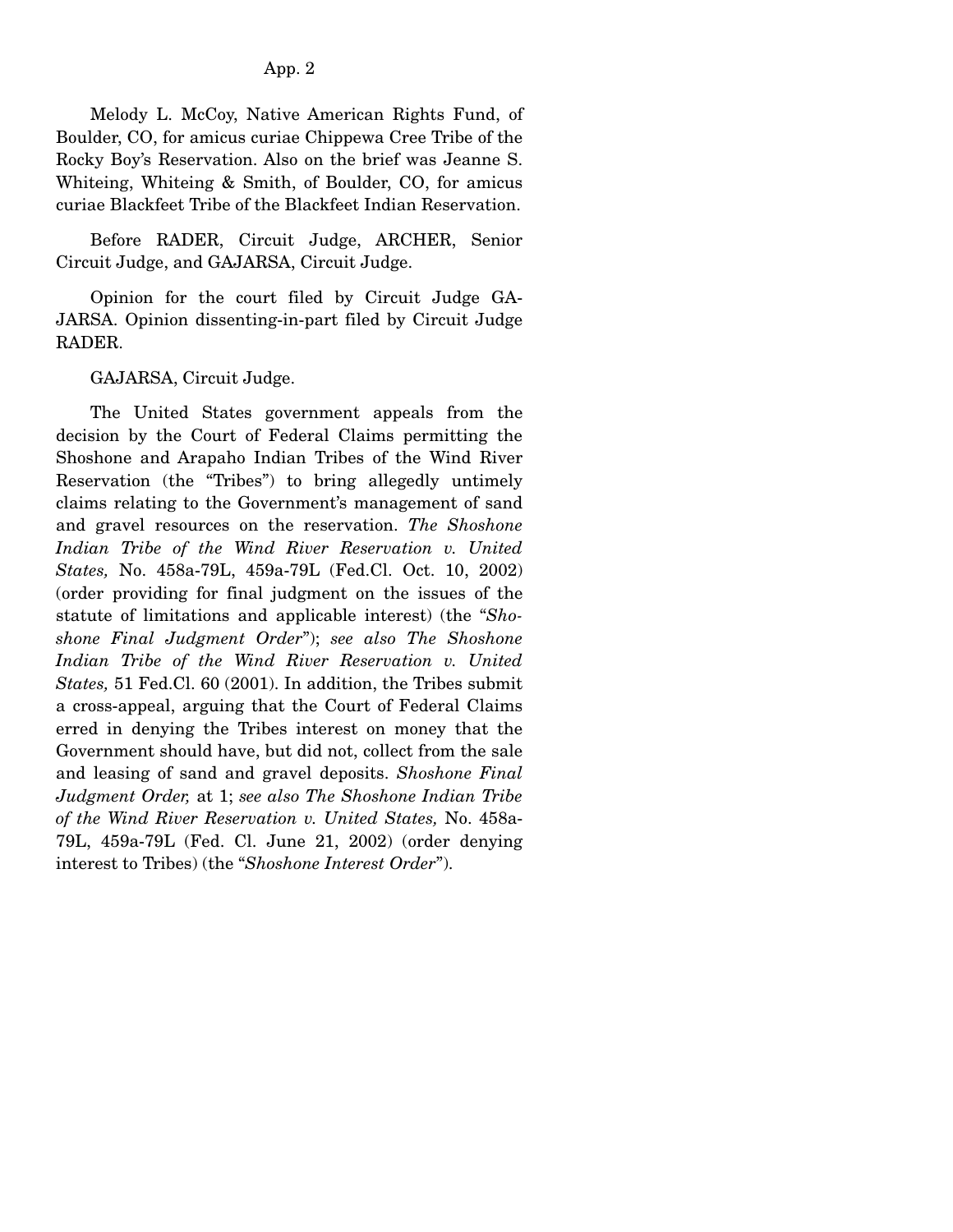Melody L. McCoy, Native American Rights Fund, of Boulder, CO, for amicus curiae Chippewa Cree Tribe of the Rocky Boy's Reservation. Also on the brief was Jeanne S. Whiteing, Whiteing & Smith, of Boulder, CO, for amicus curiae Blackfeet Tribe of the Blackfeet Indian Reservation.

Before RADER, Circuit Judge, ARCHER, Senior Circuit Judge, and GAJARSA, Circuit Judge.

Opinion for the court filed by Circuit Judge GAJARSA. Opinion dissenting-in-part filed by Circuit Judge RADER.

GAJARSA, Circuit Judge.

The United States government appeals from the decision by the Court of Federal Claims permitting the Shoshone and Arapaho Indian Tribes of the Wind River Reservation (the "Tribes") to bring allegedly untimely claims relating to the Government's management of sand and gravel resources on the reservation. *The Shoshone Indian Tribe of the Wind River Reservation v. United States,* No. 458a-79L, 459a-79L (Fed.Cl. Oct. 10, 2002) (order providing for final judgment on the issues of the statute of limitations and applicable interest) (the "*Shoshone Final Judgment Order*"); *see also The Shoshone Indian Tribe of the Wind River Reservation v. United States,* 51 Fed.Cl. 60 (2001). In addition, the Tribes submit a cross-appeal, arguing that the Court of Federal Claims erred in denying the Tribes interest on money that the Government should have, but did not, collect from the sale and leasing of sand and gravel deposits. *Shoshone Final Judgment Order,* at 1; *see also The Shoshone Indian Tribe of the Wind River Reservation v. United States,* No. 458a-79L, 459a-79L (Fed. Cl. June 21, 2002) (order denying interest to Tribes) (the "*Shoshone Interest Order*").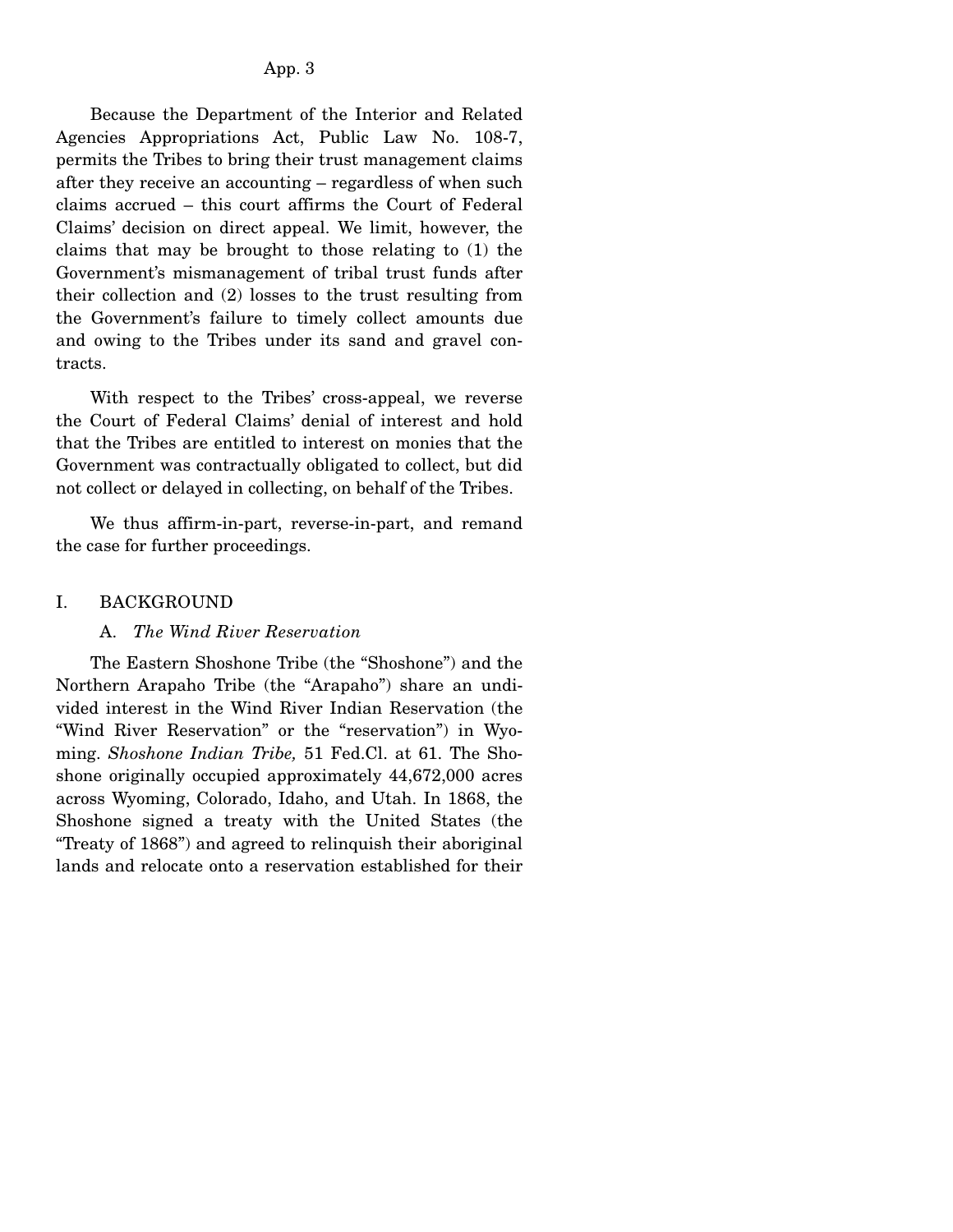Because the Department of the Interior and Related Agencies Appropriations Act, Public Law No. 108-7, permits the Tribes to bring their trust management claims after they receive an accounting – regardless of when such claims accrued – this court affirms the Court of Federal Claims' decision on direct appeal. We limit, however, the claims that may be brought to those relating to (1) the Government's mismanagement of tribal trust funds after their collection and (2) losses to the trust resulting from the Government's failure to timely collect amounts due and owing to the Tribes under its sand and gravel contracts.

With respect to the Tribes' cross-appeal, we reverse the Court of Federal Claims' denial of interest and hold that the Tribes are entitled to interest on monies that the Government was contractually obligated to collect, but did not collect or delayed in collecting, on behalf of the Tribes.

We thus affirm-in-part, reverse-in-part, and remand the case for further proceedings.

## I. BACKGROUND

### A. *The Wind River Reservation*

The Eastern Shoshone Tribe (the "Shoshone") and the Northern Arapaho Tribe (the "Arapaho") share an undivided interest in the Wind River Indian Reservation (the "Wind River Reservation" or the "reservation") in Wyoming. *Shoshone Indian Tribe,* 51 Fed.Cl. at 61. The Shoshone originally occupied approximately 44,672,000 acres across Wyoming, Colorado, Idaho, and Utah. In 1868, the Shoshone signed a treaty with the United States (the "Treaty of 1868") and agreed to relinquish their aboriginal lands and relocate onto a reservation established for their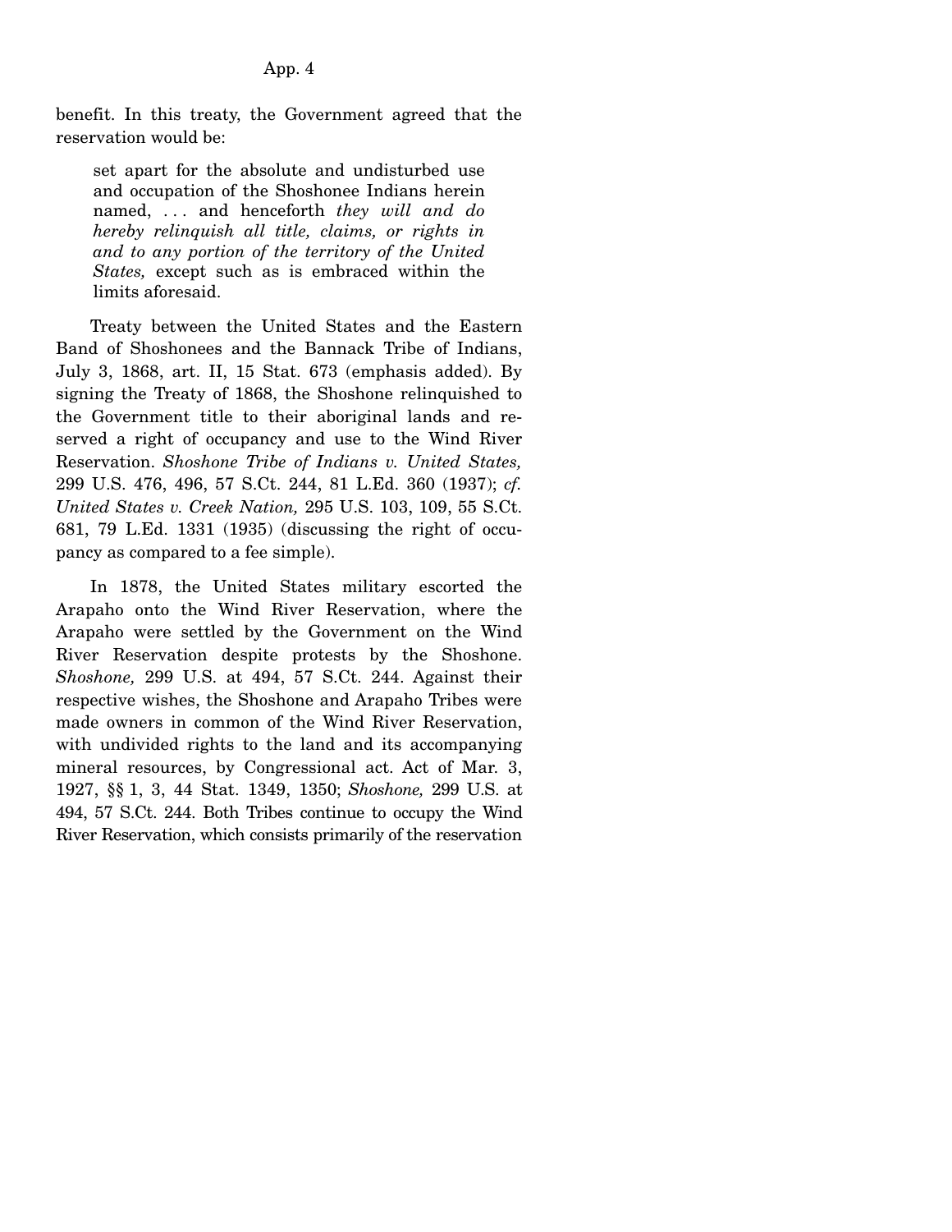benefit. In this treaty, the Government agreed that the reservation would be:

> set apart for the absolute and undisturbed use and occupation of the Shoshonee Indians herein named, . . . and henceforth *they will and do hereby relinquish all title, claims, or rights in and to any portion of the territory of the United States,* except such as is embraced within the limits aforesaid.

Treaty between the United States and the Eastern Band of Shoshonees and the Bannack Tribe of Indians, July 3, 1868, art. II, 15 Stat. 673 (emphasis added). By signing the Treaty of 1868, the Shoshone relinquished to the Government title to their aboriginal lands and reserved a right of occupancy and use to the Wind River Reservation. *Shoshone Tribe of Indians v. United States,* 299 U.S. 476, 496, 57 S.Ct. 244, 81 L.Ed. 360 (1937); *cf. United States v. Creek Nation,* 295 U.S. 103, 109, 55 S.Ct. 681, 79 L.Ed. 1331 (1935) (discussing the right of occupancy as compared to a fee simple).

In 1878, the United States military escorted the Arapaho onto the Wind River Reservation, where the Arapaho were settled by the Government on the Wind River Reservation despite protests by the Shoshone. *Shoshone,* 299 U.S. at 494, 57 S.Ct. 244. Against their respective wishes, the Shoshone and Arapaho Tribes were made owners in common of the Wind River Reservation, with undivided rights to the land and its accompanying mineral resources, by Congressional act. Act of Mar. 3, 1927, §§ 1, 3, 44 Stat. 1349, 1350; *Shoshone,* 299 U.S. at 494, 57 S.Ct. 244. Both Tribes continue to occupy the Wind River Reservation, which consists primarily of the reservation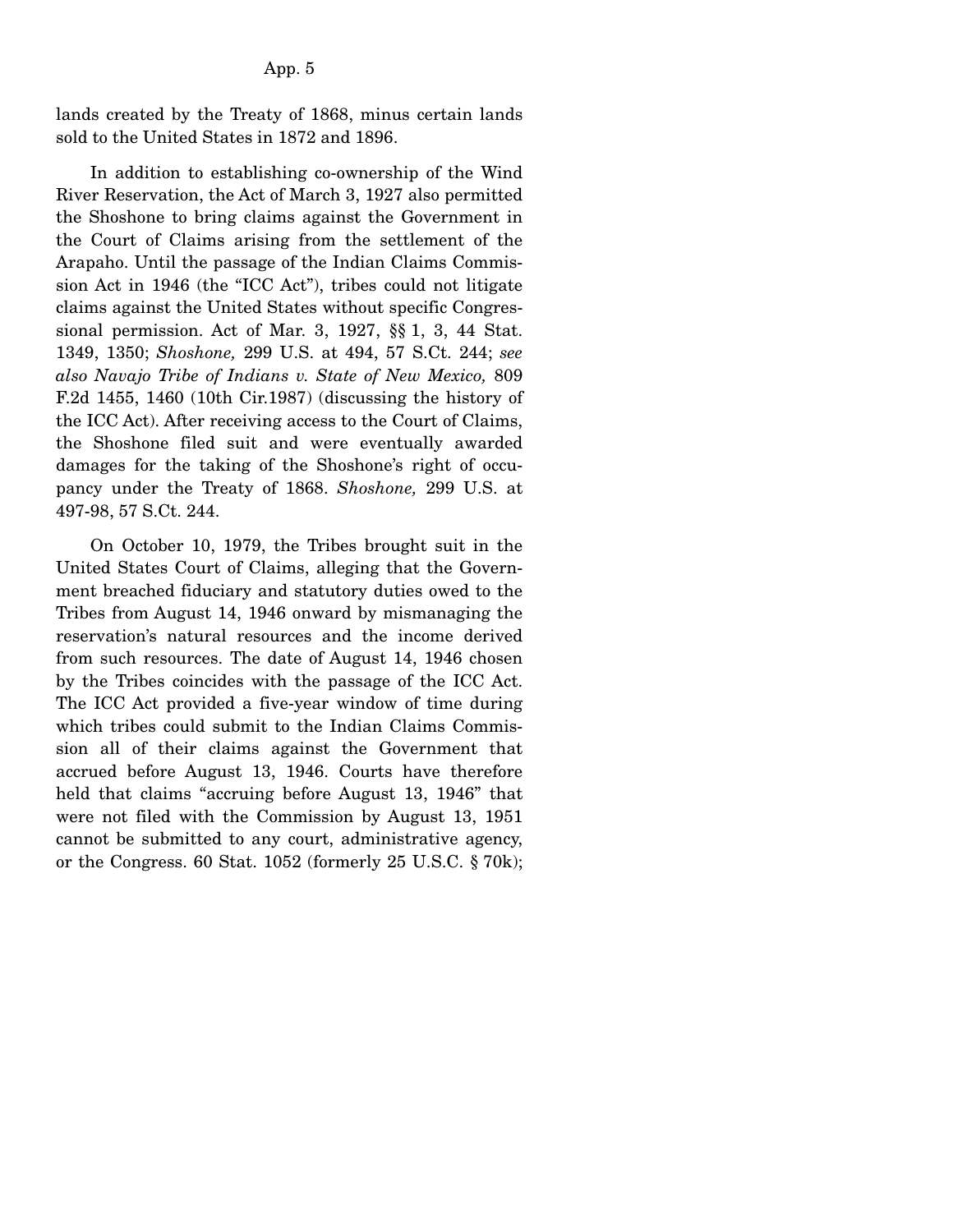lands created by the Treaty of 1868, minus certain lands sold to the United States in 1872 and 1896.

In addition to establishing co-ownership of the Wind River Reservation, the Act of March 3, 1927 also permitted the Shoshone to bring claims against the Government in the Court of Claims arising from the settlement of the Arapaho. Until the passage of the Indian Claims Commission Act in 1946 (the "ICC Act"), tribes could not litigate claims against the United States without specific Congressional permission. Act of Mar. 3, 1927, §§ 1, 3, 44 Stat. 1349, 1350; *Shoshone,* 299 U.S. at 494, 57 S.Ct. 244; *see also Navajo Tribe of Indians v. State of New Mexico,* 809 F.2d 1455, 1460 (10th Cir.1987) (discussing the history of the ICC Act). After receiving access to the Court of Claims, the Shoshone filed suit and were eventually awarded damages for the taking of the Shoshone's right of occupancy under the Treaty of 1868. *Shoshone,* 299 U.S. at 497-98, 57 S.Ct. 244.

On October 10, 1979, the Tribes brought suit in the United States Court of Claims, alleging that the Government breached fiduciary and statutory duties owed to the Tribes from August 14, 1946 onward by mismanaging the reservation's natural resources and the income derived from such resources. The date of August 14, 1946 chosen by the Tribes coincides with the passage of the ICC Act. The ICC Act provided a five-year window of time during which tribes could submit to the Indian Claims Commission all of their claims against the Government that accrued before August 13, 1946. Courts have therefore held that claims "accruing before August 13, 1946" that were not filed with the Commission by August 13, 1951 cannot be submitted to any court, administrative agency, or the Congress. 60 Stat. 1052 (formerly 25 U.S.C. § 70k);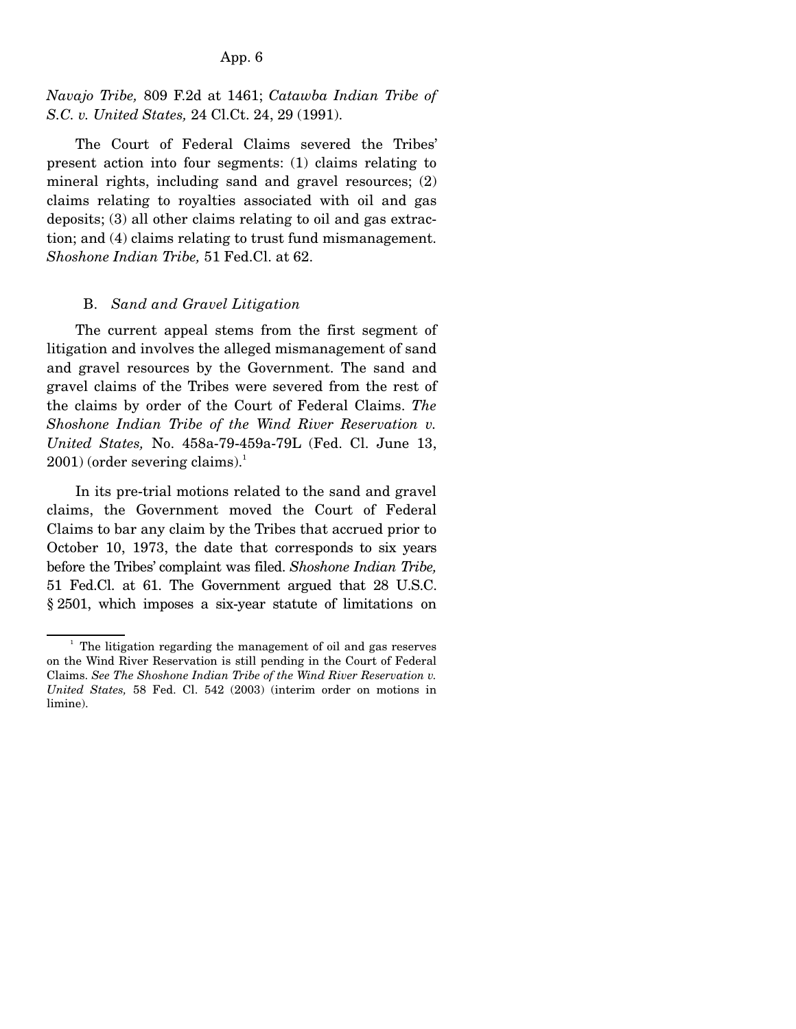*Navajo Tribe,* 809 F.2d at 1461; *Catawba Indian Tribe of S.C. v. United States,* 24 Cl.Ct. 24, 29 (1991).

The Court of Federal Claims severed the Tribes' present action into four segments: (1) claims relating to mineral rights, including sand and gravel resources; (2) claims relating to royalties associated with oil and gas deposits; (3) all other claims relating to oil and gas extraction; and (4) claims relating to trust fund mismanagement. *Shoshone Indian Tribe,* 51 Fed.Cl. at 62.

### B. *Sand and Gravel Litigation*

The current appeal stems from the first segment of litigation and involves the alleged mismanagement of sand and gravel resources by the Government. The sand and gravel claims of the Tribes were severed from the rest of the claims by order of the Court of Federal Claims. *The Shoshone Indian Tribe of the Wind River Reservation v. United States,* No. 458a-79-459a-79L (Fed. Cl. June 13, 2001) (order severing claims).[1]

In its pre-trial motions related to the sand and gravel claims, the Government moved the Court of Federal Claims to bar any claim by the Tribes that accrued prior to October 10, 1973, the date that corresponds to six years before the Tribes' complaint was filed. *Shoshone Indian Tribe,* 51 Fed.Cl. at 61. The Government argued that 28 U.S.C. § 2501, which imposes a six-year statute of limitations on

---

[1] The litigation regarding the management of oil and gas reserves on the Wind River Reservation is still pending in the Court of Federal Claims. *See The Shoshone Indian Tribe of the Wind River Reservation v. United States,* 58 Fed. Cl. 542 (2003) (interim order on motions in limine).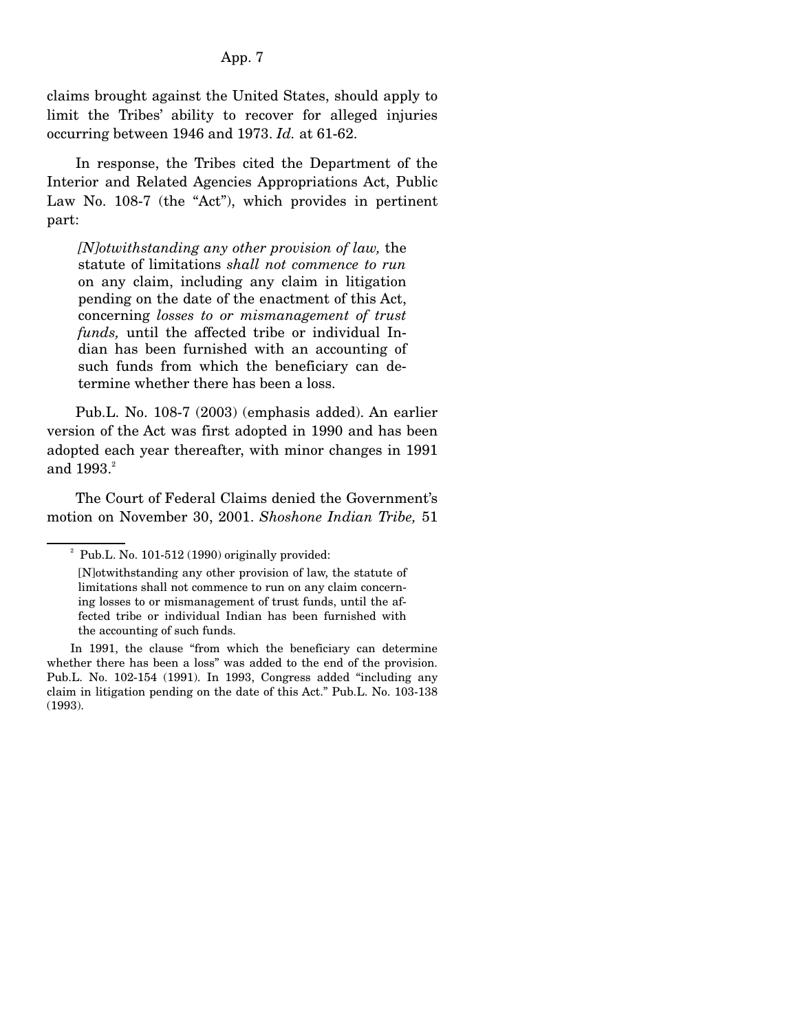claims brought against the United States, should apply to limit the Tribes' ability to recover for alleged injuries occurring between 1946 and 1973. *Id.* at 61-62.

In response, the Tribes cited the Department of the Interior and Related Agencies Appropriations Act, Public Law No. 108-7 (the "Act"), which provides in pertinent part:

> *[N]otwithstanding any other provision of law,* the statute of limitations *shall not commence to run* on any claim, including any claim in litigation pending on the date of the enactment of this Act, concerning *losses to or mismanagement of trust funds,* until the affected tribe or individual Indian has been furnished with an accounting of such funds from which the beneficiary can determine whether there has been a loss.

Pub.L. No. 108-7 (2003) (emphasis added). An earlier version of the Act was first adopted in 1990 and has been adopted each year thereafter, with minor changes in 1991 and 1993.[2]

The Court of Federal Claims denied the Government's motion on November 30, 2001. *Shoshone Indian Tribe,* 51

---

[2] Pub.L. No. 101-512 (1990) originally provided:

> [N]otwithstanding any other provision of law, the statute of limitations shall not commence to run on any claim concerning losses to or mismanagement of trust funds, until the affected tribe or individual Indian has been furnished with the accounting of such funds.

In 1991, the clause "from which the beneficiary can determine whether there has been a loss" was added to the end of the provision. Pub.L. No. 102-154 (1991). In 1993, Congress added "including any claim in litigation pending on the date of this Act." Pub.L. No. 103-138 (1993).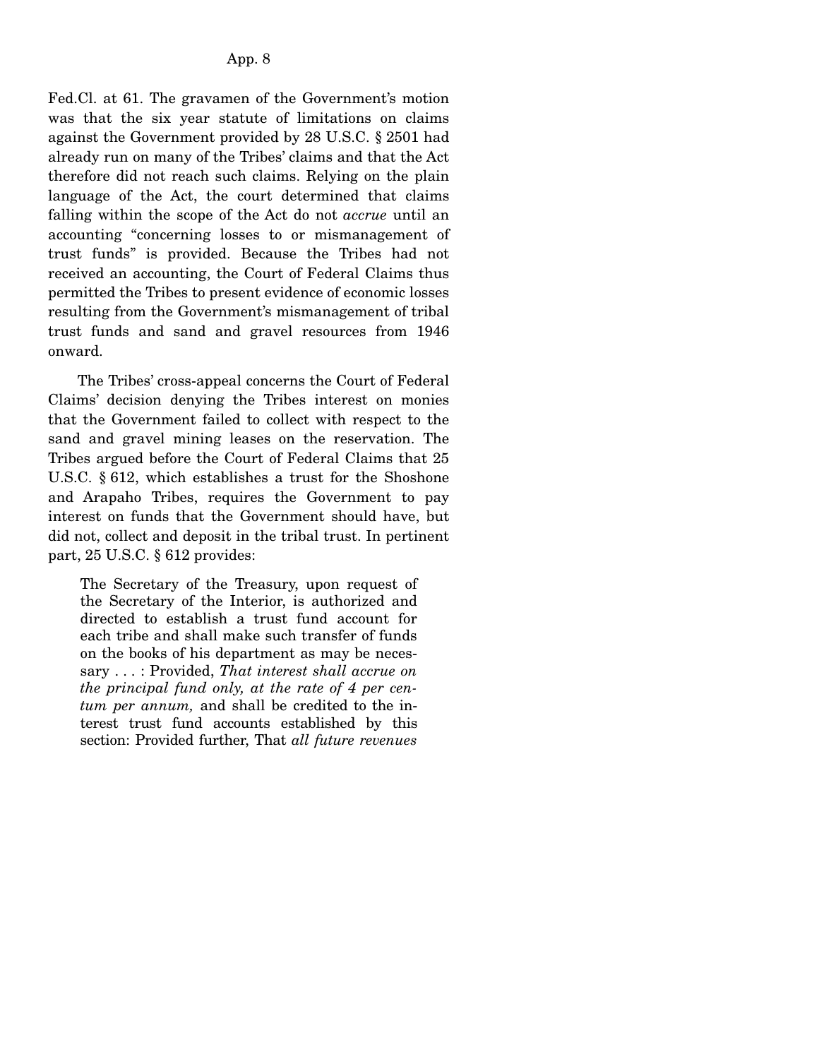Fed.Cl. at 61. The gravamen of the Government's motion was that the six year statute of limitations on claims against the Government provided by 28 U.S.C. § 2501 had already run on many of the Tribes' claims and that the Act therefore did not reach such claims. Relying on the plain language of the Act, the court determined that claims falling within the scope of the Act do not *accrue* until an accounting "concerning losses to or mismanagement of trust funds" is provided. Because the Tribes had not received an accounting, the Court of Federal Claims thus permitted the Tribes to present evidence of economic losses resulting from the Government's mismanagement of tribal trust funds and sand and gravel resources from 1946 onward.

The Tribes' cross-appeal concerns the Court of Federal Claims' decision denying the Tribes interest on monies that the Government failed to collect with respect to the sand and gravel mining leases on the reservation. The Tribes argued before the Court of Federal Claims that 25 U.S.C. § 612, which establishes a trust for the Shoshone and Arapaho Tribes, requires the Government to pay interest on funds that the Government should have, but did not, collect and deposit in the tribal trust. In pertinent part, 25 U.S.C. § 612 provides:

> The Secretary of the Treasury, upon request of the Secretary of the Interior, is authorized and directed to establish a trust fund account for each tribe and shall make such transfer of funds on the books of his department as may be necessary . . . : Provided, *That interest shall accrue on the principal fund only, at the rate of 4 per centum per annum,* and shall be credited to the interest trust fund accounts established by this section: Provided further, That *all future revenues*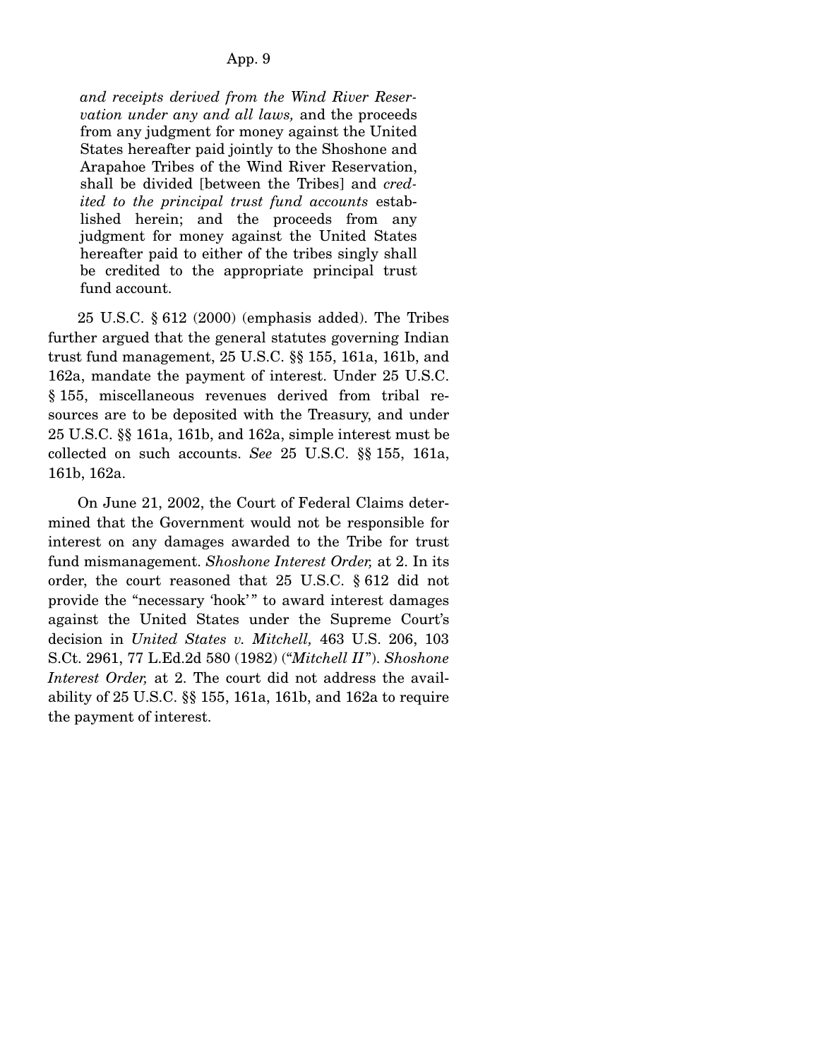> *and receipts derived from the Wind River Reservation under any and all laws,* and the proceeds from any judgment for money against the United States hereafter paid jointly to the Shoshone and Arapahoe Tribes of the Wind River Reservation, shall be divided [between the Tribes] and *credited to the principal trust fund accounts* established herein; and the proceeds from any judgment for money against the United States hereafter paid to either of the tribes singly shall be credited to the appropriate principal trust fund account.

25 U.S.C. § 612 (2000) (emphasis added). The Tribes further argued that the general statutes governing Indian trust fund management, 25 U.S.C. §§ 155, 161a, 161b, and 162a, mandate the payment of interest. Under 25 U.S.C. § 155, miscellaneous revenues derived from tribal resources are to be deposited with the Treasury, and under 25 U.S.C. §§ 161a, 161b, and 162a, simple interest must be collected on such accounts. *See* 25 U.S.C. §§ 155, 161a, 161b, 162a.

On June 21, 2002, the Court of Federal Claims determined that the Government would not be responsible for interest on any damages awarded to the Tribe for trust fund mismanagement. *Shoshone Interest Order,* at 2. In its order, the court reasoned that 25 U.S.C. § 612 did not provide the "necessary 'hook'" to award interest damages against the United States under the Supreme Court's decision in *United States v. Mitchell,* 463 U.S. 206, 103 S.Ct. 2961, 77 L.Ed.2d 580 (1982) ("*Mitchell II*"). *Shoshone Interest Order,* at 2. The court did not address the availability of 25 U.S.C. §§ 155, 161a, 161b, and 162a to require the payment of interest.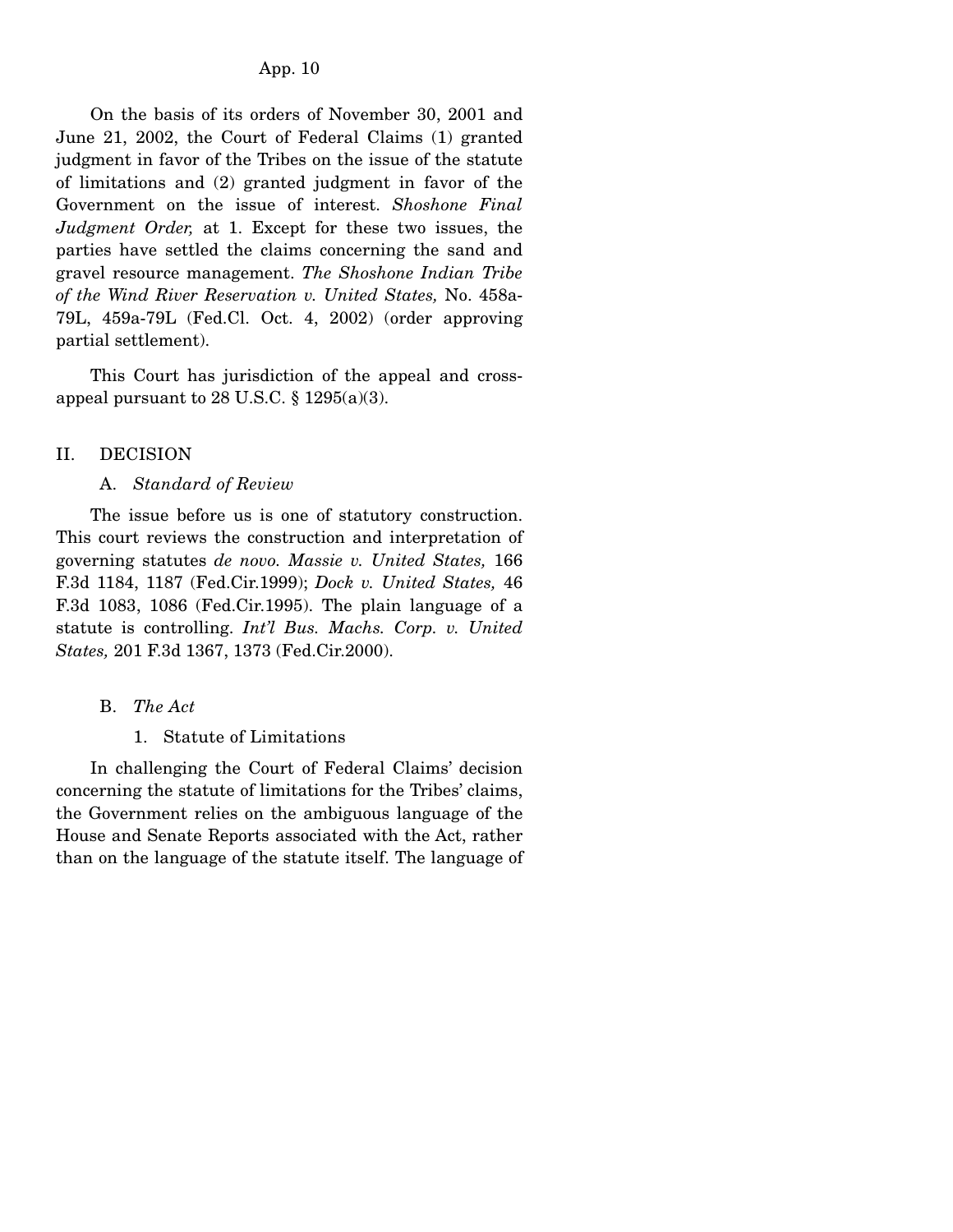On the basis of its orders of November 30, 2001 and June 21, 2002, the Court of Federal Claims (1) granted judgment in favor of the Tribes on the issue of the statute of limitations and (2) granted judgment in favor of the Government on the issue of interest. *Shoshone Final Judgment Order,* at 1. Except for these two issues, the parties have settled the claims concerning the sand and gravel resource management. *The Shoshone Indian Tribe of the Wind River Reservation v. United States,* No. 458a-79L, 459a-79L (Fed.Cl. Oct. 4, 2002) (order approving partial settlement).

This Court has jurisdiction of the appeal and cross-appeal pursuant to 28 U.S.C. § 1295(a)(3).

## II. DECISION

### A. *Standard of Review*

The issue before us is one of statutory construction. This court reviews the construction and interpretation of governing statutes *de novo. Massie v. United States,* 166 F.3d 1184, 1187 (Fed.Cir.1999); *Dock v. United States,* 46 F.3d 1083, 1086 (Fed.Cir.1995). The plain language of a statute is controlling. *Int'l Bus. Machs. Corp. v. United States,* 201 F.3d 1367, 1373 (Fed.Cir.2000).

### B. *The Act*

#### 1. Statute of Limitations

In challenging the Court of Federal Claims' decision concerning the statute of limitations for the Tribes' claims, the Government relies on the ambiguous language of the House and Senate Reports associated with the Act, rather than on the language of the statute itself. The language of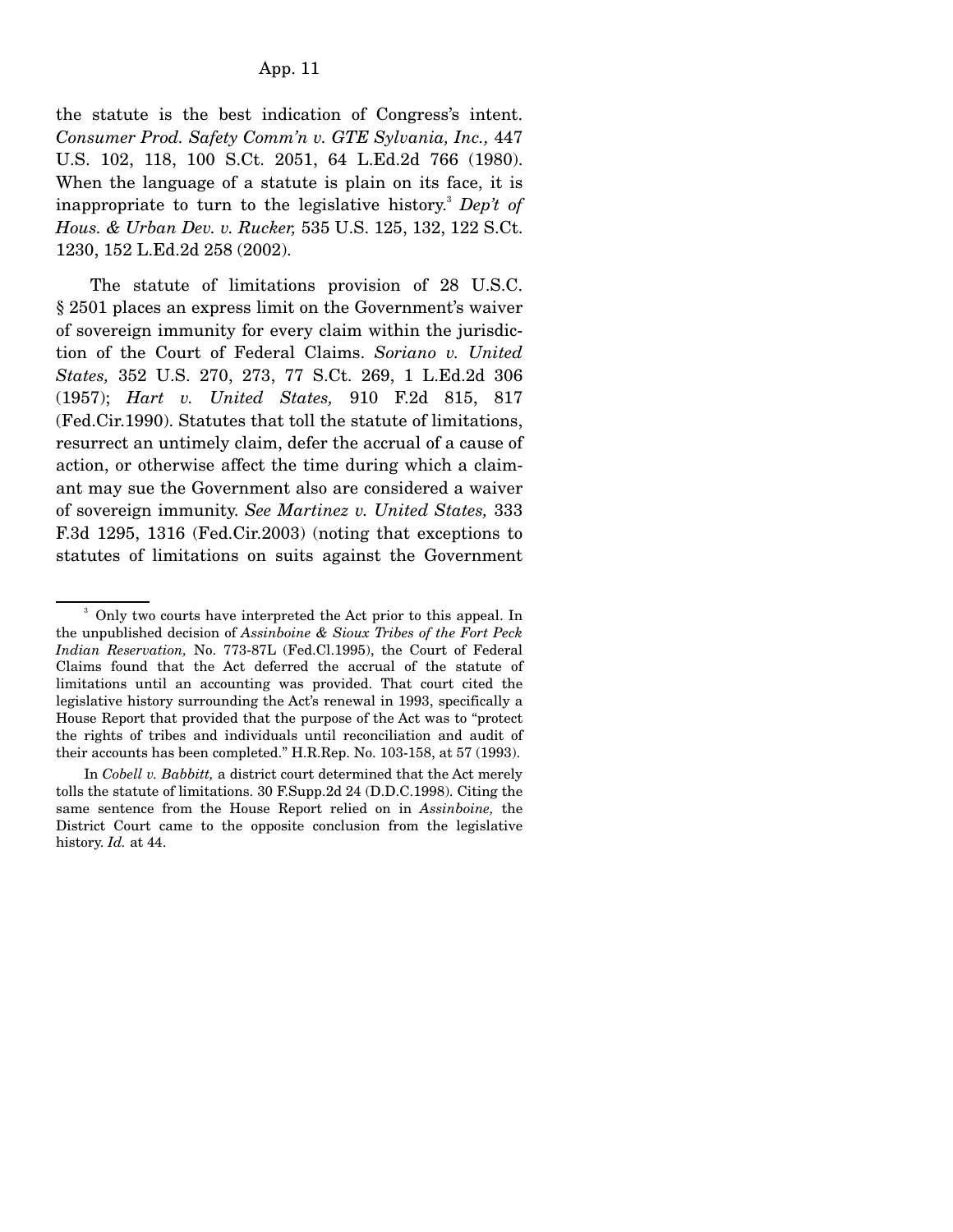the statute is the best indication of Congress's intent. *Consumer Prod. Safety Comm'n v. GTE Sylvania, Inc.,* 447 U.S. 102, 118, 100 S.Ct. 2051, 64 L.Ed.2d 766 (1980). When the language of a statute is plain on its face, it is inappropriate to turn to the legislative history.[3] *Dep't of Hous. & Urban Dev. v. Rucker,* 535 U.S. 125, 132, 122 S.Ct. 1230, 152 L.Ed.2d 258 (2002).

The statute of limitations provision of 28 U.S.C. § 2501 places an express limit on the Government's waiver of sovereign immunity for every claim within the jurisdiction of the Court of Federal Claims. *Soriano v. United States,* 352 U.S. 270, 273, 77 S.Ct. 269, 1 L.Ed.2d 306 (1957); *Hart v. United States,* 910 F.2d 815, 817 (Fed.Cir.1990). Statutes that toll the statute of limitations, resurrect an untimely claim, defer the accrual of a cause of action, or otherwise affect the time during which a claimant may sue the Government also are considered a waiver of sovereign immunity. *See Martinez v. United States,* 333 F.3d 1295, 1316 (Fed.Cir.2003) (noting that exceptions to statutes of limitations on suits against the Government

---

[3] Only two courts have interpreted the Act prior to this appeal. In the unpublished decision of *Assinboine & Sioux Tribes of the Fort Peck Indian Reservation,* No. 773-87L (Fed.Cl.1995), the Court of Federal Claims found that the Act deferred the accrual of the statute of limitations until an accounting was provided. That court cited the legislative history surrounding the Act's renewal in 1993, specifically a House Report that provided that the purpose of the Act was to "protect the rights of tribes and individuals until reconciliation and audit of their accounts has been completed." H.R.Rep. No. 103-158, at 57 (1993).

In *Cobell v. Babbitt,* a district court determined that the Act merely tolls the statute of limitations. 30 F.Supp.2d 24 (D.D.C.1998). Citing the same sentence from the House Report relied on in *Assinboine,* the District Court came to the opposite conclusion from the legislative history. *Id.* at 44.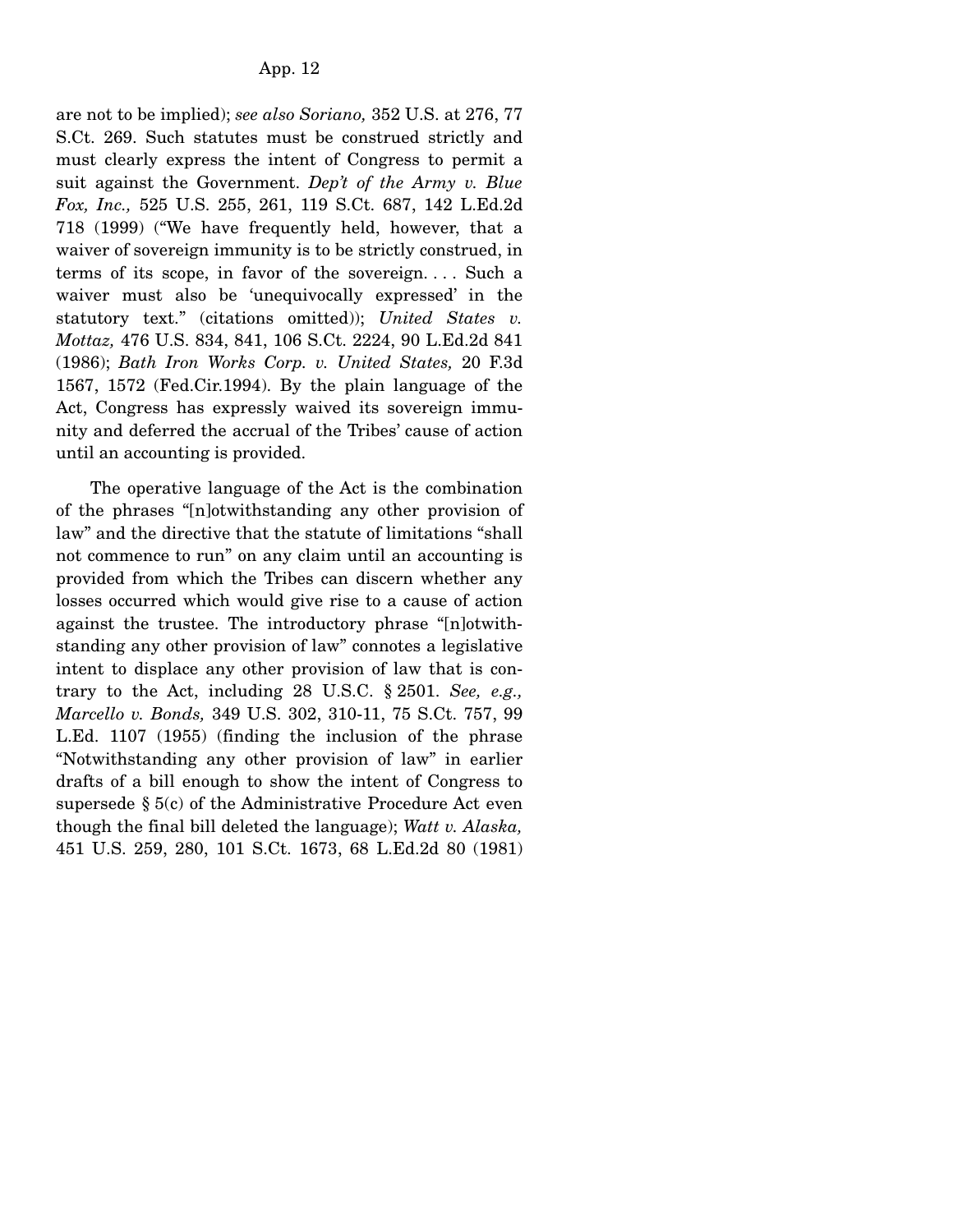are not to be implied); *see also Soriano,* 352 U.S. at 276, 77 S.Ct. 269. Such statutes must be construed strictly and must clearly express the intent of Congress to permit a suit against the Government. *Dep't of the Army v. Blue Fox, Inc.,* 525 U.S. 255, 261, 119 S.Ct. 687, 142 L.Ed.2d 718 (1999) ("We have frequently held, however, that a waiver of sovereign immunity is to be strictly construed, in terms of its scope, in favor of the sovereign. . . . Such a waiver must also be 'unequivocally expressed' in the statutory text." (citations omitted)); *United States v. Mottaz,* 476 U.S. 834, 841, 106 S.Ct. 2224, 90 L.Ed.2d 841 (1986); *Bath Iron Works Corp. v. United States,* 20 F.3d 1567, 1572 (Fed.Cir.1994). By the plain language of the Act, Congress has expressly waived its sovereign immunity and deferred the accrual of the Tribes' cause of action until an accounting is provided.

The operative language of the Act is the combination of the phrases "[n]otwithstanding any other provision of law" and the directive that the statute of limitations "shall not commence to run" on any claim until an accounting is provided from which the Tribes can discern whether any losses occurred which would give rise to a cause of action against the trustee. The introductory phrase "[n]otwithstanding any other provision of law" connotes a legislative intent to displace any other provision of law that is contrary to the Act, including 28 U.S.C. § 2501. *See, e.g., Marcello v. Bonds,* 349 U.S. 302, 310-11, 75 S.Ct. 757, 99 L.Ed. 1107 (1955) (finding the inclusion of the phrase "Notwithstanding any other provision of law" in earlier drafts of a bill enough to show the intent of Congress to supersede § 5(c) of the Administrative Procedure Act even though the final bill deleted the language); *Watt v. Alaska,* 451 U.S. 259, 280, 101 S.Ct. 1673, 68 L.Ed.2d 80 (1981)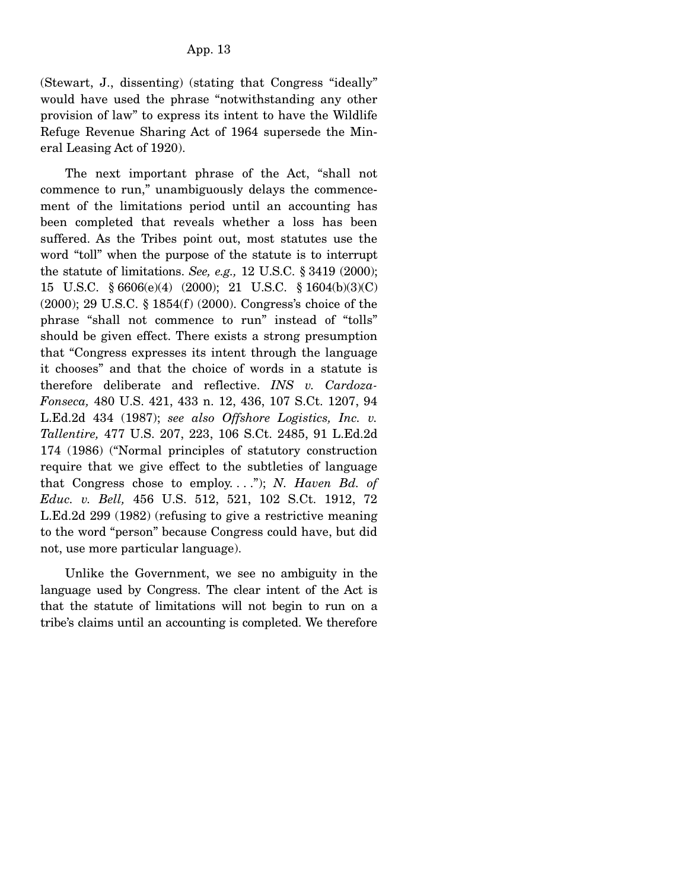(Stewart, J., dissenting) (stating that Congress "ideally" would have used the phrase "notwithstanding any other provision of law" to express its intent to have the Wildlife Refuge Revenue Sharing Act of 1964 supersede the Mineral Leasing Act of 1920).

The next important phrase of the Act, "shall not commence to run," unambiguously delays the commencement of the limitations period until an accounting has been completed that reveals whether a loss has been suffered. As the Tribes point out, most statutes use the word "toll" when the purpose of the statute is to interrupt the statute of limitations. *See, e.g.,* 12 U.S.C. § 3419 (2000); 15 U.S.C. § 6606(e)(4) (2000); 21 U.S.C. § 1604(b)(3)(C) (2000); 29 U.S.C. § 1854(f) (2000). Congress's choice of the phrase "shall not commence to run" instead of "tolls" should be given effect. There exists a strong presumption that "Congress expresses its intent through the language it chooses" and that the choice of words in a statute is therefore deliberate and reflective. *INS v. Cardoza-Fonseca,* 480 U.S. 421, 433 n. 12, 436, 107 S.Ct. 1207, 94 L.Ed.2d 434 (1987); *see also Offshore Logistics, Inc. v. Tallentire,* 477 U.S. 207, 223, 106 S.Ct. 2485, 91 L.Ed.2d 174 (1986) ("Normal principles of statutory construction require that we give effect to the subtleties of language that Congress chose to employ. . . ."); *N. Haven Bd. of Educ. v. Bell,* 456 U.S. 512, 521, 102 S.Ct. 1912, 72 L.Ed.2d 299 (1982) (refusing to give a restrictive meaning to the word "person" because Congress could have, but did not, use more particular language).

Unlike the Government, we see no ambiguity in the language used by Congress. The clear intent of the Act is that the statute of limitations will not begin to run on a tribe's claims until an accounting is completed. We therefore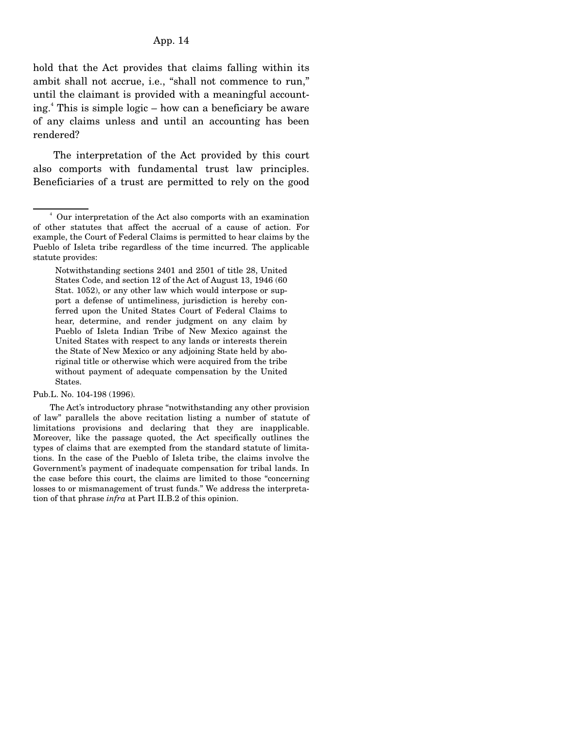hold that the Act provides that claims falling within its ambit shall not accrue, i.e., "shall not commence to run," until the claimant is provided with a meaningful accounting.[4] This is simple logic – how can a beneficiary be aware of any claims unless and until an accounting has been rendered?

The interpretation of the Act provided by this court also comports with fundamental trust law principles. Beneficiaries of a trust are permitted to rely on the good

---

[4] Our interpretation of the Act also comports with an examination of other statutes that affect the accrual of a cause of action. For example, the Court of Federal Claims is permitted to hear claims by the Pueblo of Isleta tribe regardless of the time incurred. The applicable statute provides:

> Notwithstanding sections 2401 and 2501 of title 28, United States Code, and section 12 of the Act of August 13, 1946 (60 Stat. 1052), or any other law which would interpose or support a defense of untimeliness, jurisdiction is hereby conferred upon the United States Court of Federal Claims to hear, determine, and render judgment on any claim by Pueblo of Isleta Indian Tribe of New Mexico against the United States with respect to any lands or interests therein the State of New Mexico or any adjoining State held by aboriginal title or otherwise which were acquired from the tribe without payment of adequate compensation by the United States.

Pub.L. No. 104-198 (1996).

The Act's introductory phrase "notwithstanding any other provision of law" parallels the above recitation listing a number of statute of limitations provisions and declaring that they are inapplicable. Moreover, like the passage quoted, the Act specifically outlines the types of claims that are exempted from the standard statute of limitations. In the case of the Pueblo of Isleta tribe, the claims involve the Government's payment of inadequate compensation for tribal lands. In the case before this court, the claims are limited to those "concerning losses to or mismanagement of trust funds." We address the interpretation of that phrase *infra* at Part II.B.2 of this opinion.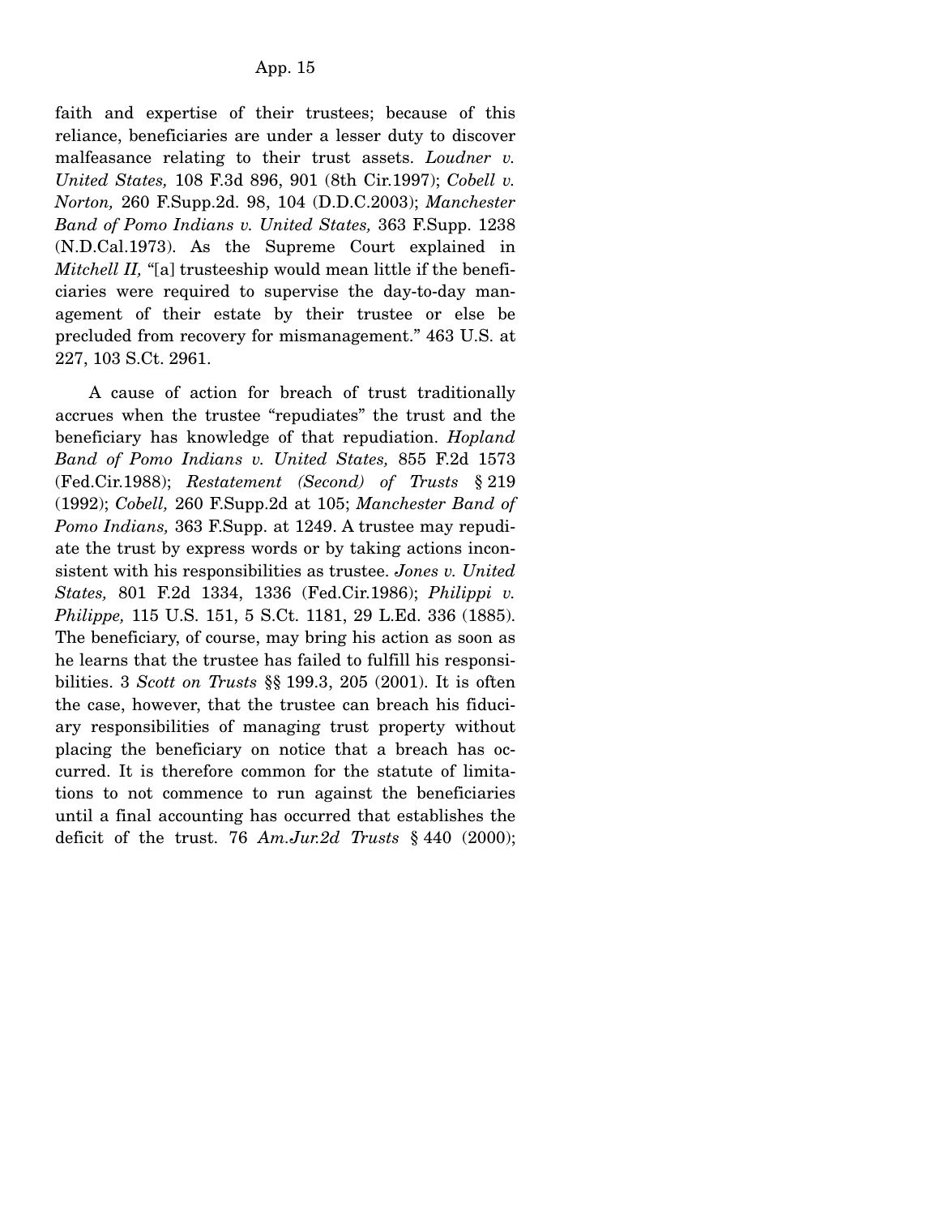faith and expertise of their trustees; because of this reliance, beneficiaries are under a lesser duty to discover malfeasance relating to their trust assets. *Loudner v. United States,* 108 F.3d 896, 901 (8th Cir.1997); *Cobell v. Norton,* 260 F.Supp.2d. 98, 104 (D.D.C.2003); *Manchester Band of Pomo Indians v. United States,* 363 F.Supp. 1238 (N.D.Cal.1973). As the Supreme Court explained in *Mitchell II,* "[a] trusteeship would mean little if the beneficiaries were required to supervise the day-to-day management of their estate by their trustee or else be precluded from recovery for mismanagement." 463 U.S. at 227, 103 S.Ct. 2961.

A cause of action for breach of trust traditionally accrues when the trustee "repudiates" the trust and the beneficiary has knowledge of that repudiation. *Hopland Band of Pomo Indians v. United States,* 855 F.2d 1573 (Fed.Cir.1988); *Restatement (Second) of Trusts* § 219 (1992); *Cobell,* 260 F.Supp.2d at 105; *Manchester Band of Pomo Indians,* 363 F.Supp. at 1249. A trustee may repudiate the trust by express words or by taking actions inconsistent with his responsibilities as trustee. *Jones v. United States,* 801 F.2d 1334, 1336 (Fed.Cir.1986); *Philippi v. Philippe,* 115 U.S. 151, 5 S.Ct. 1181, 29 L.Ed. 336 (1885). The beneficiary, of course, may bring his action as soon as he learns that the trustee has failed to fulfill his responsibilities. 3 *Scott on Trusts* §§ 199.3, 205 (2001). It is often the case, however, that the trustee can breach his fiduciary responsibilities of managing trust property without placing the beneficiary on notice that a breach has occurred. It is therefore common for the statute of limitations to not commence to run against the beneficiaries until a final accounting has occurred that establishes the deficit of the trust. 76 *Am.Jur.2d Trusts* § 440 (2000);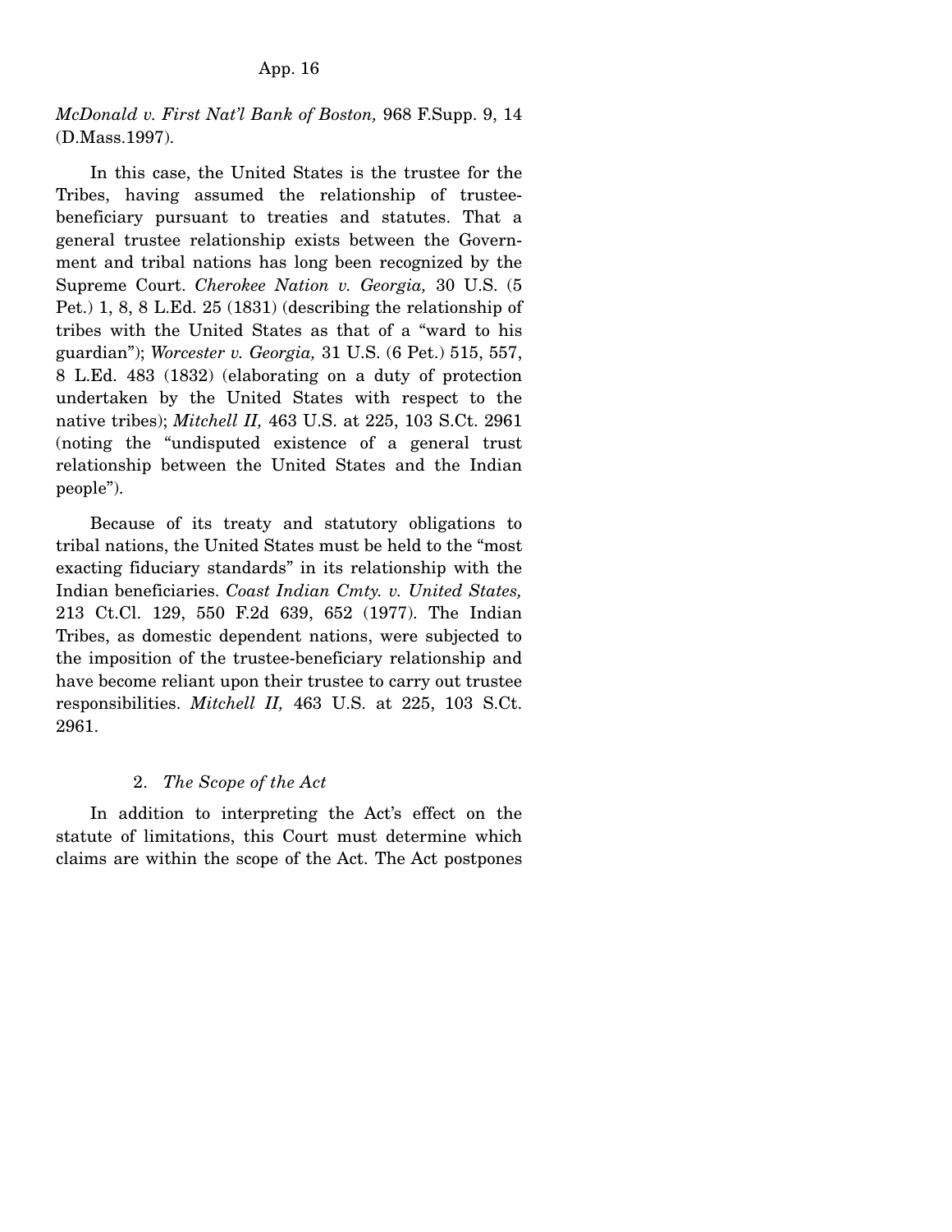*McDonald v. First Nat'l Bank of Boston,* 968 F.Supp. 9, 14 (D.Mass.1997).

In this case, the United States is the trustee for the Tribes, having assumed the relationship of trustee-beneficiary pursuant to treaties and statutes. That a general trustee relationship exists between the Government and tribal nations has long been recognized by the Supreme Court. *Cherokee Nation v. Georgia,* 30 U.S. (5 Pet.) 1, 8, 8 L.Ed. 25 (1831) (describing the relationship of tribes with the United States as that of a "ward to his guardian"); *Worcester v. Georgia,* 31 U.S. (6 Pet.) 515, 557, 8 L.Ed. 483 (1832) (elaborating on a duty of protection undertaken by the United States with respect to the native tribes); *Mitchell II,* 463 U.S. at 225, 103 S.Ct. 2961 (noting the "undisputed existence of a general trust relationship between the United States and the Indian people").

Because of its treaty and statutory obligations to tribal nations, the United States must be held to the "most exacting fiduciary standards" in its relationship with the Indian beneficiaries. *Coast Indian Cmty. v. United States,* 213 Ct.Cl. 129, 550 F.2d 639, 652 (1977). The Indian Tribes, as domestic dependent nations, were subjected to the imposition of the trustee-beneficiary relationship and have become reliant upon their trustee to carry out trustee responsibilities. *Mitchell II,* 463 U.S. at 225, 103 S.Ct. 2961.

2. *The Scope of the Act*

In addition to interpreting the Act's effect on the statute of limitations, this Court must determine which claims are within the scope of the Act. The Act postpones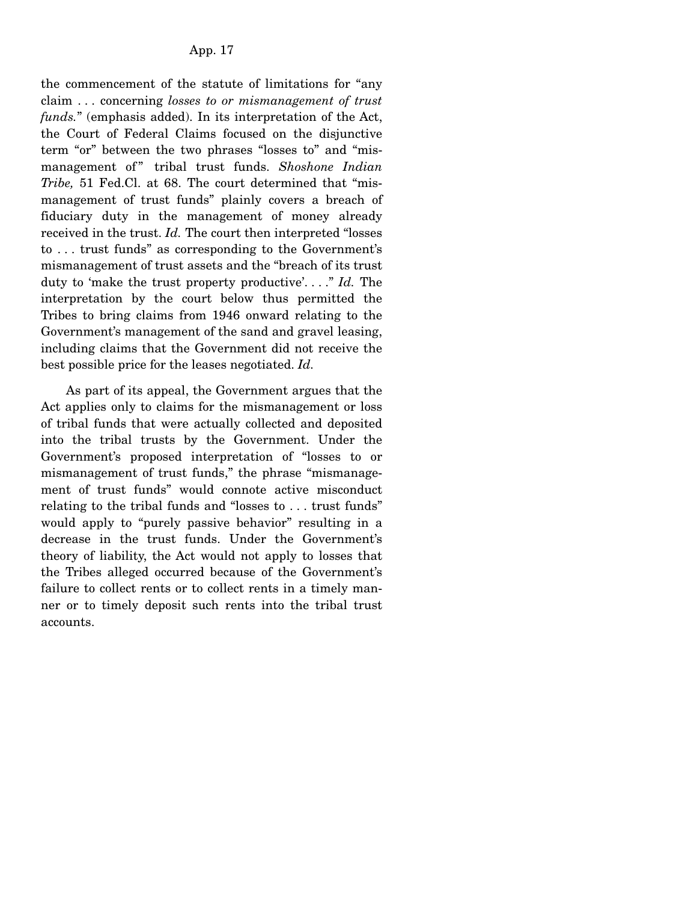the commencement of the statute of limitations for "any claim . . . concerning *losses to or mismanagement of trust funds.*" (emphasis added). In its interpretation of the Act, the Court of Federal Claims focused on the disjunctive term "or" between the two phrases "losses to" and "mismanagement of" tribal trust funds. *Shoshone Indian Tribe,* 51 Fed.Cl. at 68. The court determined that "mismanagement of trust funds" plainly covers a breach of fiduciary duty in the management of money already received in the trust. *Id.* The court then interpreted "losses to . . . trust funds" as corresponding to the Government's mismanagement of trust assets and the "breach of its trust duty to 'make the trust property productive'. . . ." *Id.* The interpretation by the court below thus permitted the Tribes to bring claims from 1946 onward relating to the Government's management of the sand and gravel leasing, including claims that the Government did not receive the best possible price for the leases negotiated. *Id.*

As part of its appeal, the Government argues that the Act applies only to claims for the mismanagement or loss of tribal funds that were actually collected and deposited into the tribal trusts by the Government. Under the Government's proposed interpretation of "losses to or mismanagement of trust funds," the phrase "mismanagement of trust funds" would connote active misconduct relating to the tribal funds and "losses to . . . trust funds" would apply to "purely passive behavior" resulting in a decrease in the trust funds. Under the Government's theory of liability, the Act would not apply to losses that the Tribes alleged occurred because of the Government's failure to collect rents or to collect rents in a timely manner or to timely deposit such rents into the tribal trust accounts.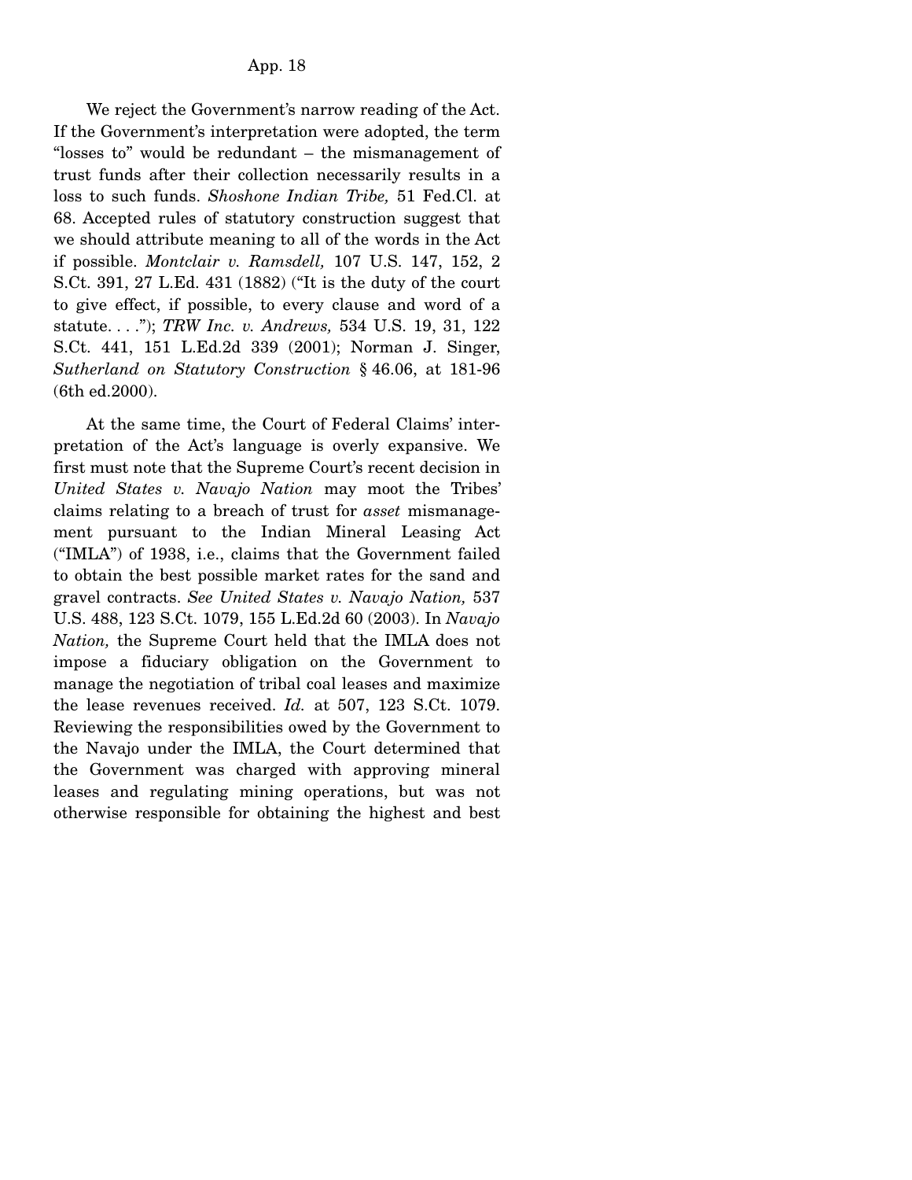We reject the Government's narrow reading of the Act. If the Government's interpretation were adopted, the term "losses to" would be redundant – the mismanagement of trust funds after their collection necessarily results in a loss to such funds. *Shoshone Indian Tribe,* 51 Fed.Cl. at 68. Accepted rules of statutory construction suggest that we should attribute meaning to all of the words in the Act if possible. *Montclair v. Ramsdell,* 107 U.S. 147, 152, 2 S.Ct. 391, 27 L.Ed. 431 (1882) ("It is the duty of the court to give effect, if possible, to every clause and word of a statute. . . ."); *TRW Inc. v. Andrews,* 534 U.S. 19, 31, 122 S.Ct. 441, 151 L.Ed.2d 339 (2001); Norman J. Singer, *Sutherland on Statutory Construction* § 46.06, at 181-96 (6th ed.2000).

At the same time, the Court of Federal Claims' interpretation of the Act's language is overly expansive. We first must note that the Supreme Court's recent decision in *United States v. Navajo Nation* may moot the Tribes' claims relating to a breach of trust for *asset* mismanagement pursuant to the Indian Mineral Leasing Act ("IMLA") of 1938, i.e., claims that the Government failed to obtain the best possible market rates for the sand and gravel contracts. *See United States v. Navajo Nation,* 537 U.S. 488, 123 S.Ct. 1079, 155 L.Ed.2d 60 (2003). In *Navajo Nation,* the Supreme Court held that the IMLA does not impose a fiduciary obligation on the Government to manage the negotiation of tribal coal leases and maximize the lease revenues received. *Id.* at 507, 123 S.Ct. 1079. Reviewing the responsibilities owed by the Government to the Navajo under the IMLA, the Court determined that the Government was charged with approving mineral leases and regulating mining operations, but was not otherwise responsible for obtaining the highest and best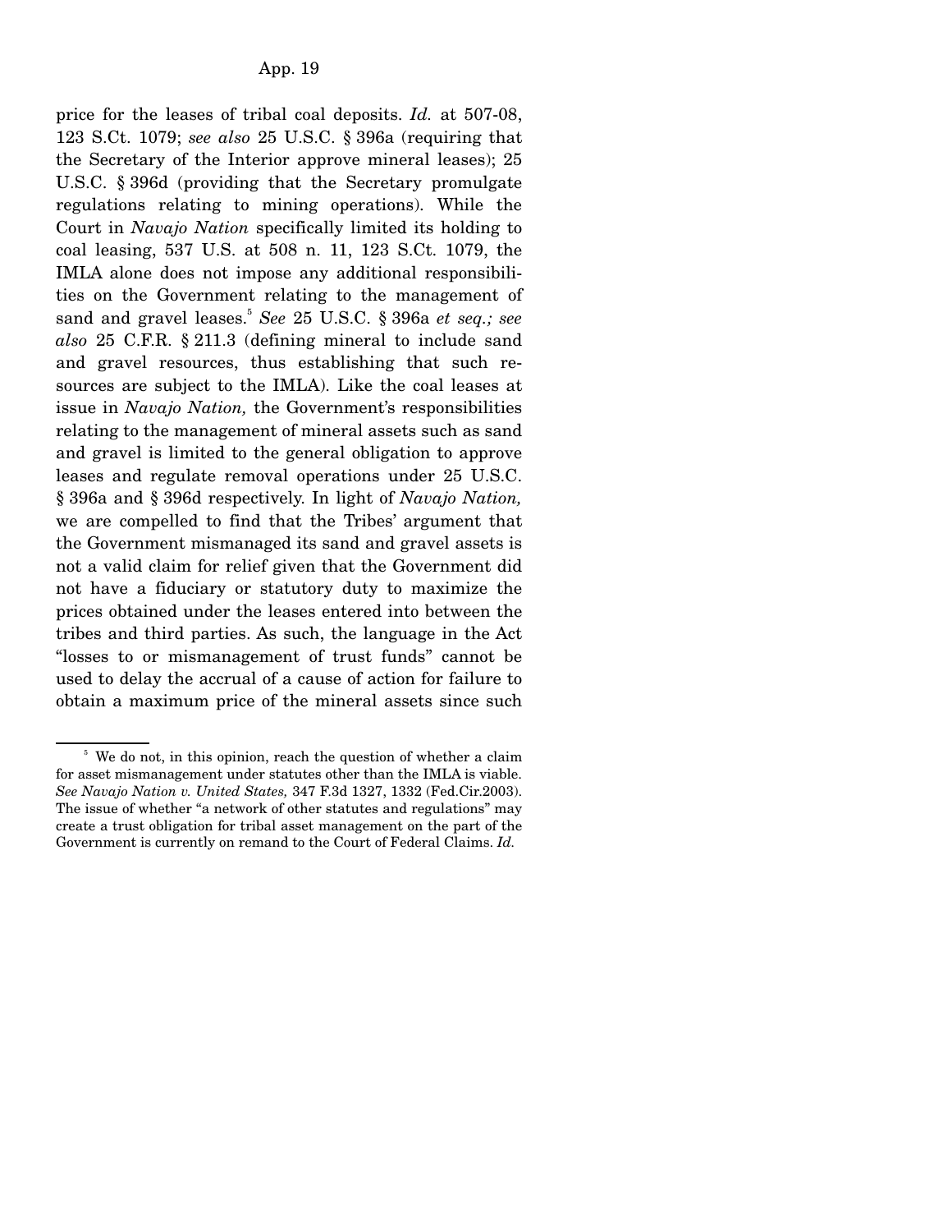price for the leases of tribal coal deposits. *Id.* at 507-08, 123 S.Ct. 1079; *see also* 25 U.S.C. § 396a (requiring that the Secretary of the Interior approve mineral leases); 25 U.S.C. § 396d (providing that the Secretary promulgate regulations relating to mining operations). While the Court in *Navajo Nation* specifically limited its holding to coal leasing, 537 U.S. at 508 n. 11, 123 S.Ct. 1079, the IMLA alone does not impose any additional responsibilities on the Government relating to the management of sand and gravel leases.[5] *See* 25 U.S.C. § 396a *et seq.; see also* 25 C.F.R. § 211.3 (defining mineral to include sand and gravel resources, thus establishing that such resources are subject to the IMLA). Like the coal leases at issue in *Navajo Nation,* the Government's responsibilities relating to the management of mineral assets such as sand and gravel is limited to the general obligation to approve leases and regulate removal operations under 25 U.S.C. § 396a and § 396d respectively. In light of *Navajo Nation,* we are compelled to find that the Tribes' argument that the Government mismanaged its sand and gravel assets is not a valid claim for relief given that the Government did not have a fiduciary or statutory duty to maximize the prices obtained under the leases entered into between the tribes and third parties. As such, the language in the Act "losses to or mismanagement of trust funds" cannot be used to delay the accrual of a cause of action for failure to obtain a maximum price of the mineral assets since such

[5] We do not, in this opinion, reach the question of whether a claim for asset mismanagement under statutes other than the IMLA is viable. *See Navajo Nation v. United States,* 347 F.3d 1327, 1332 (Fed.Cir.2003). The issue of whether "a network of other statutes and regulations" may create a trust obligation for tribal asset management on the part of the Government is currently on remand to the Court of Federal Claims. *Id.*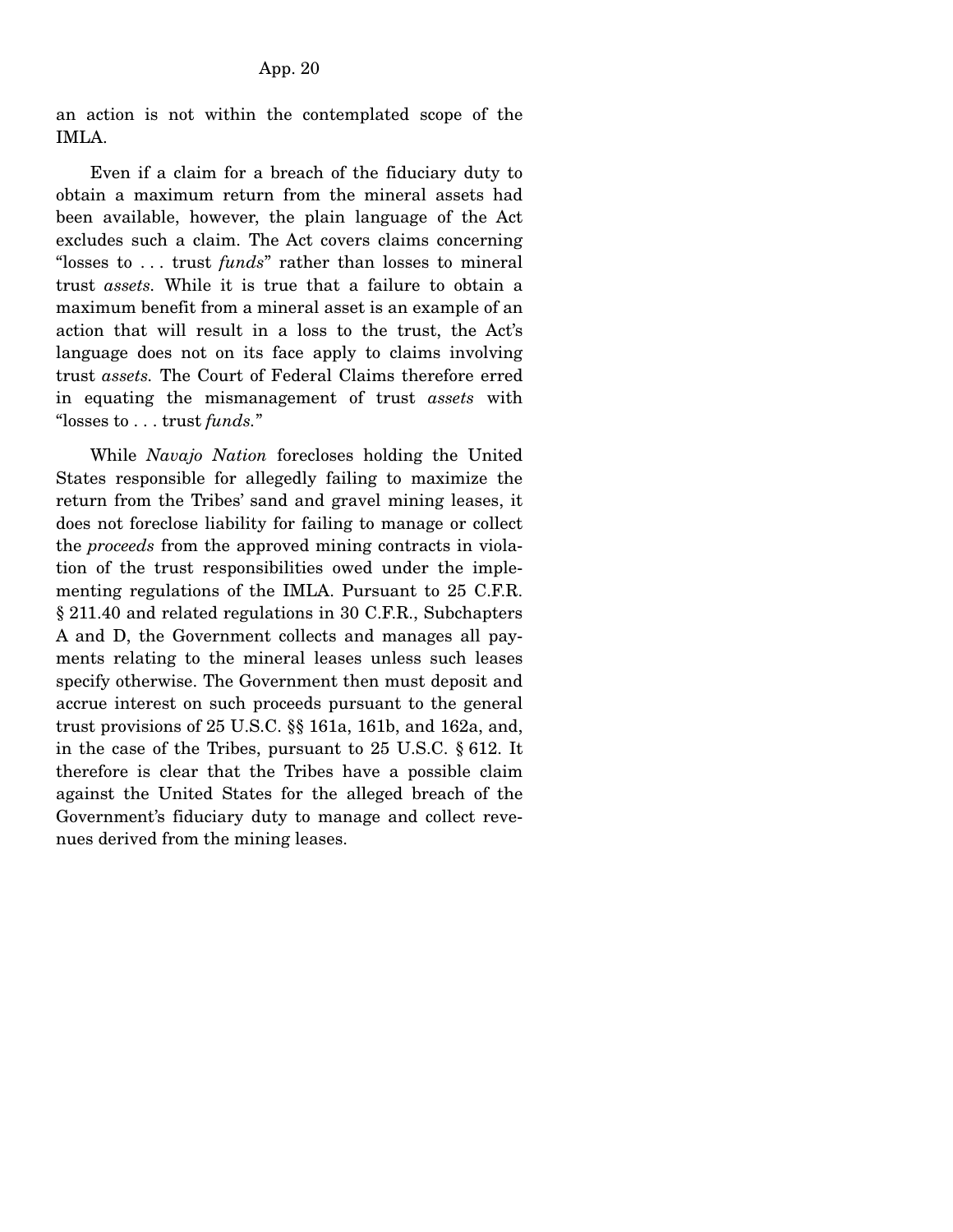an action is not within the contemplated scope of the IMLA.

Even if a claim for a breach of the fiduciary duty to obtain a maximum return from the mineral assets had been available, however, the plain language of the Act excludes such a claim. The Act covers claims concerning "losses to . . . trust *funds*" rather than losses to mineral trust *assets*. While it is true that a failure to obtain a maximum benefit from a mineral asset is an example of an action that will result in a loss to the trust, the Act's language does not on its face apply to claims involving trust *assets*. The Court of Federal Claims therefore erred in equating the mismanagement of trust *assets* with "losses to . . . trust *funds*."

While *Navajo Nation* forecloses holding the United States responsible for allegedly failing to maximize the return from the Tribes' sand and gravel mining leases, it does not foreclose liability for failing to manage or collect the *proceeds* from the approved mining contracts in violation of the trust responsibilities owed under the implementing regulations of the IMLA. Pursuant to 25 C.F.R. § 211.40 and related regulations in 30 C.F.R., Subchapters A and D, the Government collects and manages all payments relating to the mineral leases unless such leases specify otherwise. The Government then must deposit and accrue interest on such proceeds pursuant to the general trust provisions of 25 U.S.C. §§ 161a, 161b, and 162a, and, in the case of the Tribes, pursuant to 25 U.S.C. § 612. It therefore is clear that the Tribes have a possible claim against the United States for the alleged breach of the Government's fiduciary duty to manage and collect revenues derived from the mining leases.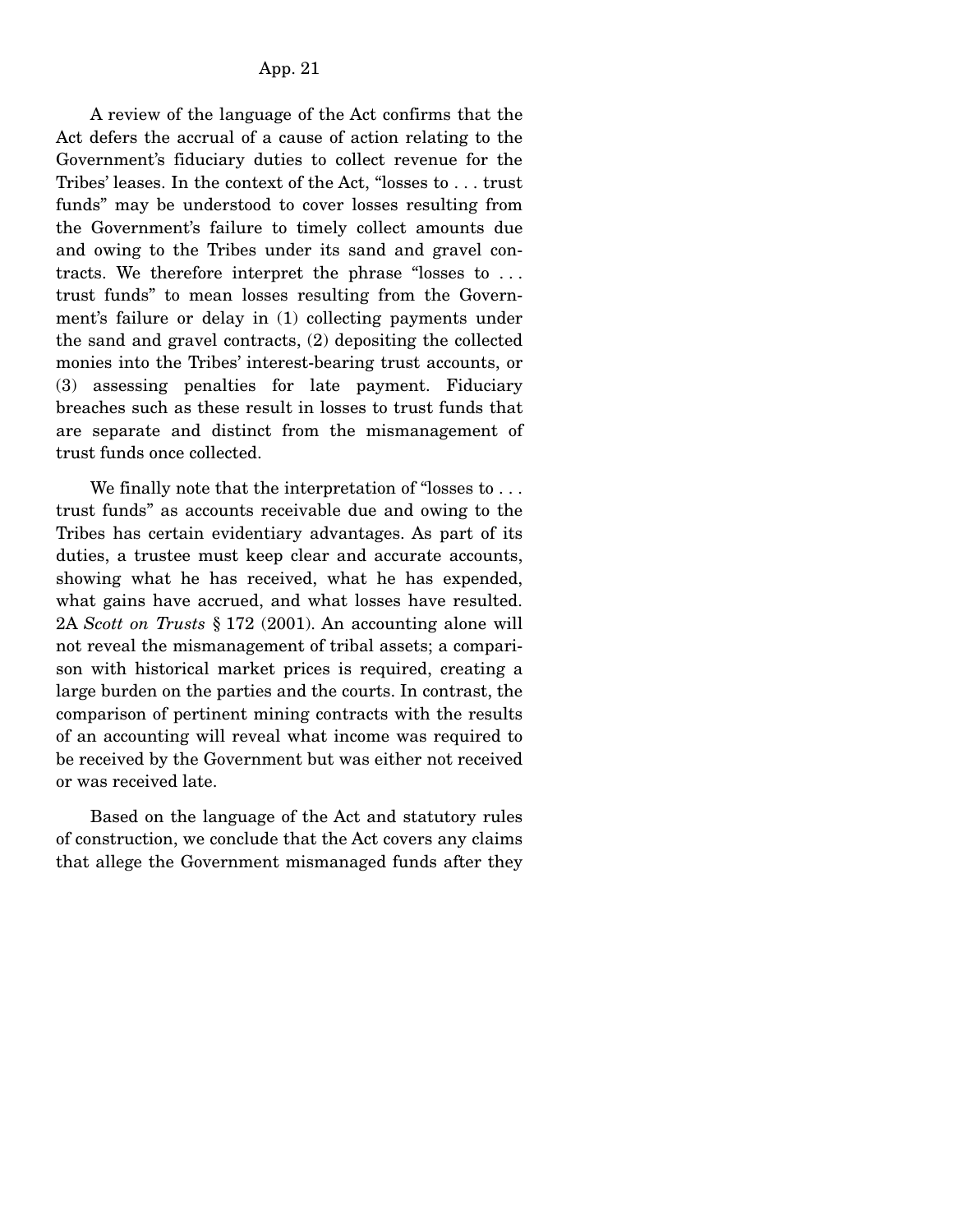A review of the language of the Act confirms that the Act defers the accrual of a cause of action relating to the Government's fiduciary duties to collect revenue for the Tribes' leases. In the context of the Act, "losses to . . . trust funds" may be understood to cover losses resulting from the Government's failure to timely collect amounts due and owing to the Tribes under its sand and gravel contracts. We therefore interpret the phrase "losses to . . . trust funds" to mean losses resulting from the Government's failure or delay in (1) collecting payments under the sand and gravel contracts, (2) depositing the collected monies into the Tribes' interest-bearing trust accounts, or (3) assessing penalties for late payment. Fiduciary breaches such as these result in losses to trust funds that are separate and distinct from the mismanagement of trust funds once collected.

We finally note that the interpretation of "losses to . . . trust funds" as accounts receivable due and owing to the Tribes has certain evidentiary advantages. As part of its duties, a trustee must keep clear and accurate accounts, showing what he has received, what he has expended, what gains have accrued, and what losses have resulted. 2A *Scott on Trusts* § 172 (2001). An accounting alone will not reveal the mismanagement of tribal assets; a comparison with historical market prices is required, creating a large burden on the parties and the courts. In contrast, the comparison of pertinent mining contracts with the results of an accounting will reveal what income was required to be received by the Government but was either not received or was received late.

Based on the language of the Act and statutory rules of construction, we conclude that the Act covers any claims that allege the Government mismanaged funds after they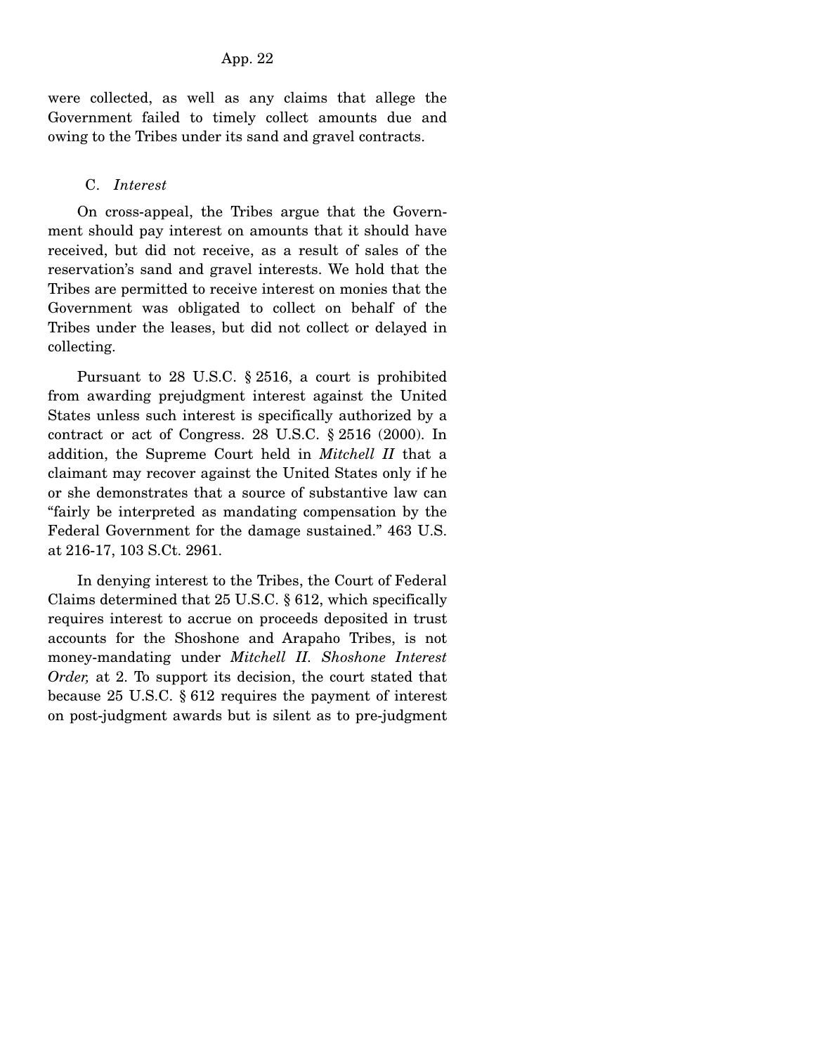were collected, as well as any claims that allege the Government failed to timely collect amounts due and owing to the Tribes under its sand and gravel contracts.

### C. *Interest*

On cross-appeal, the Tribes argue that the Government should pay interest on amounts that it should have received, but did not receive, as a result of sales of the reservation's sand and gravel interests. We hold that the Tribes are permitted to receive interest on monies that the Government was obligated to collect on behalf of the Tribes under the leases, but did not collect or delayed in collecting.

Pursuant to 28 U.S.C. § 2516, a court is prohibited from awarding prejudgment interest against the United States unless such interest is specifically authorized by a contract or act of Congress. 28 U.S.C. § 2516 (2000). In addition, the Supreme Court held in *Mitchell II* that a claimant may recover against the United States only if he or she demonstrates that a source of substantive law can "fairly be interpreted as mandating compensation by the Federal Government for the damage sustained." 463 U.S. at 216-17, 103 S.Ct. 2961.

In denying interest to the Tribes, the Court of Federal Claims determined that 25 U.S.C. § 612, which specifically requires interest to accrue on proceeds deposited in trust accounts for the Shoshone and Arapaho Tribes, is not money-mandating under *Mitchell II*. *Shoshone Interest Order,* at 2. To support its decision, the court stated that because 25 U.S.C. § 612 requires the payment of interest on post-judgment awards but is silent as to pre-judgment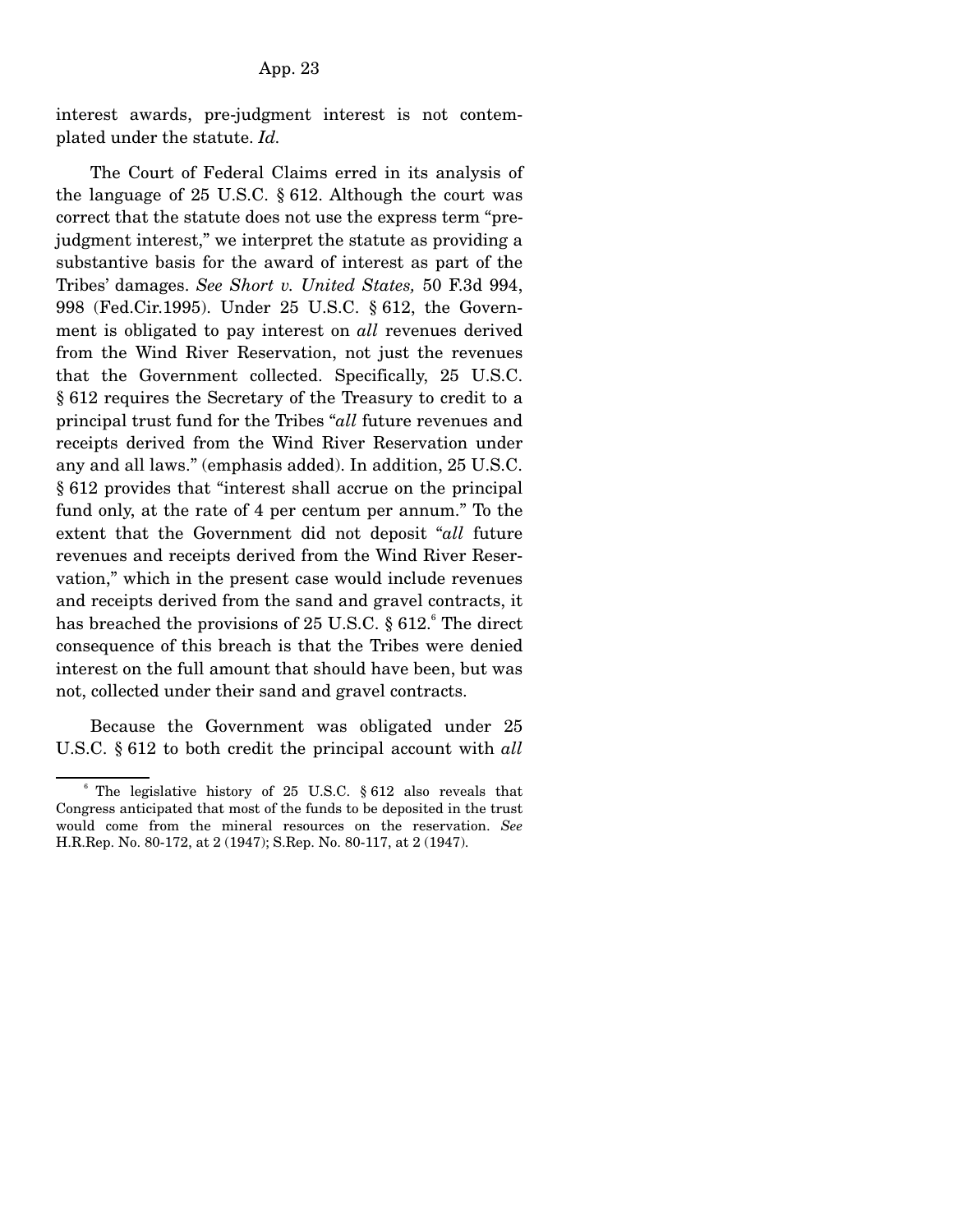interest awards, pre-judgment interest is not contemplated under the statute. *Id.*

The Court of Federal Claims erred in its analysis of the language of 25 U.S.C. § 612. Although the court was correct that the statute does not use the express term "pre-judgment interest," we interpret the statute as providing a substantive basis for the award of interest as part of the Tribes' damages. *See Short v. United States,* 50 F.3d 994, 998 (Fed.Cir.1995). Under 25 U.S.C. § 612, the Government is obligated to pay interest on *all* revenues derived from the Wind River Reservation, not just the revenues that the Government collected. Specifically, 25 U.S.C. § 612 requires the Secretary of the Treasury to credit to a principal trust fund for the Tribes "*all* future revenues and receipts derived from the Wind River Reservation under any and all laws." (emphasis added). In addition, 25 U.S.C. § 612 provides that "interest shall accrue on the principal fund only, at the rate of 4 per centum per annum." To the extent that the Government did not deposit "*all* future revenues and receipts derived from the Wind River Reservation," which in the present case would include revenues and receipts derived from the sand and gravel contracts, it has breached the provisions of 25 U.S.C. § 612.[6] The direct consequence of this breach is that the Tribes were denied interest on the full amount that should have been, but was not, collected under their sand and gravel contracts.

Because the Government was obligated under 25 U.S.C. § 612 to both credit the principal account with *all*

[6] The legislative history of 25 U.S.C. § 612 also reveals that Congress anticipated that most of the funds to be deposited in the trust would come from the mineral resources on the reservation. *See* H.R.Rep. No. 80-172, at 2 (1947); S.Rep. No. 80-117, at 2 (1947).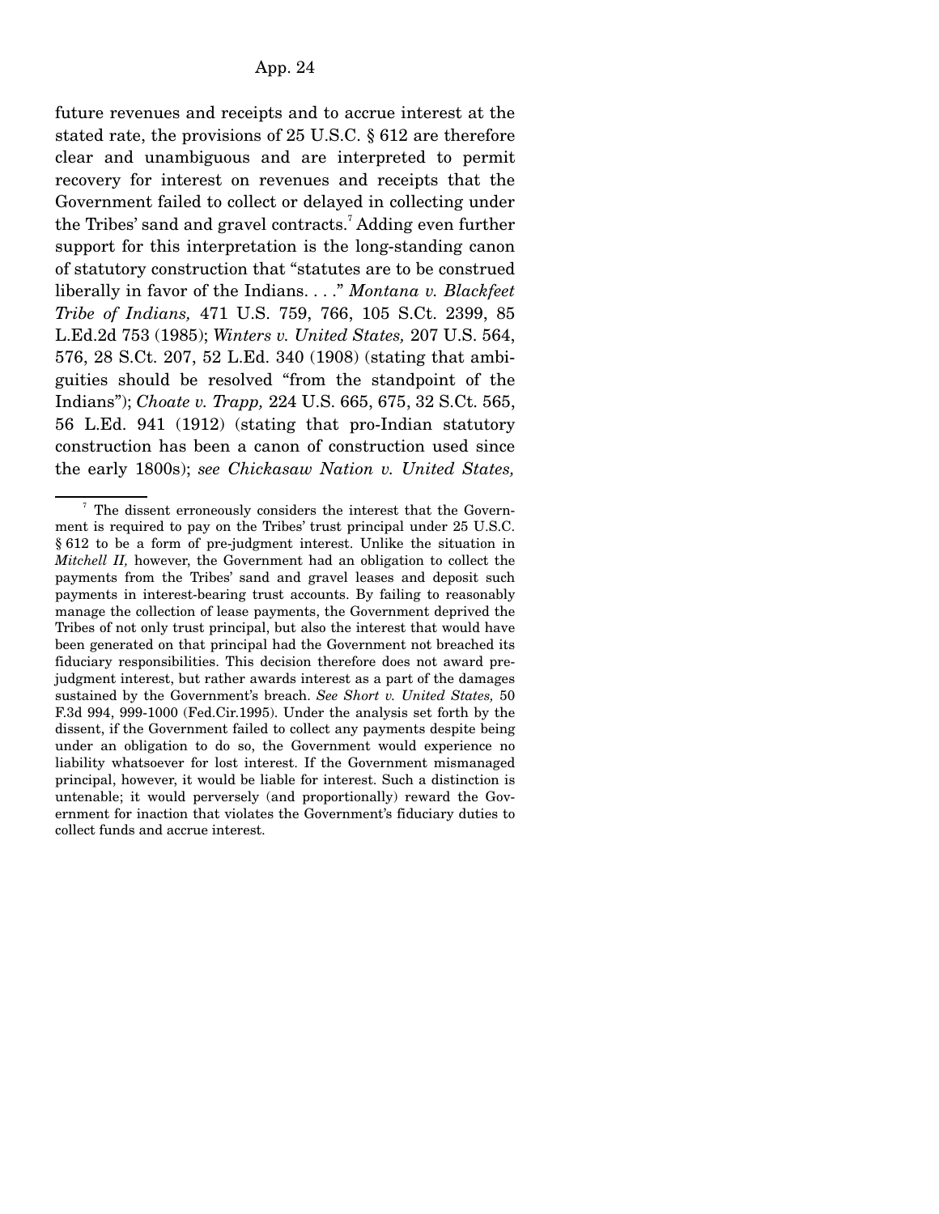future revenues and receipts and to accrue interest at the stated rate, the provisions of 25 U.S.C. § 612 are therefore clear and unambiguous and are interpreted to permit recovery for interest on revenues and receipts that the Government failed to collect or delayed in collecting under the Tribes' sand and gravel contracts.[7] Adding even further support for this interpretation is the long-standing canon of statutory construction that "statutes are to be construed liberally in favor of the Indians. . . ." *Montana v. Blackfeet Tribe of Indians,* 471 U.S. 759, 766, 105 S.Ct. 2399, 85 L.Ed.2d 753 (1985); *Winters v. United States,* 207 U.S. 564, 576, 28 S.Ct. 207, 52 L.Ed. 340 (1908) (stating that ambiguities should be resolved "from the standpoint of the Indians"); *Choate v. Trapp,* 224 U.S. 665, 675, 32 S.Ct. 565, 56 L.Ed. 941 (1912) (stating that pro-Indian statutory construction has been a canon of construction used since the early 1800s); *see Chickasaw Nation v. United States,*

---

[7] The dissent erroneously considers the interest that the Government is required to pay on the Tribes' trust principal under 25 U.S.C. § 612 to be a form of pre-judgment interest. Unlike the situation in *Mitchell II,* however, the Government had an obligation to collect the payments from the Tribes' sand and gravel leases and deposit such payments in interest-bearing trust accounts. By failing to reasonably manage the collection of lease payments, the Government deprived the Tribes of not only trust principal, but also the interest that would have been generated on that principal had the Government not breached its fiduciary responsibilities. This decision therefore does not award prejudgment interest, but rather awards interest as a part of the damages sustained by the Government's breach. *See Short v. United States,* 50 F.3d 994, 999-1000 (Fed.Cir.1995). Under the analysis set forth by the dissent, if the Government failed to collect any payments despite being under an obligation to do so, the Government would experience no liability whatsoever for lost interest. If the Government mismanaged principal, however, it would be liable for interest. Such a distinction is untenable; it would perversely (and proportionally) reward the Government for inaction that violates the Government's fiduciary duties to collect funds and accrue interest.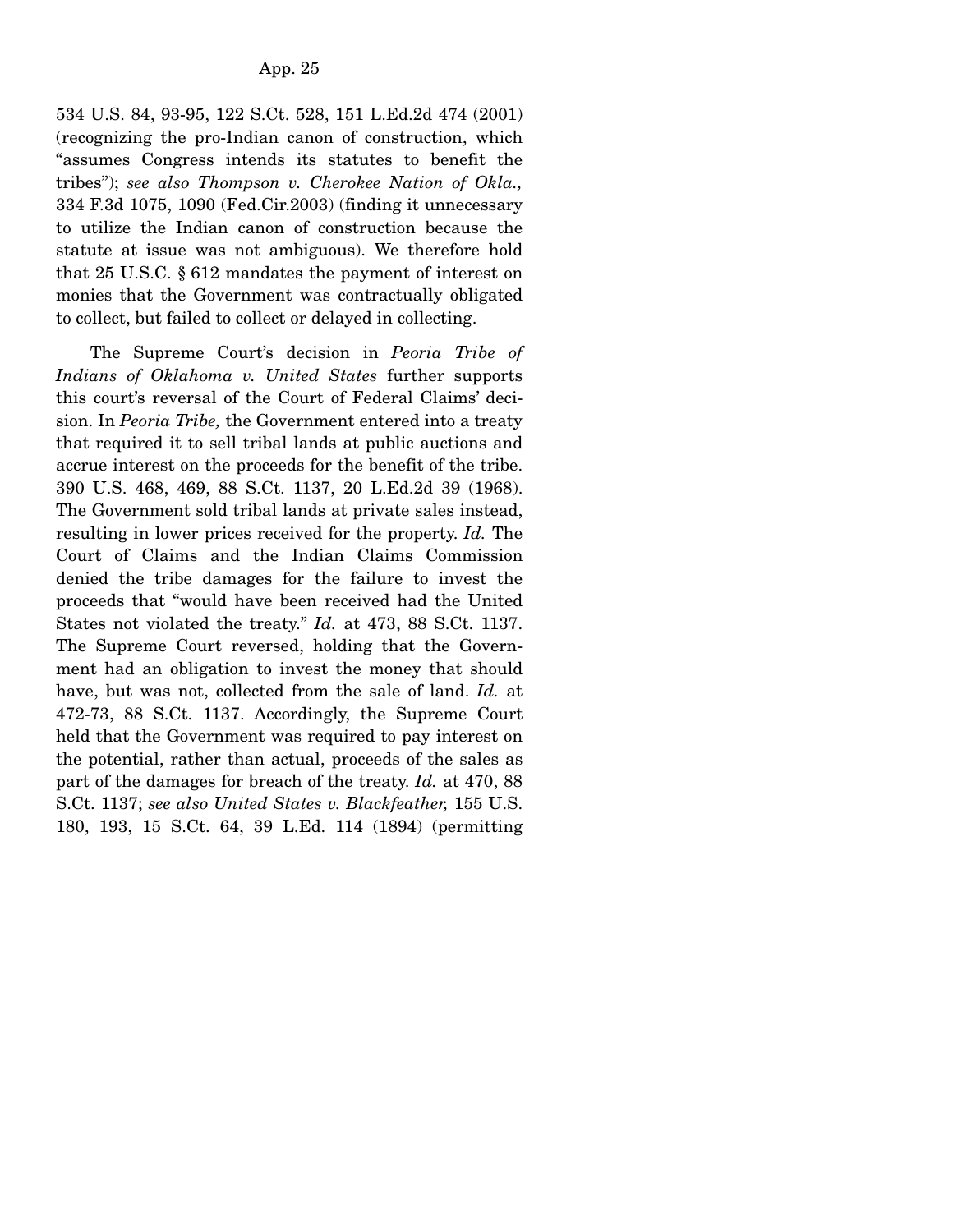534 U.S. 84, 93-95, 122 S.Ct. 528, 151 L.Ed.2d 474 (2001) (recognizing the pro-Indian canon of construction, which "assumes Congress intends its statutes to benefit the tribes"); *see also Thompson v. Cherokee Nation of Okla.,* 334 F.3d 1075, 1090 (Fed.Cir.2003) (finding it unnecessary to utilize the Indian canon of construction because the statute at issue was not ambiguous). We therefore hold that 25 U.S.C. § 612 mandates the payment of interest on monies that the Government was contractually obligated to collect, but failed to collect or delayed in collecting.

The Supreme Court's decision in *Peoria Tribe of Indians of Oklahoma v. United States* further supports this court's reversal of the Court of Federal Claims' decision. In *Peoria Tribe,* the Government entered into a treaty that required it to sell tribal lands at public auctions and accrue interest on the proceeds for the benefit of the tribe. 390 U.S. 468, 469, 88 S.Ct. 1137, 20 L.Ed.2d 39 (1968). The Government sold tribal lands at private sales instead, resulting in lower prices received for the property. *Id.* The Court of Claims and the Indian Claims Commission denied the tribe damages for the failure to invest the proceeds that "would have been received had the United States not violated the treaty." *Id.* at 473, 88 S.Ct. 1137. The Supreme Court reversed, holding that the Government had an obligation to invest the money that should have, but was not, collected from the sale of land. *Id.* at 472-73, 88 S.Ct. 1137. Accordingly, the Supreme Court held that the Government was required to pay interest on the potential, rather than actual, proceeds of the sales as part of the damages for breach of the treaty. *Id.* at 470, 88 S.Ct. 1137; *see also United States v. Blackfeather,* 155 U.S. 180, 193, 15 S.Ct. 64, 39 L.Ed. 114 (1894) (permitting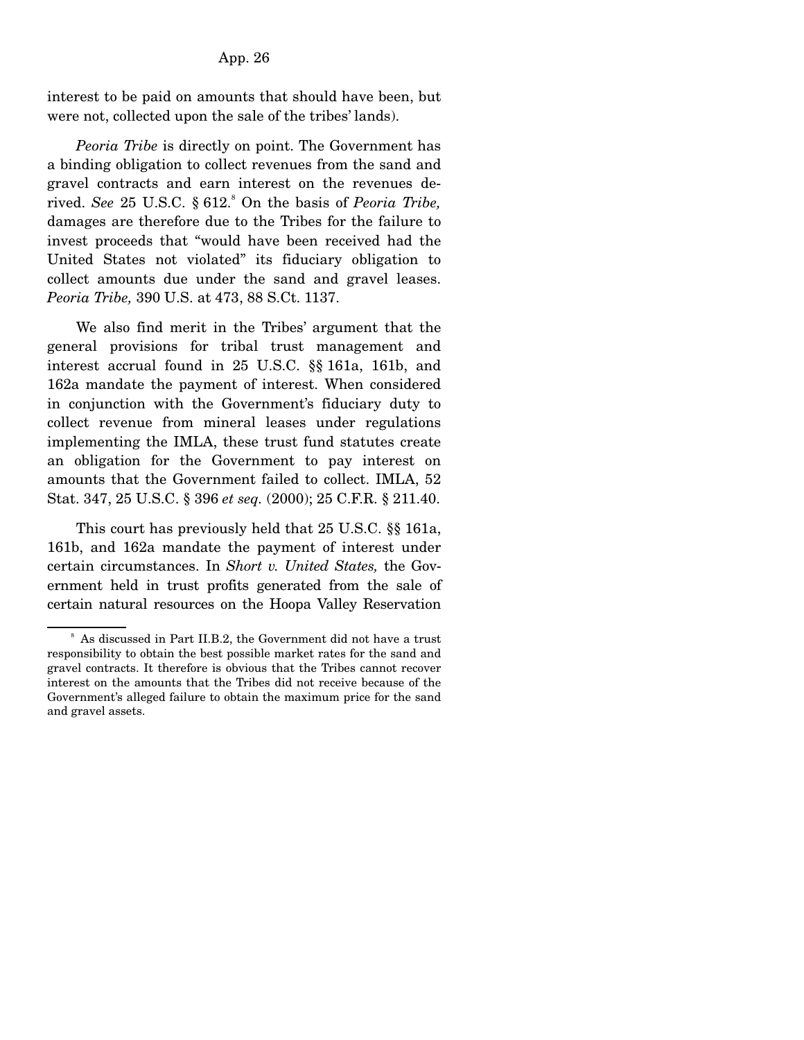interest to be paid on amounts that should have been, but were not, collected upon the sale of the tribes' lands).

*Peoria Tribe* is directly on point. The Government has a binding obligation to collect revenues from the sand and gravel contracts and earn interest on the revenues derived. *See* 25 U.S.C. § 612.[8] On the basis of *Peoria Tribe,* damages are therefore due to the Tribes for the failure to invest proceeds that "would have been received had the United States not violated" its fiduciary obligation to collect amounts due under the sand and gravel leases. *Peoria Tribe,* 390 U.S. at 473, 88 S.Ct. 1137.

We also find merit in the Tribes' argument that the general provisions for tribal trust management and interest accrual found in 25 U.S.C. §§ 161a, 161b, and 162a mandate the payment of interest. When considered in conjunction with the Government's fiduciary duty to collect revenue from mineral leases under regulations implementing the IMLA, these trust fund statutes create an obligation for the Government to pay interest on amounts that the Government failed to collect. IMLA, 52 Stat. 347, 25 U.S.C. § 396 *et seq.* (2000); 25 C.F.R. § 211.40.

This court has previously held that 25 U.S.C. §§ 161a, 161b, and 162a mandate the payment of interest under certain circumstances. In *Short v. United States,* the Government held in trust profits generated from the sale of certain natural resources on the Hoopa Valley Reservation

---

[8] As discussed in Part II.B.2, the Government did not have a trust responsibility to obtain the best possible market rates for the sand and gravel contracts. It therefore is obvious that the Tribes cannot recover interest on the amounts that the Tribes did not receive because of the Government's alleged failure to obtain the maximum price for the sand and gravel assets.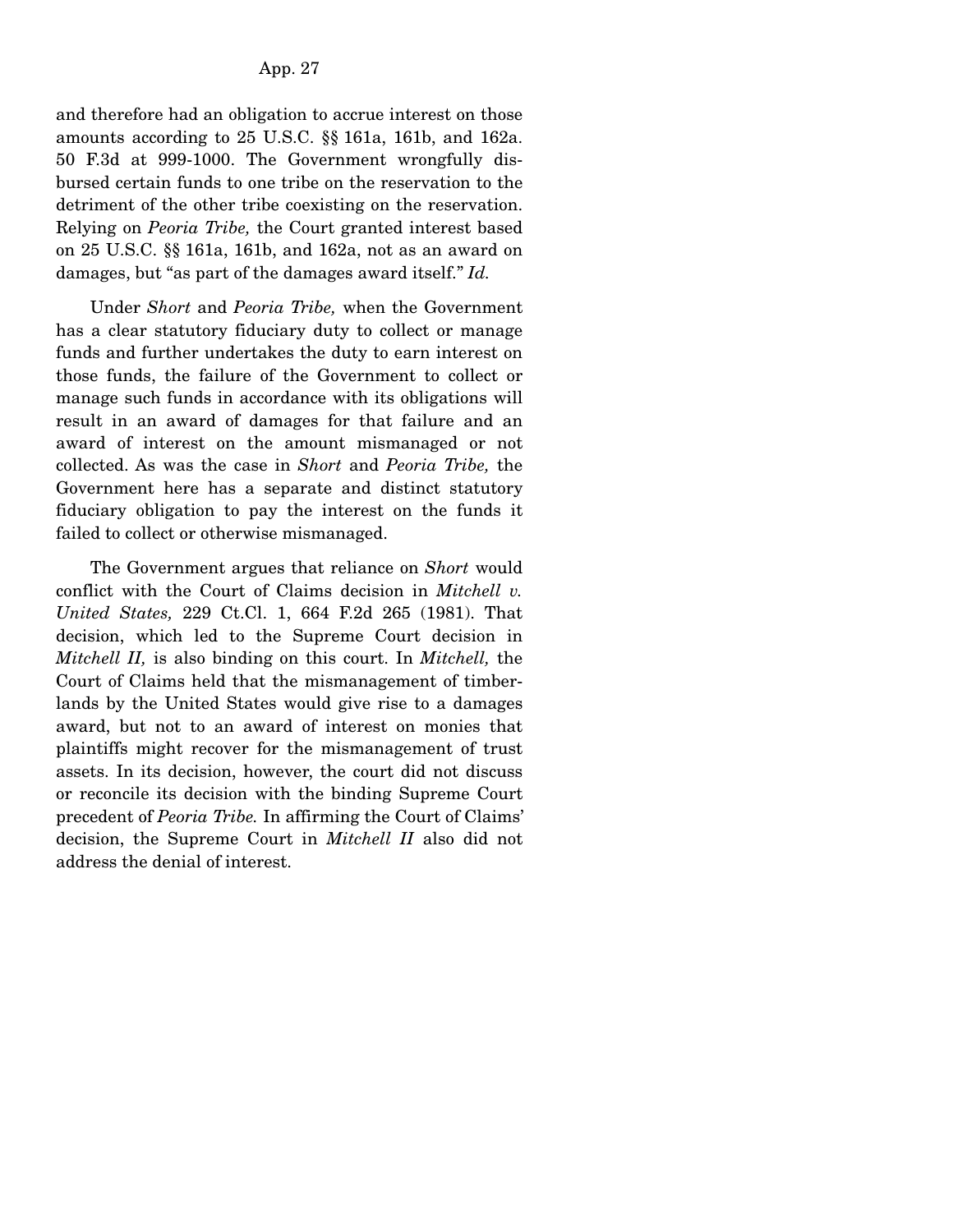and therefore had an obligation to accrue interest on those amounts according to 25 U.S.C. §§ 161a, 161b, and 162a. 50 F.3d at 999-1000. The Government wrongfully disbursed certain funds to one tribe on the reservation to the detriment of the other tribe coexisting on the reservation. Relying on *Peoria Tribe,* the Court granted interest based on 25 U.S.C. §§ 161a, 161b, and 162a, not as an award on damages, but "as part of the damages award itself." *Id.*

Under *Short* and *Peoria Tribe,* when the Government has a clear statutory fiduciary duty to collect or manage funds and further undertakes the duty to earn interest on those funds, the failure of the Government to collect or manage such funds in accordance with its obligations will result in an award of damages for that failure and an award of interest on the amount mismanaged or not collected. As was the case in *Short* and *Peoria Tribe,* the Government here has a separate and distinct statutory fiduciary obligation to pay the interest on the funds it failed to collect or otherwise mismanaged.

The Government argues that reliance on *Short* would conflict with the Court of Claims decision in *Mitchell v. United States,* 229 Ct.Cl. 1, 664 F.2d 265 (1981). That decision, which led to the Supreme Court decision in *Mitchell II,* is also binding on this court. In *Mitchell,* the Court of Claims held that the mismanagement of timberlands by the United States would give rise to a damages award, but not to an award of interest on monies that plaintiffs might recover for the mismanagement of trust assets. In its decision, however, the court did not discuss or reconcile its decision with the binding Supreme Court precedent of *Peoria Tribe.* In affirming the Court of Claims' decision, the Supreme Court in *Mitchell II* also did not address the denial of interest.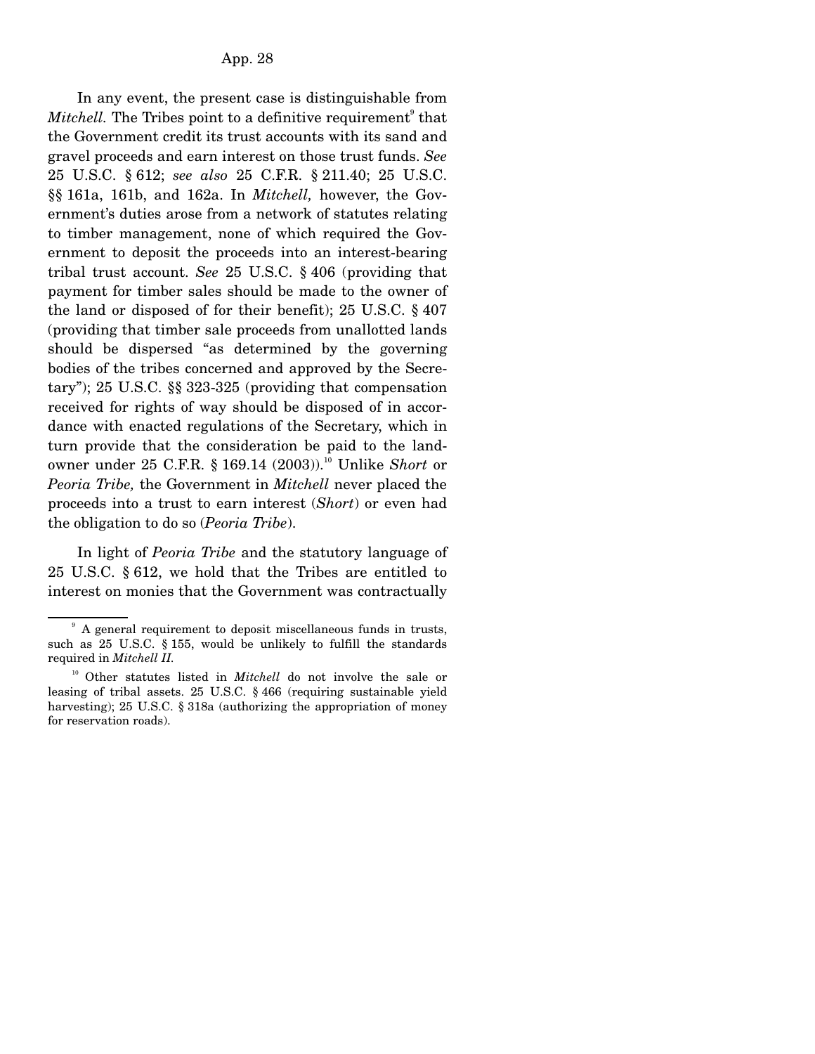In any event, the present case is distinguishable from *Mitchell*. The Tribes point to a definitive requirement[9] that the Government credit its trust accounts with its sand and gravel proceeds and earn interest on those trust funds. *See* 25 U.S.C. § 612; *see also* 25 C.F.R. § 211.40; 25 U.S.C. §§ 161a, 161b, and 162a. In *Mitchell,* however, the Government's duties arose from a network of statutes relating to timber management, none of which required the Government to deposit the proceeds into an interest-bearing tribal trust account. *See* 25 U.S.C. § 406 (providing that payment for timber sales should be made to the owner of the land or disposed of for their benefit); 25 U.S.C. § 407 (providing that timber sale proceeds from unallotted lands should be dispersed "as determined by the governing bodies of the tribes concerned and approved by the Secretary"); 25 U.S.C. §§ 323-325 (providing that compensation received for rights of way should be disposed of in accordance with enacted regulations of the Secretary, which in turn provide that the consideration be paid to the landowner under 25 C.F.R. § 169.14 (2003)).[10] Unlike *Short* or *Peoria Tribe,* the Government in *Mitchell* never placed the proceeds into a trust to earn interest (*Short*) or even had the obligation to do so (*Peoria Tribe*).

In light of *Peoria Tribe* and the statutory language of 25 U.S.C. § 612, we hold that the Tribes are entitled to interest on monies that the Government was contractually

---

[9] A general requirement to deposit miscellaneous funds in trusts, such as 25 U.S.C. § 155, would be unlikely to fulfill the standards required in *Mitchell II.*

[10] Other statutes listed in *Mitchell* do not involve the sale or leasing of tribal assets. 25 U.S.C. § 466 (requiring sustainable yield harvesting); 25 U.S.C. § 318a (authorizing the appropriation of money for reservation roads).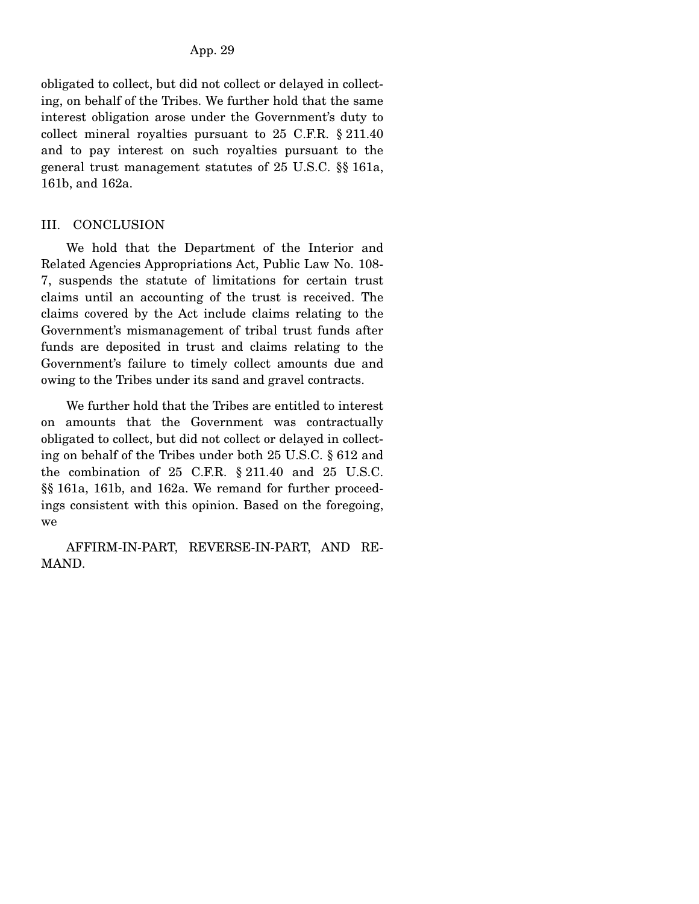obligated to collect, but did not collect or delayed in collecting, on behalf of the Tribes. We further hold that the same interest obligation arose under the Government's duty to collect mineral royalties pursuant to 25 C.F.R. § 211.40 and to pay interest on such royalties pursuant to the general trust management statutes of 25 U.S.C. §§ 161a, 161b, and 162a.

## III. CONCLUSION

We hold that the Department of the Interior and Related Agencies Appropriations Act, Public Law No. 108-7, suspends the statute of limitations for certain trust claims until an accounting of the trust is received. The claims covered by the Act include claims relating to the Government's mismanagement of tribal trust funds after funds are deposited in trust and claims relating to the Government's failure to timely collect amounts due and owing to the Tribes under its sand and gravel contracts.

We further hold that the Tribes are entitled to interest on amounts that the Government was contractually obligated to collect, but did not collect or delayed in collecting on behalf of the Tribes under both 25 U.S.C. § 612 and the combination of 25 C.F.R. § 211.40 and 25 U.S.C. §§ 161a, 161b, and 162a. We remand for further proceedings consistent with this opinion. Based on the foregoing, we

AFFIRM-IN-PART, REVERSE-IN-PART, AND REMAND.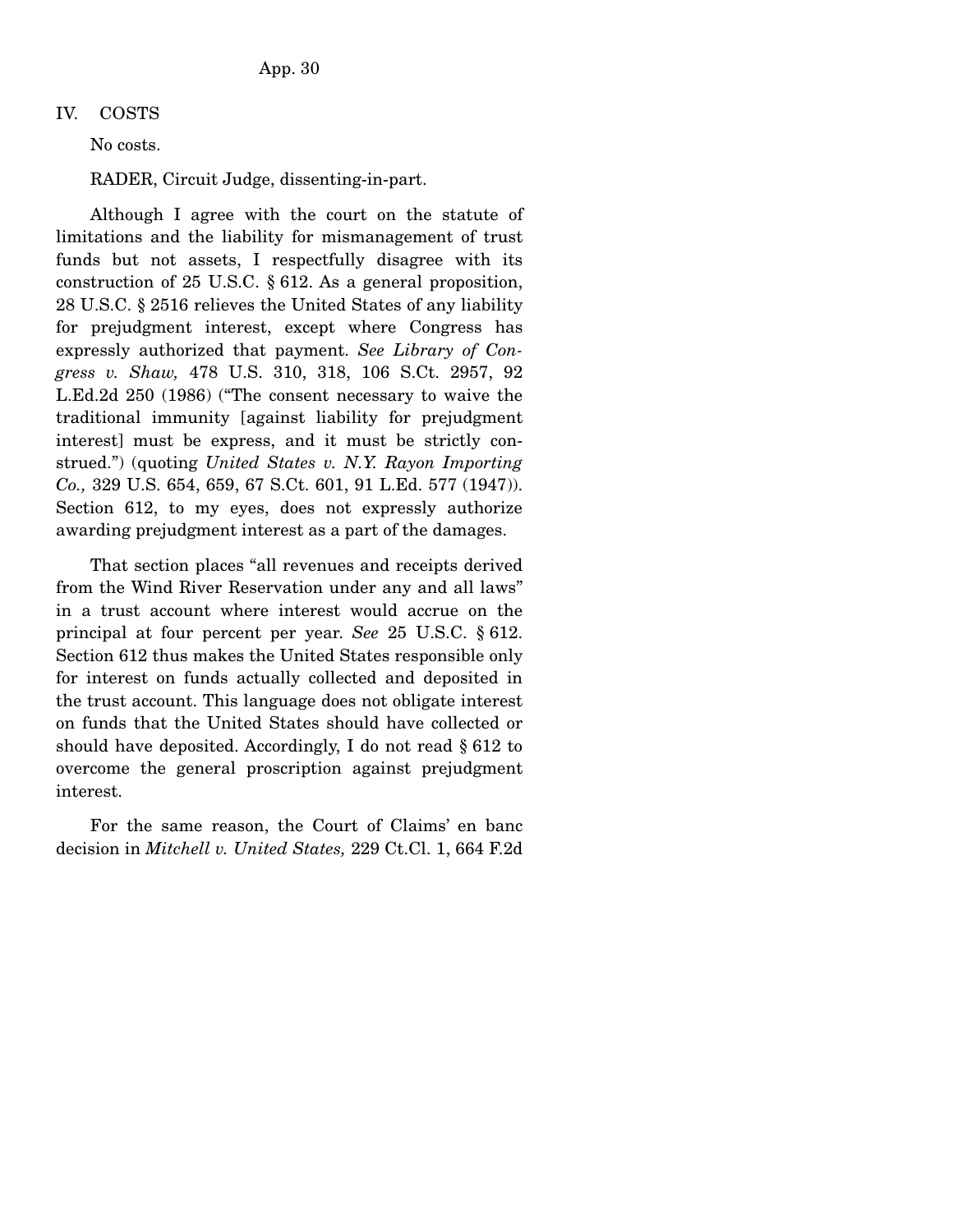## IV. COSTS

No costs.

RADER, Circuit Judge, dissenting-in-part.

Although I agree with the court on the statute of limitations and the liability for mismanagement of trust funds but not assets, I respectfully disagree with its construction of 25 U.S.C. § 612. As a general proposition, 28 U.S.C. § 2516 relieves the United States of any liability for prejudgment interest, except where Congress has expressly authorized that payment. *See Library of Congress v. Shaw,* 478 U.S. 310, 318, 106 S.Ct. 2957, 92 L.Ed.2d 250 (1986) ("The consent necessary to waive the traditional immunity [against liability for prejudgment interest] must be express, and it must be strictly construed.") (quoting *United States v. N.Y. Rayon Importing Co.,* 329 U.S. 654, 659, 67 S.Ct. 601, 91 L.Ed. 577 (1947)). Section 612, to my eyes, does not expressly authorize awarding prejudgment interest as a part of the damages.

That section places "all revenues and receipts derived from the Wind River Reservation under any and all laws" in a trust account where interest would accrue on the principal at four percent per year. *See* 25 U.S.C. § 612. Section 612 thus makes the United States responsible only for interest on funds actually collected and deposited in the trust account. This language does not obligate interest on funds that the United States should have collected or should have deposited. Accordingly, I do not read § 612 to overcome the general proscription against prejudgment interest.

For the same reason, the Court of Claims' en banc decision in *Mitchell v. United States,* 229 Ct.Cl. 1, 664 F.2d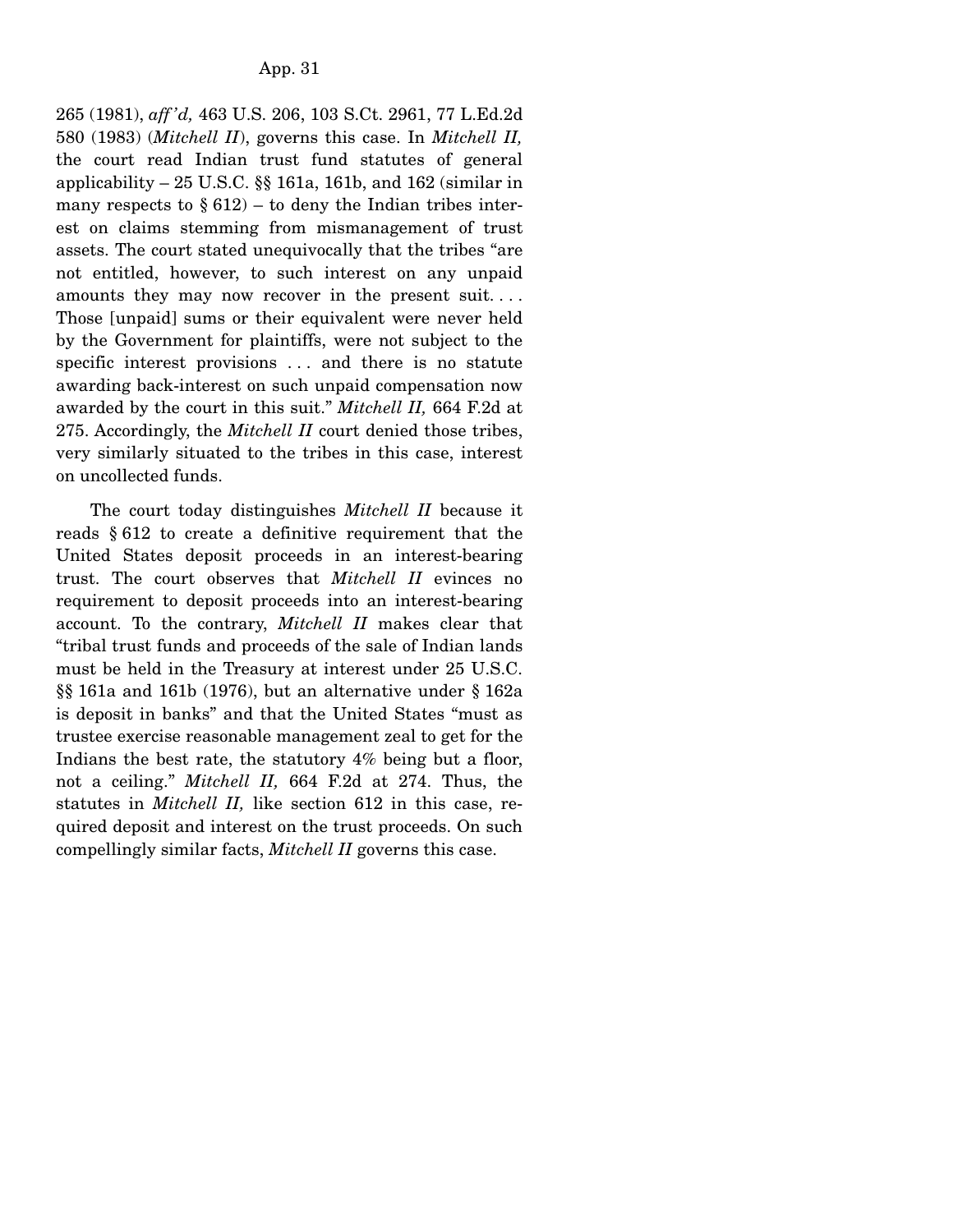265 (1981), *aff'd,* 463 U.S. 206, 103 S.Ct. 2961, 77 L.Ed.2d 580 (1983) (*Mitchell II*), governs this case. In *Mitchell II,* the court read Indian trust fund statutes of general applicability – 25 U.S.C. §§ 161a, 161b, and 162 (similar in many respects to § 612) – to deny the Indian tribes interest on claims stemming from mismanagement of trust assets. The court stated unequivocally that the tribes "are not entitled, however, to such interest on any unpaid amounts they may now recover in the present suit. . . . Those [unpaid] sums or their equivalent were never held by the Government for plaintiffs, were not subject to the specific interest provisions . . . and there is no statute awarding back-interest on such unpaid compensation now awarded by the court in this suit." *Mitchell II,* 664 F.2d at 275. Accordingly, the *Mitchell II* court denied those tribes, very similarly situated to the tribes in this case, interest on uncollected funds.

The court today distinguishes *Mitchell II* because it reads § 612 to create a definitive requirement that the United States deposit proceeds in an interest-bearing trust. The court observes that *Mitchell II* evinces no requirement to deposit proceeds into an interest-bearing account. To the contrary, *Mitchell II* makes clear that "tribal trust funds and proceeds of the sale of Indian lands must be held in the Treasury at interest under 25 U.S.C. §§ 161a and 161b (1976), but an alternative under § 162a is deposit in banks" and that the United States "must as trustee exercise reasonable management zeal to get for the Indians the best rate, the statutory 4% being but a floor, not a ceiling." *Mitchell II,* 664 F.2d at 274. Thus, the statutes in *Mitchell II,* like section 612 in this case, required deposit and interest on the trust proceeds. On such compellingly similar facts, *Mitchell II* governs this case.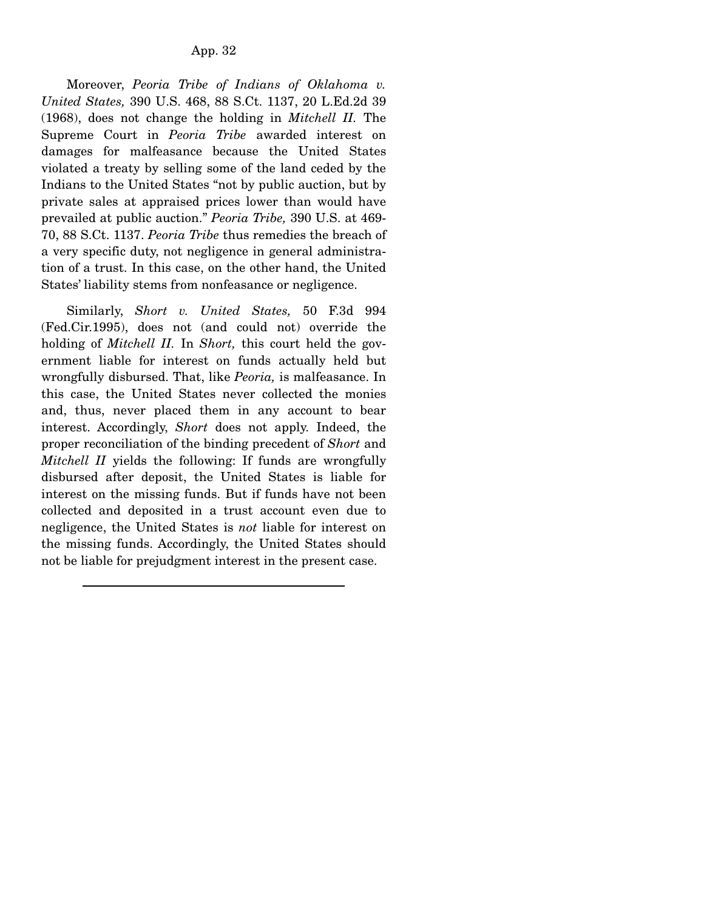Moreover, *Peoria Tribe of Indians of Oklahoma v. United States,* 390 U.S. 468, 88 S.Ct. 1137, 20 L.Ed.2d 39 (1968), does not change the holding in *Mitchell II.* The Supreme Court in *Peoria Tribe* awarded interest on damages for malfeasance because the United States violated a treaty by selling some of the land ceded by the Indians to the United States "not by public auction, but by private sales at appraised prices lower than would have prevailed at public auction." *Peoria Tribe,* 390 U.S. at 469-70, 88 S.Ct. 1137. *Peoria Tribe* thus remedies the breach of a very specific duty, not negligence in general administration of a trust. In this case, on the other hand, the United States' liability stems from nonfeasance or negligence.

Similarly, *Short v. United States,* 50 F.3d 994 (Fed.Cir.1995), does not (and could not) override the holding of *Mitchell II.* In *Short,* this court held the government liable for interest on funds actually held but wrongfully disbursed. That, like *Peoria,* is malfeasance. In this case, the United States never collected the monies and, thus, never placed them in any account to bear interest. Accordingly, *Short* does not apply. Indeed, the proper reconciliation of the binding precedent of *Short* and *Mitchell II* yields the following: If funds are wrongfully disbursed after deposit, the United States is liable for interest on the missing funds. But if funds have not been collected and deposited in a trust account even due to negligence, the United States is *not* liable for interest on the missing funds. Accordingly, the United States should not be liable for prejudgment interest in the present case.

---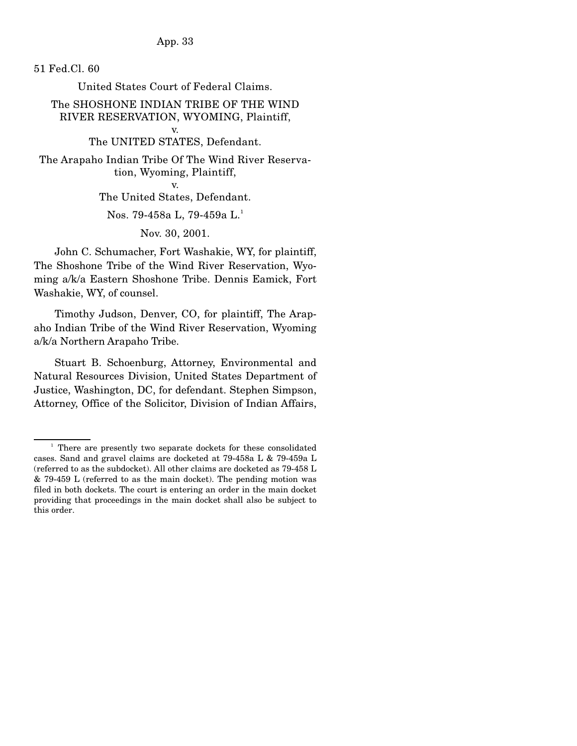51 Fed.Cl. 60

United States Court of Federal Claims.

The SHOSHONE INDIAN TRIBE OF THE WIND RIVER RESERVATION, WYOMING, Plaintiff,

v.

The UNITED STATES, Defendant.

The Arapaho Indian Tribe Of The Wind River Reservation, Wyoming, Plaintiff,

v.

The United States, Defendant.

Nos. 79-458a L, 79-459a L.[1]

Nov. 30, 2001.

John C. Schumacher, Fort Washakie, WY, for plaintiff, The Shoshone Tribe of the Wind River Reservation, Wyoming a/k/a Eastern Shoshone Tribe. Dennis Eamick, Fort Washakie, WY, of counsel.

Timothy Judson, Denver, CO, for plaintiff, The Arapaho Indian Tribe of the Wind River Reservation, Wyoming a/k/a Northern Arapaho Tribe.

Stuart B. Schoenburg, Attorney, Environmental and Natural Resources Division, United States Department of Justice, Washington, DC, for defendant. Stephen Simpson, Attorney, Office of the Solicitor, Division of Indian Affairs,

---

[1] There are presently two separate dockets for these consolidated cases. Sand and gravel claims are docketed at 79-458a L & 79-459a L (referred to as the subdocket). All other claims are docketed as 79-458 L & 79-459 L (referred to as the main docket). The pending motion was filed in both dockets. The court is entering an order in the main docket providing that proceedings in the main docket shall also be subject to this order.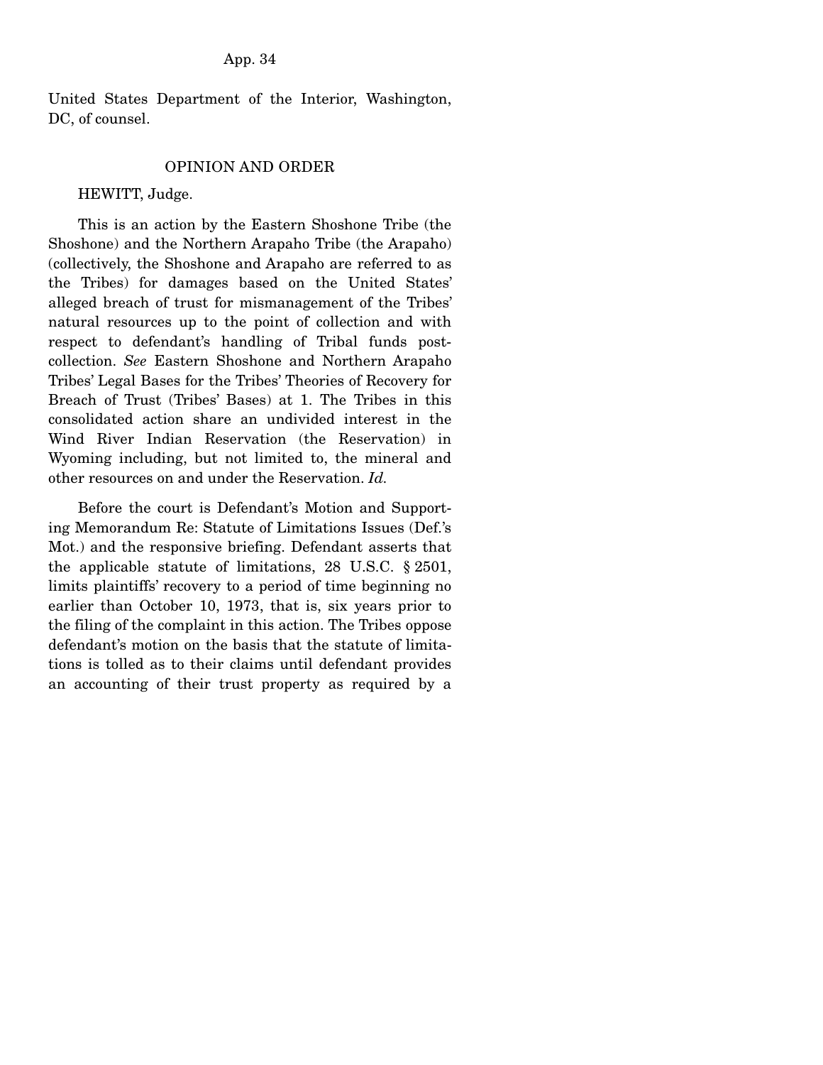United States Department of the Interior, Washington, DC, of counsel.

## OPINION AND ORDER

HEWITT, Judge.

This is an action by the Eastern Shoshone Tribe (the Shoshone) and the Northern Arapaho Tribe (the Arapaho) (collectively, the Shoshone and Arapaho are referred to as the Tribes) for damages based on the United States' alleged breach of trust for mismanagement of the Tribes' natural resources up to the point of collection and with respect to defendant's handling of Tribal funds post-collection. *See* Eastern Shoshone and Northern Arapaho Tribes' Legal Bases for the Tribes' Theories of Recovery for Breach of Trust (Tribes' Bases) at 1. The Tribes in this consolidated action share an undivided interest in the Wind River Indian Reservation (the Reservation) in Wyoming including, but not limited to, the mineral and other resources on and under the Reservation. *Id.*

Before the court is Defendant's Motion and Supporting Memorandum Re: Statute of Limitations Issues (Def.'s Mot.) and the responsive briefing. Defendant asserts that the applicable statute of limitations, 28 U.S.C. § 2501, limits plaintiffs' recovery to a period of time beginning no earlier than October 10, 1973, that is, six years prior to the filing of the complaint in this action. The Tribes oppose defendant's motion on the basis that the statute of limitations is tolled as to their claims until defendant provides an accounting of their trust property as required by a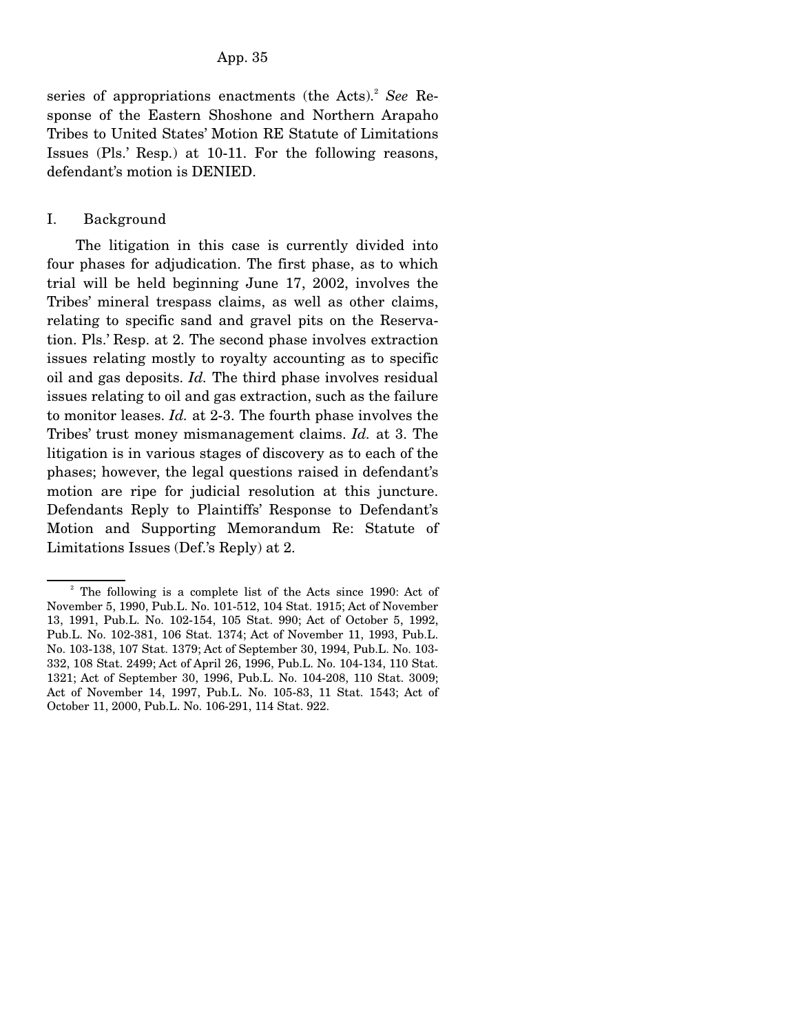series of appropriations enactments (the Acts).[2] *See* Response of the Eastern Shoshone and Northern Arapaho Tribes to United States' Motion RE Statute of Limitations Issues (Pls.' Resp.) at 10-11. For the following reasons, defendant's motion is DENIED.

## I. Background

The litigation in this case is currently divided into four phases for adjudication. The first phase, as to which trial will be held beginning June 17, 2002, involves the Tribes' mineral trespass claims, as well as other claims, relating to specific sand and gravel pits on the Reservation. Pls.' Resp. at 2. The second phase involves extraction issues relating mostly to royalty accounting as to specific oil and gas deposits. *Id.* The third phase involves residual issues relating to oil and gas extraction, such as the failure to monitor leases. *Id.* at 2-3. The fourth phase involves the Tribes' trust money mismanagement claims. *Id.* at 3. The litigation is in various stages of discovery as to each of the phases; however, the legal questions raised in defendant's motion are ripe for judicial resolution at this juncture. Defendants Reply to Plaintiffs' Response to Defendant's Motion and Supporting Memorandum Re: Statute of Limitations Issues (Def.'s Reply) at 2.

---

[2] The following is a complete list of the Acts since 1990: Act of November 5, 1990, Pub.L. No. 101-512, 104 Stat. 1915; Act of November 13, 1991, Pub.L. No. 102-154, 105 Stat. 990; Act of October 5, 1992, Pub.L. No. 102-381, 106 Stat. 1374; Act of November 11, 1993, Pub.L. No. 103-138, 107 Stat. 1379; Act of September 30, 1994, Pub.L. No. 103-332, 108 Stat. 2499; Act of April 26, 1996, Pub.L. No. 104-134, 110 Stat. 1321; Act of September 30, 1996, Pub.L. No. 104-208, 110 Stat. 3009; Act of November 14, 1997, Pub.L. No. 105-83, 11 Stat. 1543; Act of October 11, 2000, Pub.L. No. 106-291, 114 Stat. 922.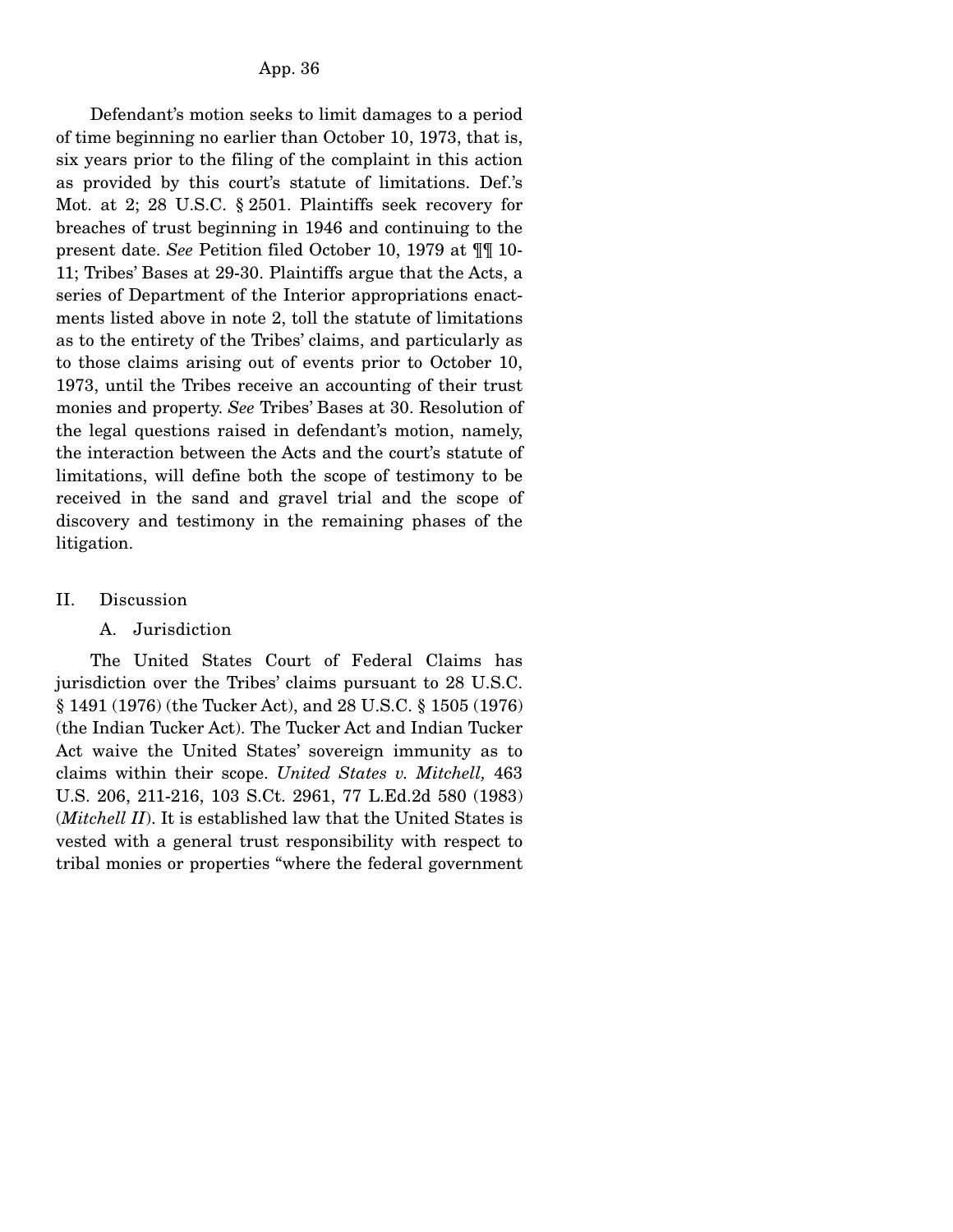Defendant's motion seeks to limit damages to a period of time beginning no earlier than October 10, 1973, that is, six years prior to the filing of the complaint in this action as provided by this court's statute of limitations. Def.'s Mot. at 2; 28 U.S.C. § 2501. Plaintiffs seek recovery for breaches of trust beginning in 1946 and continuing to the present date. *See* Petition filed October 10, 1979 at ¶¶ 10-11; Tribes' Bases at 29-30. Plaintiffs argue that the Acts, a series of Department of the Interior appropriations enactments listed above in note 2, toll the statute of limitations as to the entirety of the Tribes' claims, and particularly as to those claims arising out of events prior to October 10, 1973, until the Tribes receive an accounting of their trust monies and property. *See* Tribes' Bases at 30. Resolution of the legal questions raised in defendant's motion, namely, the interaction between the Acts and the court's statute of limitations, will define both the scope of testimony to be received in the sand and gravel trial and the scope of discovery and testimony in the remaining phases of the litigation.

## II. Discussion

### A. Jurisdiction

The United States Court of Federal Claims has jurisdiction over the Tribes' claims pursuant to 28 U.S.C. § 1491 (1976) (the Tucker Act), and 28 U.S.C. § 1505 (1976) (the Indian Tucker Act). The Tucker Act and Indian Tucker Act waive the United States' sovereign immunity as to claims within their scope. *United States v. Mitchell,* 463 U.S. 206, 211-216, 103 S.Ct. 2961, 77 L.Ed.2d 580 (1983) (*Mitchell II*). It is established law that the United States is vested with a general trust responsibility with respect to tribal monies or properties "where the federal government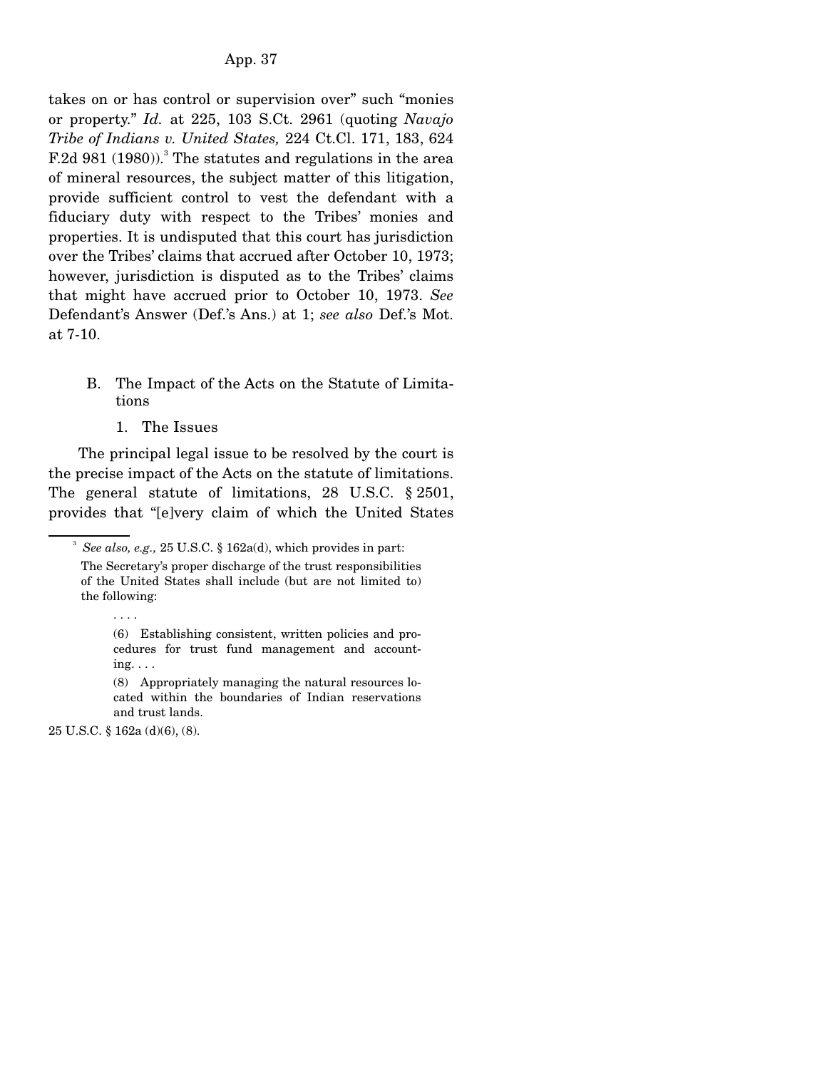takes on or has control or supervision over" such "monies or property." *Id.* at 225, 103 S.Ct. 2961 (quoting *Navajo Tribe of Indians v. United States,* 224 Ct.Cl. 171, 183, 624 F.2d 981 (1980)).[3] The statutes and regulations in the area of mineral resources, the subject matter of this litigation, provide sufficient control to vest the defendant with a fiduciary duty with respect to the Tribes' monies and properties. It is undisputed that this court has jurisdiction over the Tribes' claims that accrued after October 10, 1973; however, jurisdiction is disputed as to the Tribes' claims that might have accrued prior to October 10, 1973. *See* Defendant's Answer (Def.'s Ans.) at 1; *see also* Def.'s Mot. at 7-10.

### B. The Impact of the Acts on the Statute of Limitations

#### 1. The Issues

The principal legal issue to be resolved by the court is the precise impact of the Acts on the statute of limitations. The general statute of limitations, 28 U.S.C. § 2501, provides that "[e]very claim of which the United States

---

[3] *See also, e.g.,* 25 U.S.C. § 162a(d), which provides in part:

> The Secretary's proper discharge of the trust responsibilities of the United States shall include (but are not limited to) the following:
>
> . . . .
>
> (6) Establishing consistent, written policies and procedures for trust fund management and accounting. . . .
>
> (8) Appropriately managing the natural resources located within the boundaries of Indian reservations and trust lands.

25 U.S.C. § 162a (d)(6), (8).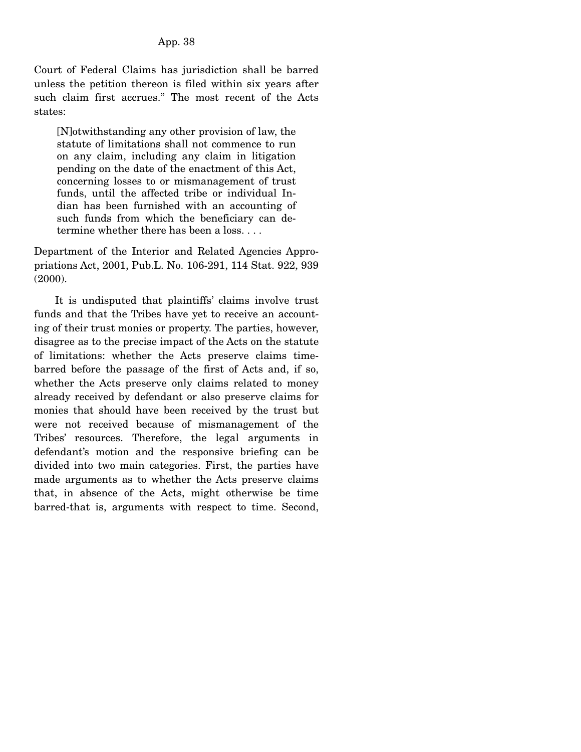Court of Federal Claims has jurisdiction shall be barred unless the petition thereon is filed within six years after such claim first accrues." The most recent of the Acts states:

> [N]otwithstanding any other provision of law, the statute of limitations shall not commence to run on any claim, including any claim in litigation pending on the date of the enactment of this Act, concerning losses to or mismanagement of trust funds, until the affected tribe or individual Indian has been furnished with an accounting of such funds from which the beneficiary can determine whether there has been a loss. . . .

Department of the Interior and Related Agencies Appropriations Act, 2001, Pub.L. No. 106-291, 114 Stat. 922, 939 (2000).

It is undisputed that plaintiffs' claims involve trust funds and that the Tribes have yet to receive an accounting of their trust monies or property. The parties, however, disagree as to the precise impact of the Acts on the statute of limitations: whether the Acts preserve claims time-barred before the passage of the first of Acts and, if so, whether the Acts preserve only claims related to money already received by defendant or also preserve claims for monies that should have been received by the trust but were not received because of mismanagement of the Tribes' resources. Therefore, the legal arguments in defendant's motion and the responsive briefing can be divided into two main categories. First, the parties have made arguments as to whether the Acts preserve claims that, in absence of the Acts, might otherwise be time barred-that is, arguments with respect to time. Second,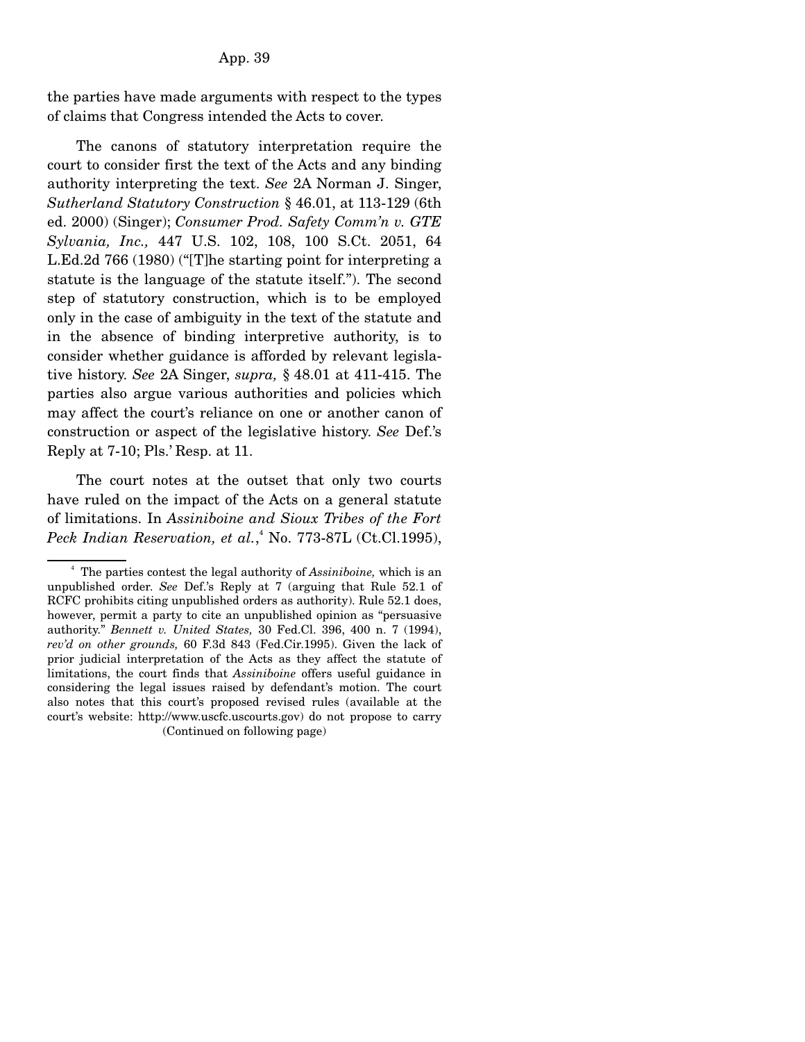the parties have made arguments with respect to the types of claims that Congress intended the Acts to cover.

The canons of statutory interpretation require the court to consider first the text of the Acts and any binding authority interpreting the text. *See* 2A Norman J. Singer, *Sutherland Statutory Construction* § 46.01, at 113-129 (6th ed. 2000) (Singer); *Consumer Prod. Safety Comm'n v. GTE Sylvania, Inc.,* 447 U.S. 102, 108, 100 S.Ct. 2051, 64 L.Ed.2d 766 (1980) ("[T]he starting point for interpreting a statute is the language of the statute itself."). The second step of statutory construction, which is to be employed only in the case of ambiguity in the text of the statute and in the absence of binding interpretive authority, is to consider whether guidance is afforded by relevant legislative history. *See* 2A Singer, *supra,* § 48.01 at 411-415. The parties also argue various authorities and policies which may affect the court's reliance on one or another canon of construction or aspect of the legislative history. *See* Def.'s Reply at 7-10; Pls.' Resp. at 11.

The court notes at the outset that only two courts have ruled on the impact of the Acts on a general statute of limitations. In *Assiniboine and Sioux Tribes of the Fort Peck Indian Reservation, et al.*,[4] No. 773-87L (Ct.Cl.1995),

---

[4] The parties contest the legal authority of *Assiniboine,* which is an unpublished order. *See* Def.'s Reply at 7 (arguing that Rule 52.1 of RCFC prohibits citing unpublished orders as authority). Rule 52.1 does, however, permit a party to cite an unpublished opinion as "persuasive authority." *Bennett v. United States,* 30 Fed.Cl. 396, 400 n. 7 (1994), *rev'd on other grounds,* 60 F.3d 843 (Fed.Cir.1995). Given the lack of prior judicial interpretation of the Acts as they affect the statute of limitations, the court finds that *Assiniboine* offers useful guidance in considering the legal issues raised by defendant's motion. The court also notes that this court's proposed revised rules (available at the court's website: http://www.uscfc.uscourts.gov) do not propose to carry

(Continued on following page)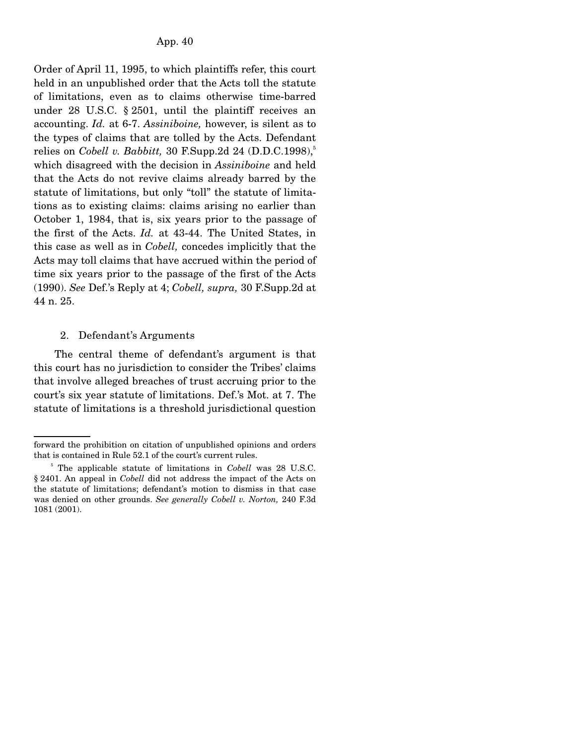Order of April 11, 1995, to which plaintiffs refer, this court held in an unpublished order that the Acts toll the statute of limitations, even as to claims otherwise time-barred under 28 U.S.C. § 2501, until the plaintiff receives an accounting. *Id.* at 6-7. *Assiniboine,* however, is silent as to the types of claims that are tolled by the Acts. Defendant relies on *Cobell v. Babbitt,* 30 F.Supp.2d 24 (D.D.C.1998),[5] which disagreed with the decision in *Assiniboine* and held that the Acts do not revive claims already barred by the statute of limitations, but only "toll" the statute of limitations as to existing claims: claims arising no earlier than October 1, 1984, that is, six years prior to the passage of the first of the Acts. *Id.* at 43-44. The United States, in this case as well as in *Cobell,* concedes implicitly that the Acts may toll claims that have accrued within the period of time six years prior to the passage of the first of the Acts (1990). *See* Def.'s Reply at 4; *Cobell, supra,* 30 F.Supp.2d at 44 n. 25.

2. Defendant's Arguments

The central theme of defendant's argument is that this court has no jurisdiction to consider the Tribes' claims that involve alleged breaches of trust accruing prior to the court's six year statute of limitations. Def.'s Mot. at 7. The statute of limitations is a threshold jurisdictional question

---

forward the prohibition on citation of unpublished opinions and orders that is contained in Rule 52.1 of the court's current rules.

[5] The applicable statute of limitations in *Cobell* was 28 U.S.C. § 2401. An appeal in *Cobell* did not address the impact of the Acts on the statute of limitations; defendant's motion to dismiss in that case was denied on other grounds. *See generally Cobell v. Norton,* 240 F.3d 1081 (2001).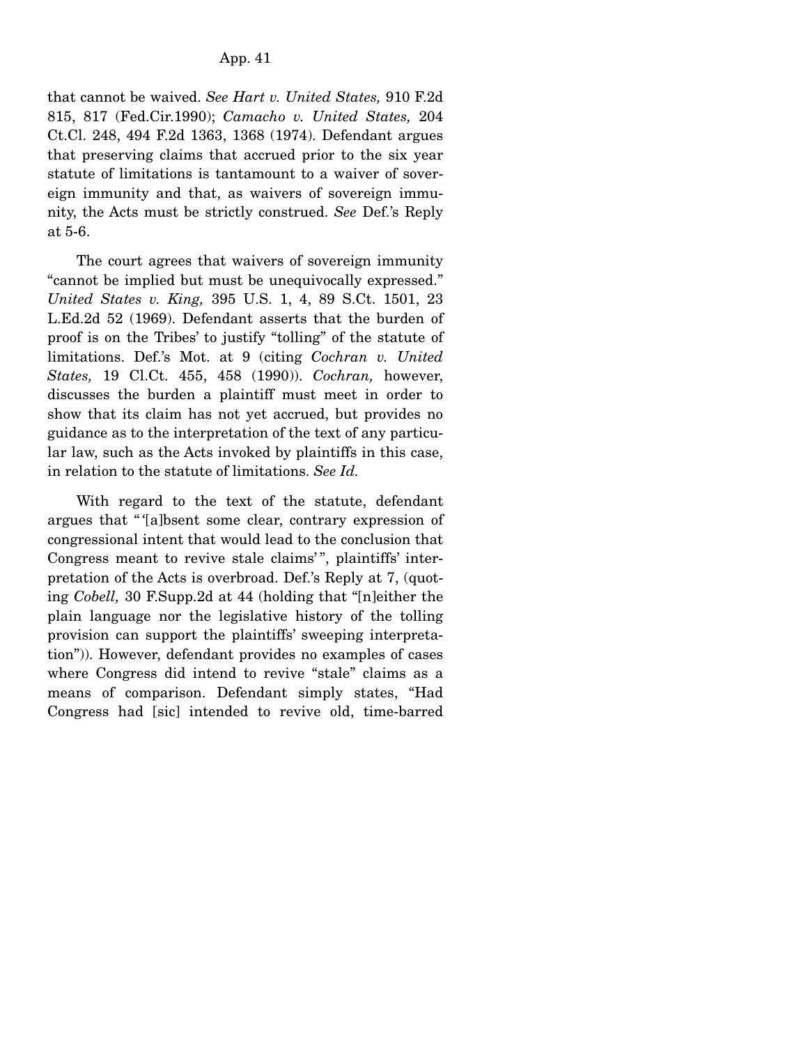that cannot be waived. *See Hart v. United States,* 910 F.2d 815, 817 (Fed.Cir.1990); *Camacho v. United States,* 204 Ct.Cl. 248, 494 F.2d 1363, 1368 (1974). Defendant argues that preserving claims that accrued prior to the six year statute of limitations is tantamount to a waiver of sovereign immunity and that, as waivers of sovereign immunity, the Acts must be strictly construed. *See* Def.'s Reply at 5-6.

The court agrees that waivers of sovereign immunity "cannot be implied but must be unequivocally expressed." *United States v. King,* 395 U.S. 1, 4, 89 S.Ct. 1501, 23 L.Ed.2d 52 (1969). Defendant asserts that the burden of proof is on the Tribes' to justify "tolling" of the statute of limitations. Def.'s Mot. at 9 (citing *Cochran v. United States,* 19 Cl.Ct. 455, 458 (1990)). *Cochran,* however, discusses the burden a plaintiff must meet in order to show that its claim has not yet accrued, but provides no guidance as to the interpretation of the text of any particular law, such as the Acts invoked by plaintiffs in this case, in relation to the statute of limitations. *See Id.*

With regard to the text of the statute, defendant argues that "'[a]bsent some clear, contrary expression of congressional intent that would lead to the conclusion that Congress meant to revive stale claims'", plaintiffs' interpretation of the Acts is overbroad. Def.'s Reply at 7, (quoting *Cobell,* 30 F.Supp.2d at 44 (holding that "[n]either the plain language nor the legislative history of the tolling provision can support the plaintiffs' sweeping interpretation")). However, defendant provides no examples of cases where Congress did intend to revive "stale" claims as a means of comparison. Defendant simply states, "Had Congress had [sic] intended to revive old, time-barred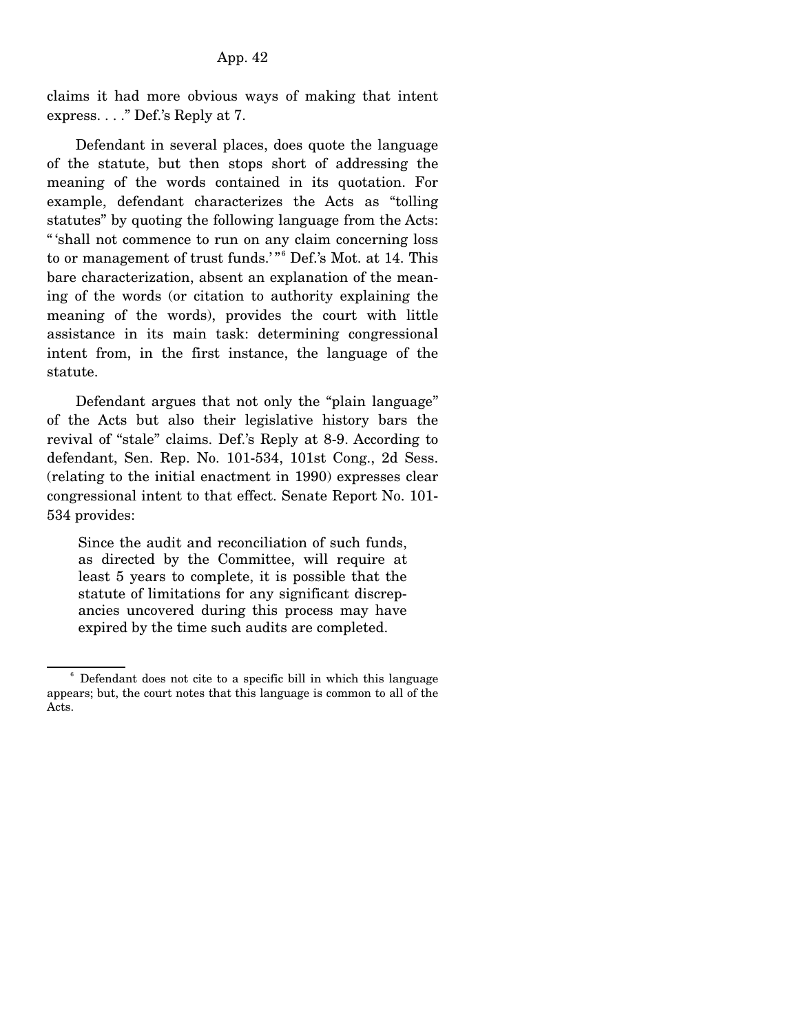claims it had more obvious ways of making that intent express. . . ." Def.'s Reply at 7.

Defendant in several places, does quote the language of the statute, but then stops short of addressing the meaning of the words contained in its quotation. For example, defendant characterizes the Acts as "tolling statutes" by quoting the following language from the Acts: "'shall not commence to run on any claim concerning loss to or management of trust funds.'"[6] Def.'s Mot. at 14. This bare characterization, absent an explanation of the meaning of the words (or citation to authority explaining the meaning of the words), provides the court with little assistance in its main task: determining congressional intent from, in the first instance, the language of the statute.

Defendant argues that not only the "plain language" of the Acts but also their legislative history bars the revival of "stale" claims. Def.'s Reply at 8-9. According to defendant, Sen. Rep. No. 101-534, 101st Cong., 2d Sess. (relating to the initial enactment in 1990) expresses clear congressional intent to that effect. Senate Report No. 101-534 provides:

> Since the audit and reconciliation of such funds, as directed by the Committee, will require at least 5 years to complete, it is possible that the statute of limitations for any significant discrepancies uncovered during this process may have expired by the time such audits are completed.

---

[6] Defendant does not cite to a specific bill in which this language appears; but, the court notes that this language is common to all of the Acts.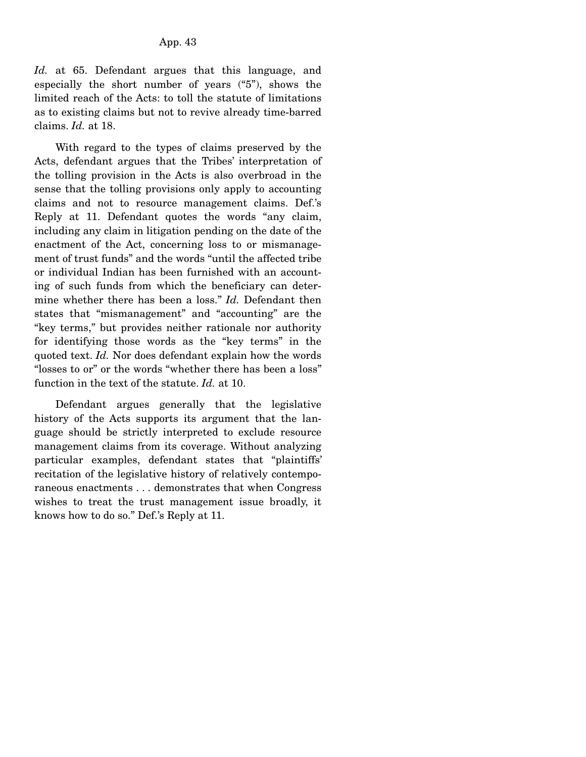*Id.* at 65. Defendant argues that this language, and especially the short number of years ("5"), shows the limited reach of the Acts: to toll the statute of limitations as to existing claims but not to revive already time-barred claims. *Id.* at 18.

With regard to the types of claims preserved by the Acts, defendant argues that the Tribes' interpretation of the tolling provision in the Acts is also overbroad in the sense that the tolling provisions only apply to accounting claims and not to resource management claims. Def.'s Reply at 11. Defendant quotes the words "any claim, including any claim in litigation pending on the date of the enactment of the Act, concerning loss to or mismanagement of trust funds" and the words "until the affected tribe or individual Indian has been furnished with an accounting of such funds from which the beneficiary can determine whether there has been a loss." *Id.* Defendant then states that "mismanagement" and "accounting" are the "key terms," but provides neither rationale nor authority for identifying those words as the "key terms" in the quoted text. *Id.* Nor does defendant explain how the words "losses to or" or the words "whether there has been a loss" function in the text of the statute. *Id.* at 10.

Defendant argues generally that the legislative history of the Acts supports its argument that the language should be strictly interpreted to exclude resource management claims from its coverage. Without analyzing particular examples, defendant states that "plaintiffs' recitation of the legislative history of relatively contemporaneous enactments . . . demonstrates that when Congress wishes to treat the trust management issue broadly, it knows how to do so." Def.'s Reply at 11.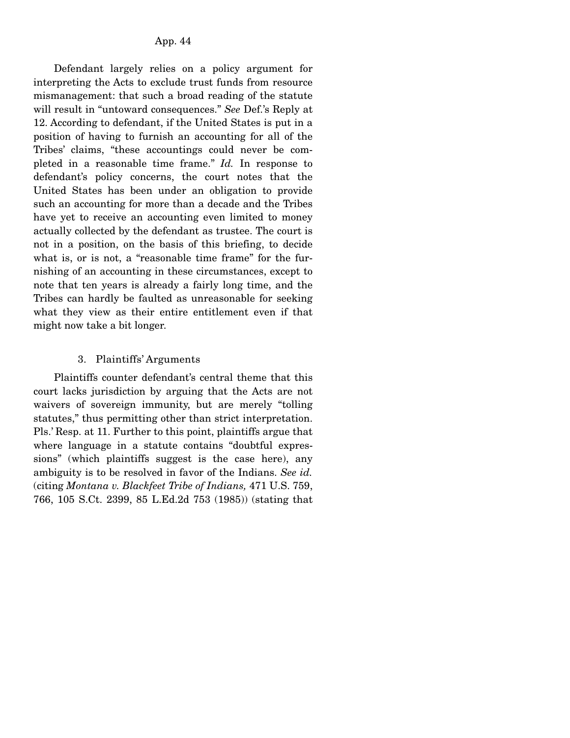Defendant largely relies on a policy argument for interpreting the Acts to exclude trust funds from resource mismanagement: that such a broad reading of the statute will result in "untoward consequences." *See* Def.'s Reply at 12. According to defendant, if the United States is put in a position of having to furnish an accounting for all of the Tribes' claims, "these accountings could never be completed in a reasonable time frame." *Id.* In response to defendant's policy concerns, the court notes that the United States has been under an obligation to provide such an accounting for more than a decade and the Tribes have yet to receive an accounting even limited to money actually collected by the defendant as trustee. The court is not in a position, on the basis of this briefing, to decide what is, or is not, a "reasonable time frame" for the furnishing of an accounting in these circumstances, except to note that ten years is already a fairly long time, and the Tribes can hardly be faulted as unreasonable for seeking what they view as their entire entitlement even if that might now take a bit longer.

### 3. Plaintiffs' Arguments

Plaintiffs counter defendant's central theme that this court lacks jurisdiction by arguing that the Acts are not waivers of sovereign immunity, but are merely "tolling statutes," thus permitting other than strict interpretation. Pls.' Resp. at 11. Further to this point, plaintiffs argue that where language in a statute contains "doubtful expressions" (which plaintiffs suggest is the case here), any ambiguity is to be resolved in favor of the Indians. *See id.* (citing *Montana v. Blackfeet Tribe of Indians,* 471 U.S. 759, 766, 105 S.Ct. 2399, 85 L.Ed.2d 753 (1985)) (stating that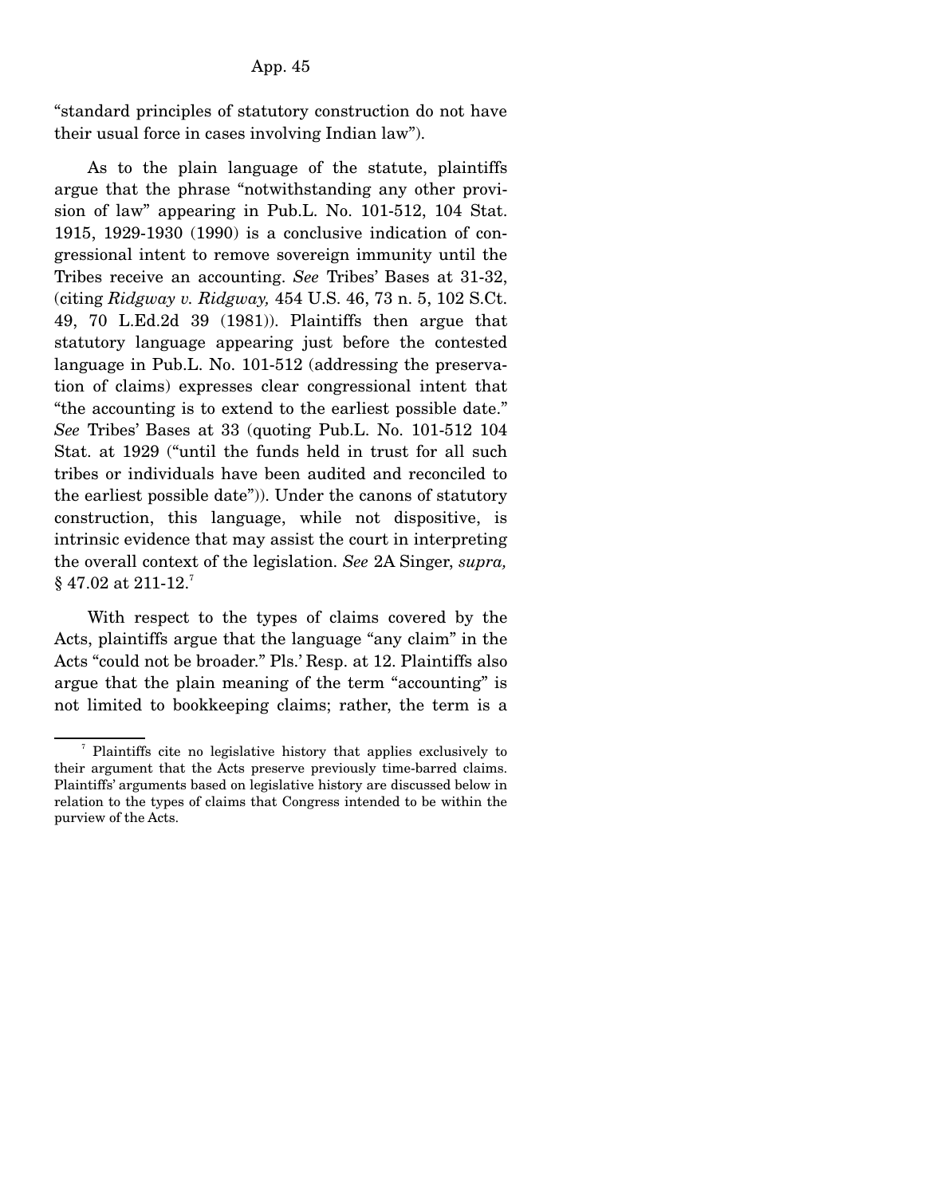"standard principles of statutory construction do not have their usual force in cases involving Indian law").

As to the plain language of the statute, plaintiffs argue that the phrase "notwithstanding any other provision of law" appearing in Pub.L. No. 101-512, 104 Stat. 1915, 1929-1930 (1990) is a conclusive indication of congressional intent to remove sovereign immunity until the Tribes receive an accounting. *See* Tribes' Bases at 31-32, (citing *Ridgway v. Ridgway,* 454 U.S. 46, 73 n. 5, 102 S.Ct. 49, 70 L.Ed.2d 39 (1981)). Plaintiffs then argue that statutory language appearing just before the contested language in Pub.L. No. 101-512 (addressing the preservation of claims) expresses clear congressional intent that "the accounting is to extend to the earliest possible date." *See* Tribes' Bases at 33 (quoting Pub.L. No. 101-512 104 Stat. at 1929 ("until the funds held in trust for all such tribes or individuals have been audited and reconciled to the earliest possible date")). Under the canons of statutory construction, this language, while not dispositive, is intrinsic evidence that may assist the court in interpreting the overall context of the legislation. *See* 2A Singer, *supra,* § 47.02 at 211-12.[7]

With respect to the types of claims covered by the Acts, plaintiffs argue that the language "any claim" in the Acts "could not be broader." Pls.' Resp. at 12. Plaintiffs also argue that the plain meaning of the term "accounting" is not limited to bookkeeping claims; rather, the term is a

[7] Plaintiffs cite no legislative history that applies exclusively to their argument that the Acts preserve previously time-barred claims. Plaintiffs' arguments based on legislative history are discussed below in relation to the types of claims that Congress intended to be within the purview of the Acts.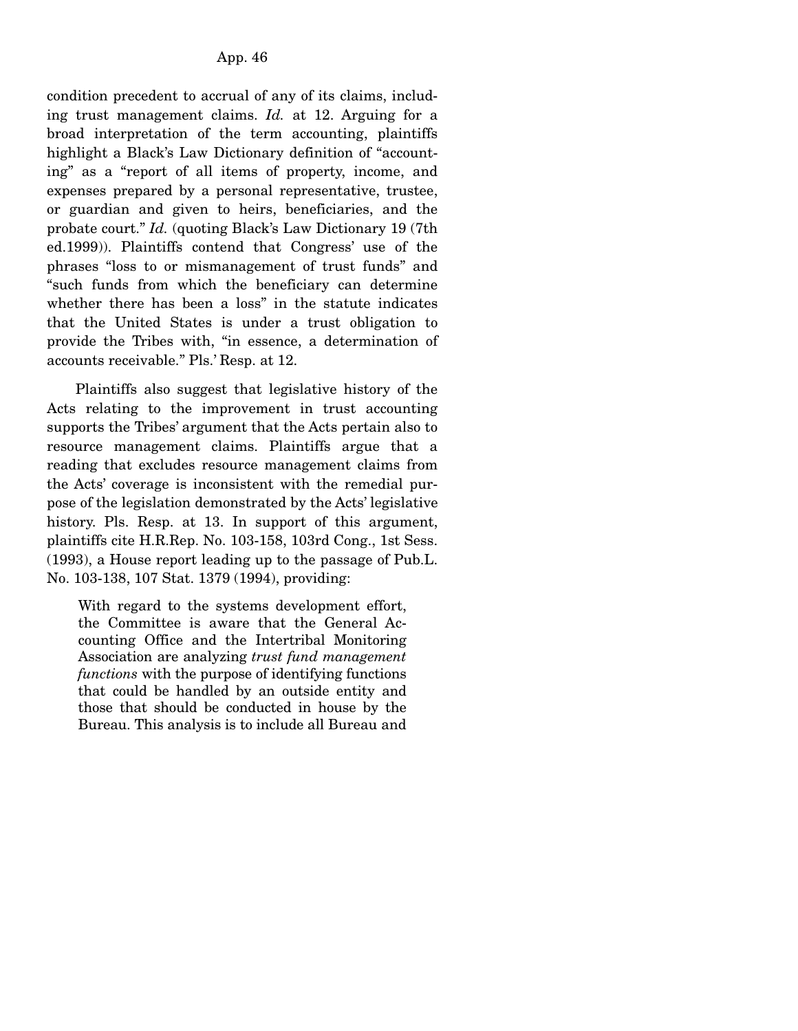condition precedent to accrual of any of its claims, including trust management claims. *Id.* at 12. Arguing for a broad interpretation of the term accounting, plaintiffs highlight a Black's Law Dictionary definition of "accounting" as a "report of all items of property, income, and expenses prepared by a personal representative, trustee, or guardian and given to heirs, beneficiaries, and the probate court." *Id.* (quoting Black's Law Dictionary 19 (7th ed.1999)). Plaintiffs contend that Congress' use of the phrases "loss to or mismanagement of trust funds" and "such funds from which the beneficiary can determine whether there has been a loss" in the statute indicates that the United States is under a trust obligation to provide the Tribes with, "in essence, a determination of accounts receivable." Pls.' Resp. at 12.

Plaintiffs also suggest that legislative history of the Acts relating to the improvement in trust accounting supports the Tribes' argument that the Acts pertain also to resource management claims. Plaintiffs argue that a reading that excludes resource management claims from the Acts' coverage is inconsistent with the remedial purpose of the legislation demonstrated by the Acts' legislative history. Pls. Resp. at 13. In support of this argument, plaintiffs cite H.R.Rep. No. 103-158, 103rd Cong., 1st Sess. (1993), a House report leading up to the passage of Pub.L. No. 103-138, 107 Stat. 1379 (1994), providing:

> With regard to the systems development effort, the Committee is aware that the General Accounting Office and the Intertribal Monitoring Association are analyzing *trust fund management functions* with the purpose of identifying functions that could be handled by an outside entity and those that should be conducted in house by the Bureau. This analysis is to include all Bureau and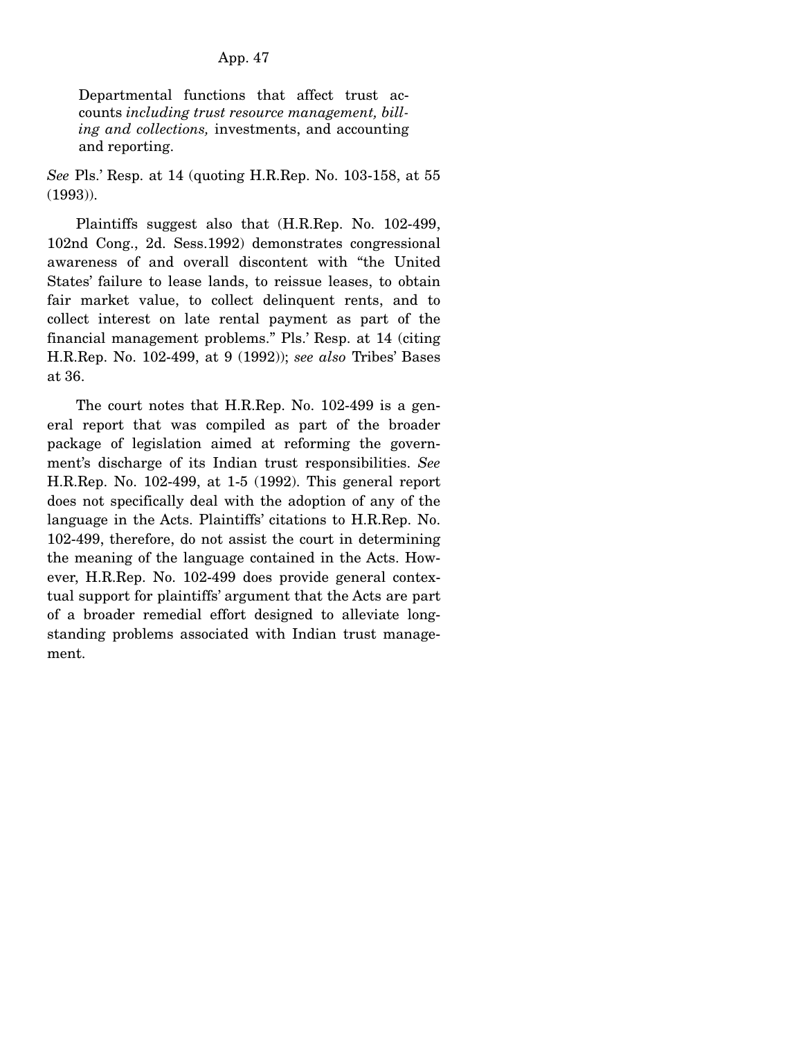> Departmental functions that affect trust accounts *including trust resource management, billing and collections,* investments, and accounting and reporting.

*See* Pls.' Resp. at 14 (quoting H.R.Rep. No. 103-158, at 55 (1993)).

Plaintiffs suggest also that (H.R.Rep. No. 102-499, 102nd Cong., 2d. Sess.1992) demonstrates congressional awareness of and overall discontent with "the United States' failure to lease lands, to reissue leases, to obtain fair market value, to collect delinquent rents, and to collect interest on late rental payment as part of the financial management problems." Pls.' Resp. at 14 (citing H.R.Rep. No. 102-499, at 9 (1992)); *see also* Tribes' Bases at 36.

The court notes that H.R.Rep. No. 102-499 is a general report that was compiled as part of the broader package of legislation aimed at reforming the government's discharge of its Indian trust responsibilities. *See* H.R.Rep. No. 102-499, at 1-5 (1992). This general report does not specifically deal with the adoption of any of the language in the Acts. Plaintiffs' citations to H.R.Rep. No. 102-499, therefore, do not assist the court in determining the meaning of the language contained in the Acts. However, H.R.Rep. No. 102-499 does provide general contextual support for plaintiffs' argument that the Acts are part of a broader remedial effort designed to alleviate longstanding problems associated with Indian trust management.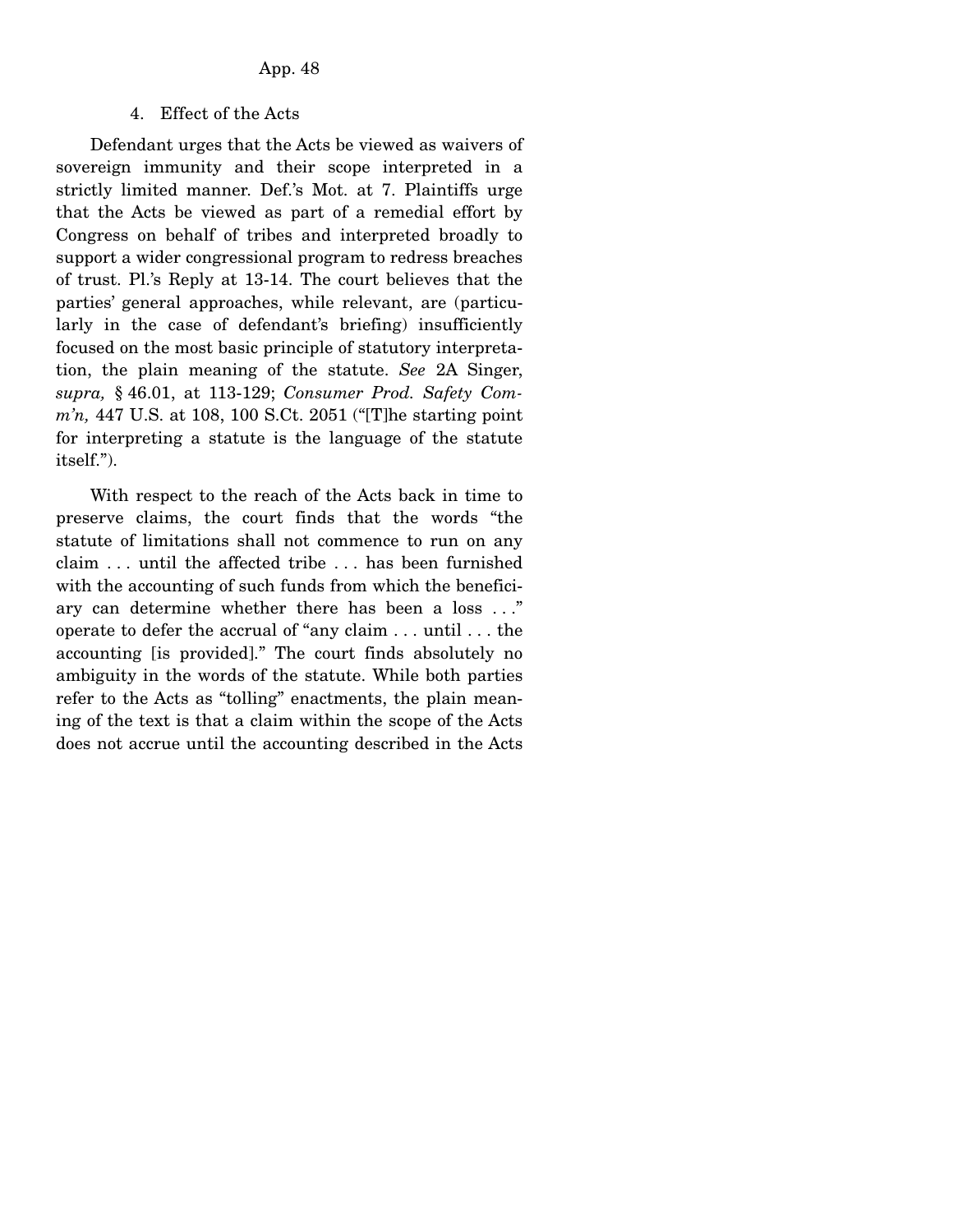4. Effect of the Acts

Defendant urges that the Acts be viewed as waivers of sovereign immunity and their scope interpreted in a strictly limited manner. Def.'s Mot. at 7. Plaintiffs urge that the Acts be viewed as part of a remedial effort by Congress on behalf of tribes and interpreted broadly to support a wider congressional program to redress breaches of trust. Pl.'s Reply at 13-14. The court believes that the parties' general approaches, while relevant, are (particularly in the case of defendant's briefing) insufficiently focused on the most basic principle of statutory interpretation, the plain meaning of the statute. *See* 2A Singer, *supra,* § 46.01, at 113-129; *Consumer Prod. Safety Comm'n,* 447 U.S. at 108, 100 S.Ct. 2051 ("[T]he starting point for interpreting a statute is the language of the statute itself.").

With respect to the reach of the Acts back in time to preserve claims, the court finds that the words "the statute of limitations shall not commence to run on any claim . . . until the affected tribe . . . has been furnished with the accounting of such funds from which the beneficiary can determine whether there has been a loss . . ." operate to defer the accrual of "any claim . . . until . . . the accounting [is provided]." The court finds absolutely no ambiguity in the words of the statute. While both parties refer to the Acts as "tolling" enactments, the plain meaning of the text is that a claim within the scope of the Acts does not accrue until the accounting described in the Acts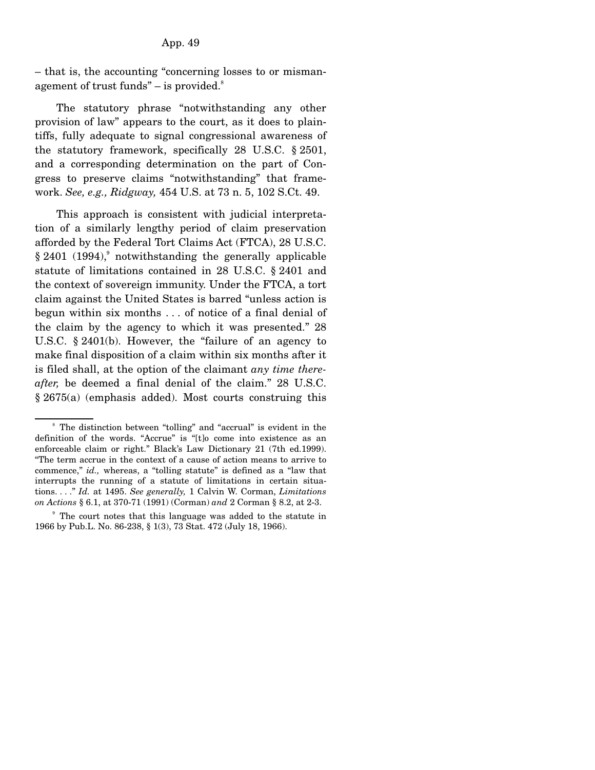– that is, the accounting "concerning losses to or mismanagement of trust funds" – is provided.[8]

The statutory phrase "notwithstanding any other provision of law" appears to the court, as it does to plaintiffs, fully adequate to signal congressional awareness of the statutory framework, specifically 28 U.S.C. § 2501, and a corresponding determination on the part of Congress to preserve claims "notwithstanding" that framework. *See, e.g., Ridgway,* 454 U.S. at 73 n. 5, 102 S.Ct. 49.

This approach is consistent with judicial interpretation of a similarly lengthy period of claim preservation afforded by the Federal Tort Claims Act (FTCA), 28 U.S.C. § 2401 (1994),[9] notwithstanding the generally applicable statute of limitations contained in 28 U.S.C. § 2401 and the context of sovereign immunity. Under the FTCA, a tort claim against the United States is barred "unless action is begun within six months . . . of notice of a final denial of the claim by the agency to which it was presented." 28 U.S.C. § 2401(b). However, the "failure of an agency to make final disposition of a claim within six months after it is filed shall, at the option of the claimant *any time thereafter,* be deemed a final denial of the claim." 28 U.S.C. § 2675(a) (emphasis added). Most courts construing this

---

[8] The distinction between "tolling" and "accrual" is evident in the definition of the words. "Accrue" is "[t]o come into existence as an enforceable claim or right." Black's Law Dictionary 21 (7th ed.1999). "The term accrue in the context of a cause of action means to arrive to commence," *id.,* whereas, a "tolling statute" is defined as a "law that interrupts the running of a statute of limitations in certain situations. . . ." *Id.* at 1495. *See generally,* 1 Calvin W. Corman, *Limitations on Actions* § 6.1, at 370-71 (1991) (Corman) *and* 2 Corman § 8.2, at 2-3.

[9] The court notes that this language was added to the statute in 1966 by Pub.L. No. 86-238, § 1(3), 73 Stat. 472 (July 18, 1966).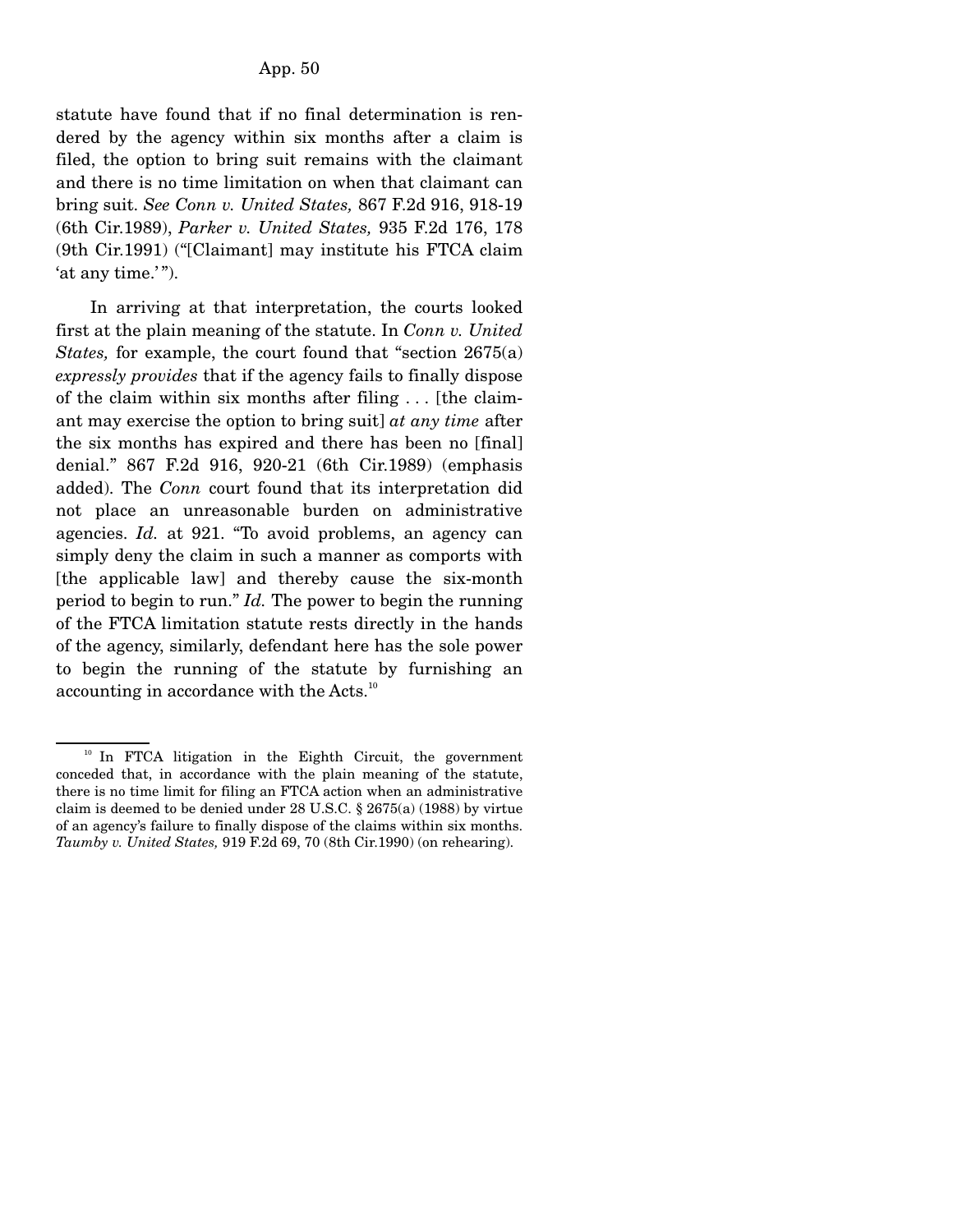statute have found that if no final determination is rendered by the agency within six months after a claim is filed, the option to bring suit remains with the claimant and there is no time limitation on when that claimant can bring suit. *See Conn v. United States,* 867 F.2d 916, 918-19 (6th Cir.1989), *Parker v. United States,* 935 F.2d 176, 178 (9th Cir.1991) ("[Claimant] may institute his FTCA claim 'at any time.'").

In arriving at that interpretation, the courts looked first at the plain meaning of the statute. In *Conn v. United States,* for example, the court found that "section 2675(a) *expressly provides* that if the agency fails to finally dispose of the claim within six months after filing . . . [the claimant may exercise the option to bring suit] *at any time* after the six months has expired and there has been no [final] denial." 867 F.2d 916, 920-21 (6th Cir.1989) (emphasis added). The *Conn* court found that its interpretation did not place an unreasonable burden on administrative agencies. *Id.* at 921. "To avoid problems, an agency can simply deny the claim in such a manner as comports with [the applicable law] and thereby cause the six-month period to begin to run." *Id.* The power to begin the running of the FTCA limitation statute rests directly in the hands of the agency, similarly, defendant here has the sole power to begin the running of the statute by furnishing an accounting in accordance with the Acts.[10]

[10] In FTCA litigation in the Eighth Circuit, the government conceded that, in accordance with the plain meaning of the statute, there is no time limit for filing an FTCA action when an administrative claim is deemed to be denied under 28 U.S.C. § 2675(a) (1988) by virtue of an agency's failure to finally dispose of the claims within six months. *Taumby v. United States,* 919 F.2d 69, 70 (8th Cir.1990) (on rehearing).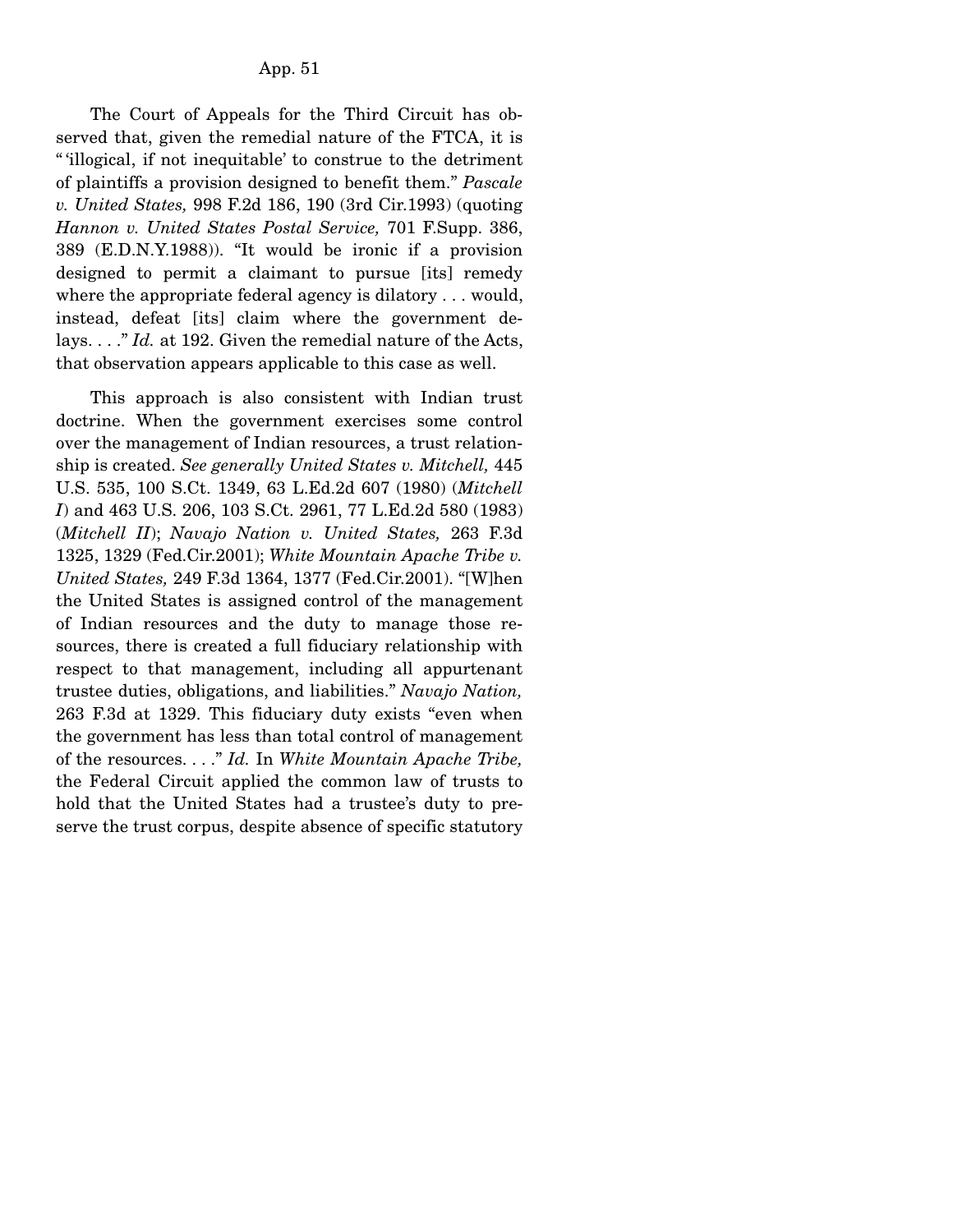The Court of Appeals for the Third Circuit has observed that, given the remedial nature of the FTCA, it is "'illogical, if not inequitable' to construe to the detriment of plaintiffs a provision designed to benefit them." *Pascale v. United States,* 998 F.2d 186, 190 (3rd Cir.1993) (quoting *Hannon v. United States Postal Service,* 701 F.Supp. 386, 389 (E.D.N.Y.1988)). "It would be ironic if a provision designed to permit a claimant to pursue [its] remedy where the appropriate federal agency is dilatory . . . would, instead, defeat [its] claim where the government delays. . . ." *Id.* at 192. Given the remedial nature of the Acts, that observation appears applicable to this case as well.

This approach is also consistent with Indian trust doctrine. When the government exercises some control over the management of Indian resources, a trust relationship is created. *See generally United States v. Mitchell,* 445 U.S. 535, 100 S.Ct. 1349, 63 L.Ed.2d 607 (1980) (*Mitchell I*) and 463 U.S. 206, 103 S.Ct. 2961, 77 L.Ed.2d 580 (1983) (*Mitchell II*); *Navajo Nation v. United States,* 263 F.3d 1325, 1329 (Fed.Cir.2001); *White Mountain Apache Tribe v. United States,* 249 F.3d 1364, 1377 (Fed.Cir.2001). "[W]hen the United States is assigned control of the management of Indian resources and the duty to manage those resources, there is created a full fiduciary relationship with respect to that management, including all appurtenant trustee duties, obligations, and liabilities." *Navajo Nation,* 263 F.3d at 1329. This fiduciary duty exists "even when the government has less than total control of management of the resources. . . ." *Id.* In *White Mountain Apache Tribe,* the Federal Circuit applied the common law of trusts to hold that the United States had a trustee's duty to preserve the trust corpus, despite absence of specific statutory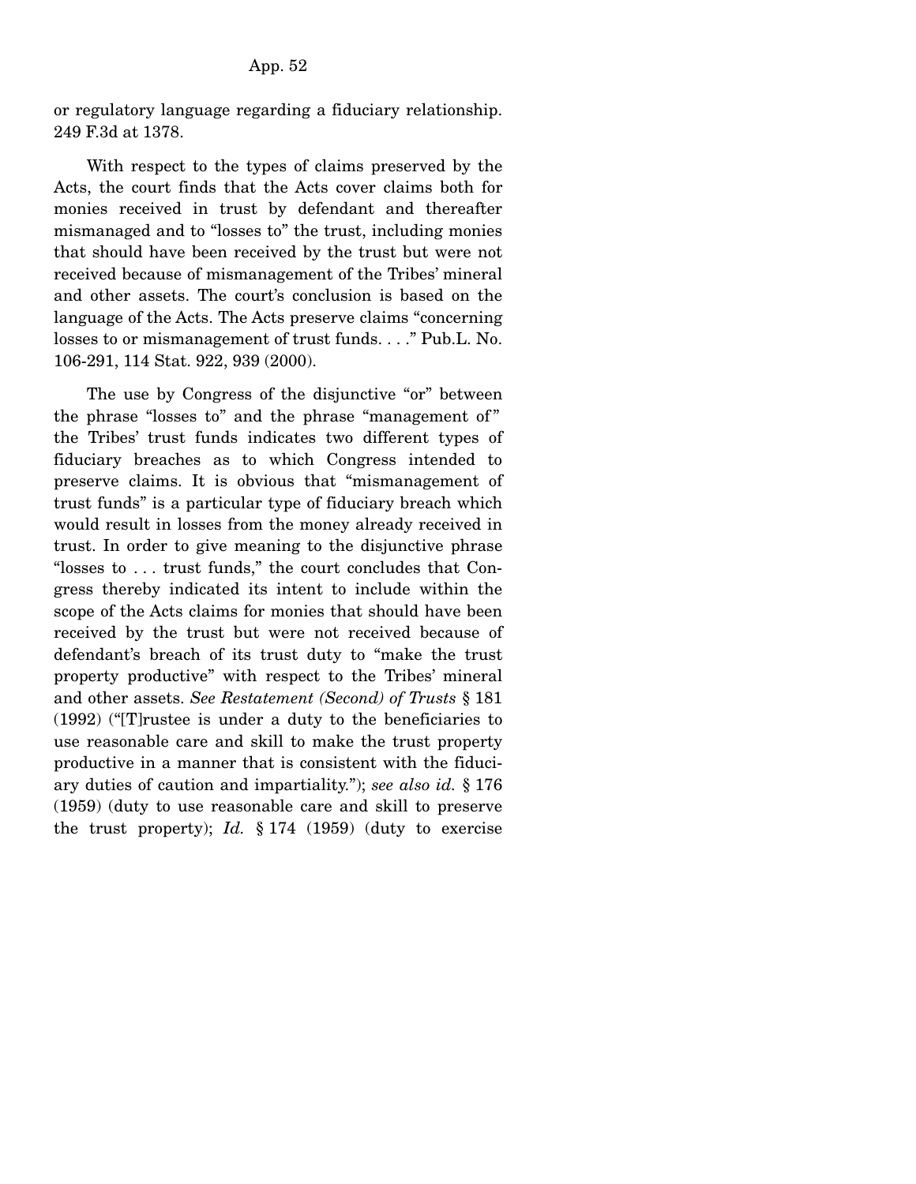or regulatory language regarding a fiduciary relationship. 249 F.3d at 1378.

With respect to the types of claims preserved by the Acts, the court finds that the Acts cover claims both for monies received in trust by defendant and thereafter mismanaged and to "losses to" the trust, including monies that should have been received by the trust but were not received because of mismanagement of the Tribes' mineral and other assets. The court's conclusion is based on the language of the Acts. The Acts preserve claims "concerning losses to or mismanagement of trust funds. . . ." Pub.L. No. 106-291, 114 Stat. 922, 939 (2000).

The use by Congress of the disjunctive "or" between the phrase "losses to" and the phrase "management of" the Tribes' trust funds indicates two different types of fiduciary breaches as to which Congress intended to preserve claims. It is obvious that "mismanagement of trust funds" is a particular type of fiduciary breach which would result in losses from the money already received in trust. In order to give meaning to the disjunctive phrase "losses to . . . trust funds," the court concludes that Congress thereby indicated its intent to include within the scope of the Acts claims for monies that should have been received by the trust but were not received because of defendant's breach of its trust duty to "make the trust property productive" with respect to the Tribes' mineral and other assets. *See Restatement (Second) of Trusts* § 181 (1992) ("[T]rustee is under a duty to the beneficiaries to use reasonable care and skill to make the trust property productive in a manner that is consistent with the fiduciary duties of caution and impartiality."); *see also id.* § 176 (1959) (duty to use reasonable care and skill to preserve the trust property); *Id.* § 174 (1959) (duty to exercise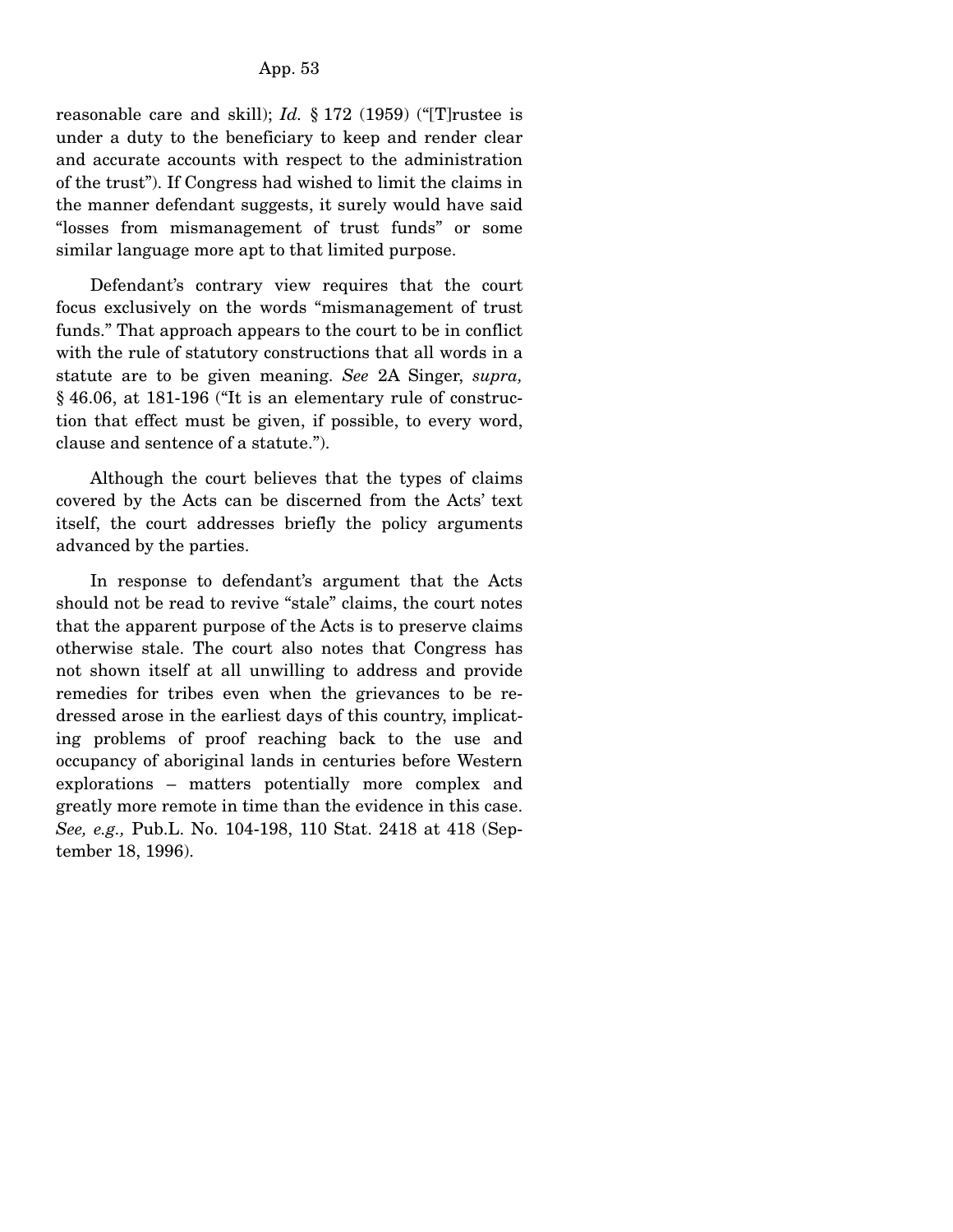reasonable care and skill); *Id.* § 172 (1959) ("[T]rustee is under a duty to the beneficiary to keep and render clear and accurate accounts with respect to the administration of the trust"). If Congress had wished to limit the claims in the manner defendant suggests, it surely would have said "losses from mismanagement of trust funds" or some similar language more apt to that limited purpose.

Defendant's contrary view requires that the court focus exclusively on the words "mismanagement of trust funds." That approach appears to the court to be in conflict with the rule of statutory constructions that all words in a statute are to be given meaning. *See* 2A Singer, *supra,* § 46.06, at 181-196 ("It is an elementary rule of construction that effect must be given, if possible, to every word, clause and sentence of a statute.").

Although the court believes that the types of claims covered by the Acts can be discerned from the Acts' text itself, the court addresses briefly the policy arguments advanced by the parties.

In response to defendant's argument that the Acts should not be read to revive "stale" claims, the court notes that the apparent purpose of the Acts is to preserve claims otherwise stale. The court also notes that Congress has not shown itself at all unwilling to address and provide remedies for tribes even when the grievances to be redressed arose in the earliest days of this country, implicating problems of proof reaching back to the use and occupancy of aboriginal lands in centuries before Western explorations – matters potentially more complex and greatly more remote in time than the evidence in this case. *See, e.g.,* Pub.L. No. 104-198, 110 Stat. 2418 at 418 (September 18, 1996).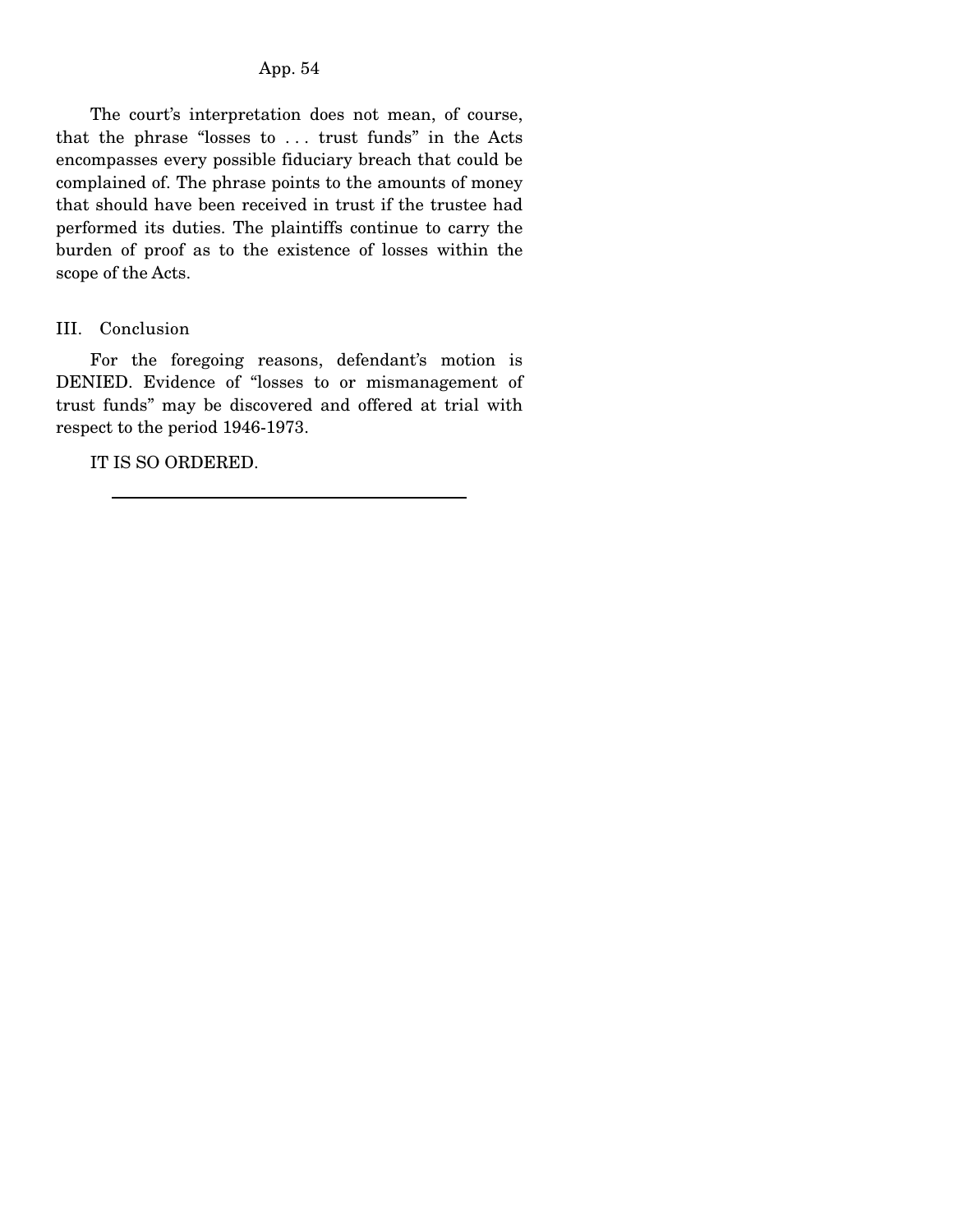The court's interpretation does not mean, of course, that the phrase "losses to . . . trust funds" in the Acts encompasses every possible fiduciary breach that could be complained of. The phrase points to the amounts of money that should have been received in trust if the trustee had performed its duties. The plaintiffs continue to carry the burden of proof as to the existence of losses within the scope of the Acts.

## III. Conclusion

For the foregoing reasons, defendant's motion is DENIED. Evidence of "losses to or mismanagement of trust funds" may be discovered and offered at trial with respect to the period 1946-1973.

IT IS SO ORDERED.

---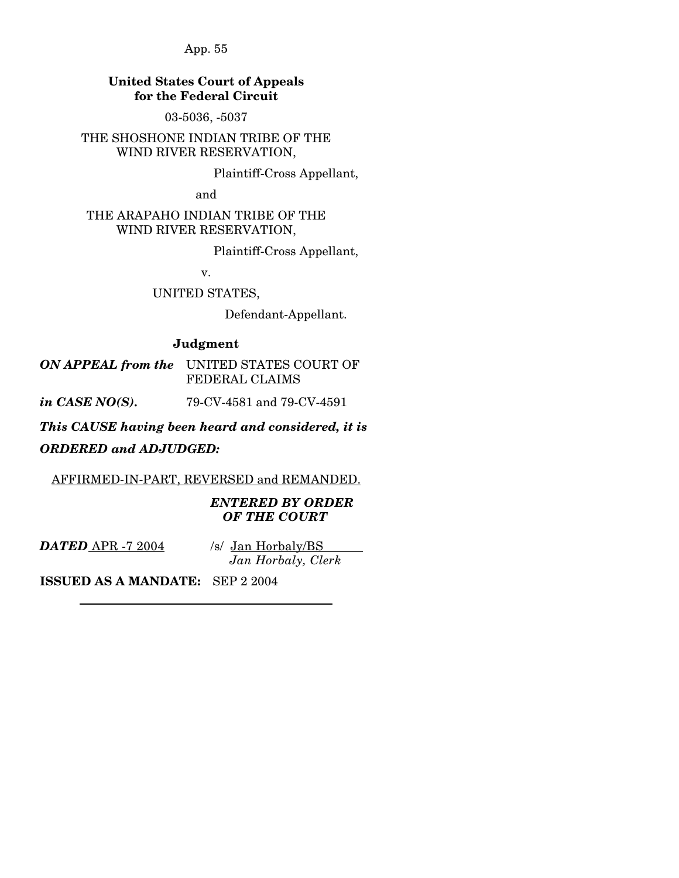**United States Court of Appeals for the Federal Circuit**

03-5036, -5037

THE SHOSHONE INDIAN TRIBE OF THE WIND RIVER RESERVATION,

Plaintiff-Cross Appellant,

and

THE ARAPAHO INDIAN TRIBE OF THE WIND RIVER RESERVATION,

Plaintiff-Cross Appellant,

v.

UNITED STATES,

Defendant-Appellant.

**Judgment**

***ON APPEAL from the*** UNITED STATES COURT OF FEDERAL CLAIMS

***in CASE NO(S).*** 79-CV-4581 and 79-CV-4591

***This CAUSE having been heard and considered, it is***

***ORDERED and ADJUDGED:***

AFFIRMED-IN-PART, REVERSED and REMANDED.

***ENTERED BY ORDER OF THE COURT***

***DATED*** APR -7 2004

/s/ Jan Horbaly/BS
*Jan Horbaly, Clerk*

**ISSUED AS A MANDATE:** SEP 2 2004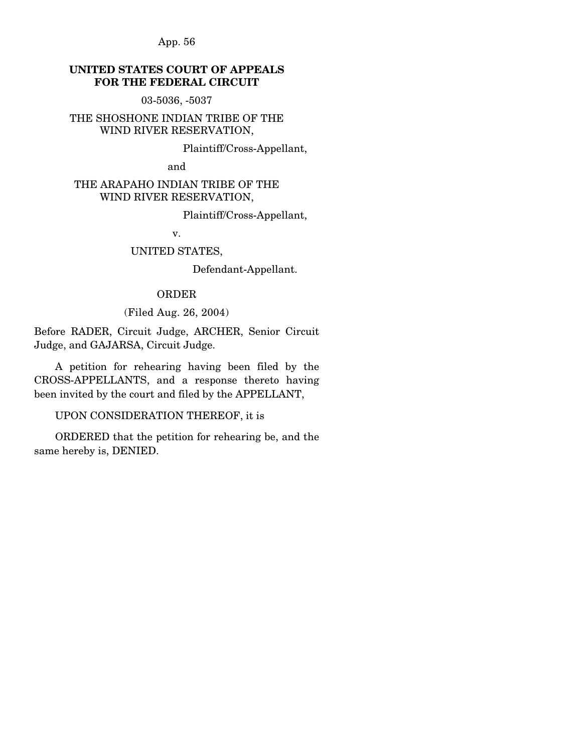**UNITED STATES COURT OF APPEALS FOR THE FEDERAL CIRCUIT**

03-5036, -5037

THE SHOSHONE INDIAN TRIBE OF THE WIND RIVER RESERVATION,

Plaintiff/Cross-Appellant,

and

THE ARAPAHO INDIAN TRIBE OF THE WIND RIVER RESERVATION,

Plaintiff/Cross-Appellant,

v.

UNITED STATES,

Defendant-Appellant.

ORDER

(Filed Aug. 26, 2004)

Before RADER, Circuit Judge, ARCHER, Senior Circuit Judge, and GAJARSA, Circuit Judge.

A petition for rehearing having been filed by the CROSS-APPELLANTS, and a response thereto having been invited by the court and filed by the APPELLANT,

UPON CONSIDERATION THEREOF, it is

ORDERED that the petition for rehearing be, and the same hereby is, DENIED.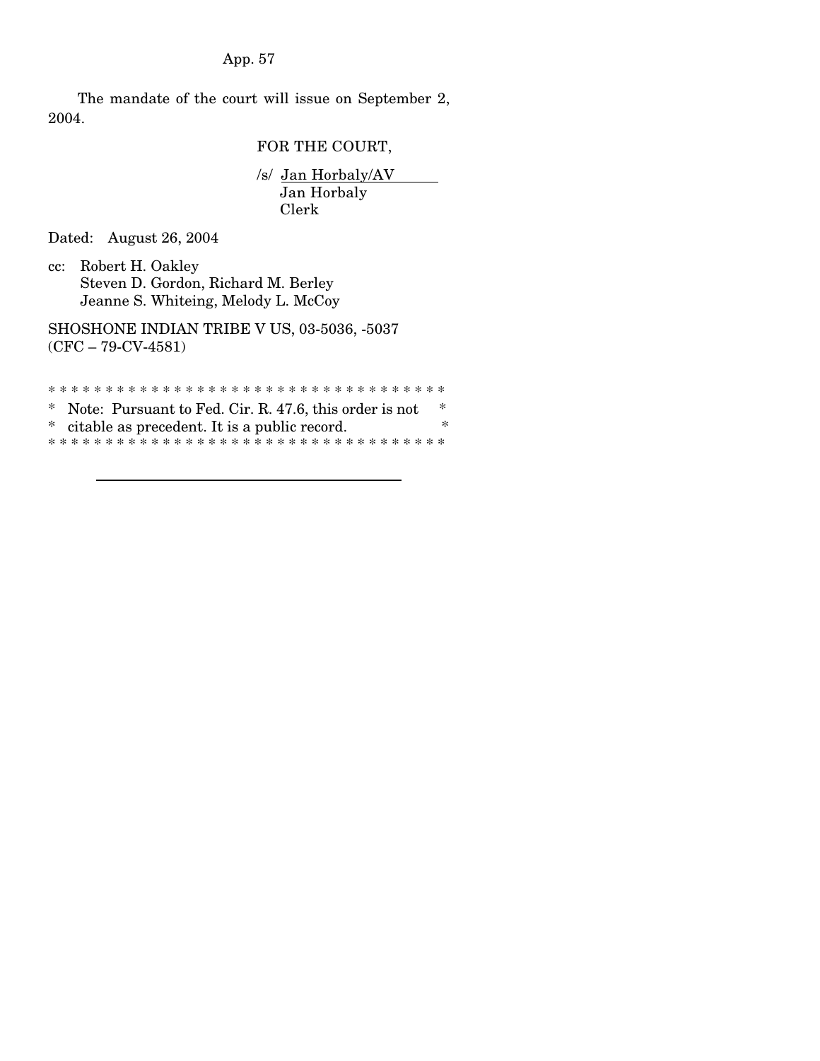The mandate of the court will issue on September 2, 2004.

FOR THE COURT,

/s/ Jan Horbaly/AV
Jan Horbaly
Clerk

Dated: August 26, 2004

cc: Robert H. Oakley
Steven D. Gordon, Richard M. Berley
Jeanne S. Whiteing, Melody L. McCoy

SHOSHONE INDIAN TRIBE V US, 03-5036, -5037
(CFC – 79-CV-4581)

\* \* \* \* \* \* \* \* \* \* \* \* \* \* \* \* \* \* \* \* \* \* \* \* \* \* \* \* \* \* \* \* \* \* \*
\* Note: Pursuant to Fed. Cir. R. 47.6, this order is not \*
\* citable as precedent. It is a public record. \*
\* \* \* \* \* \* \* \* \* \* \* \* \* \* \* \* \* \* \* \* \* \* \* \* \* \* \* \* \* \* \* \* \* \* \*

---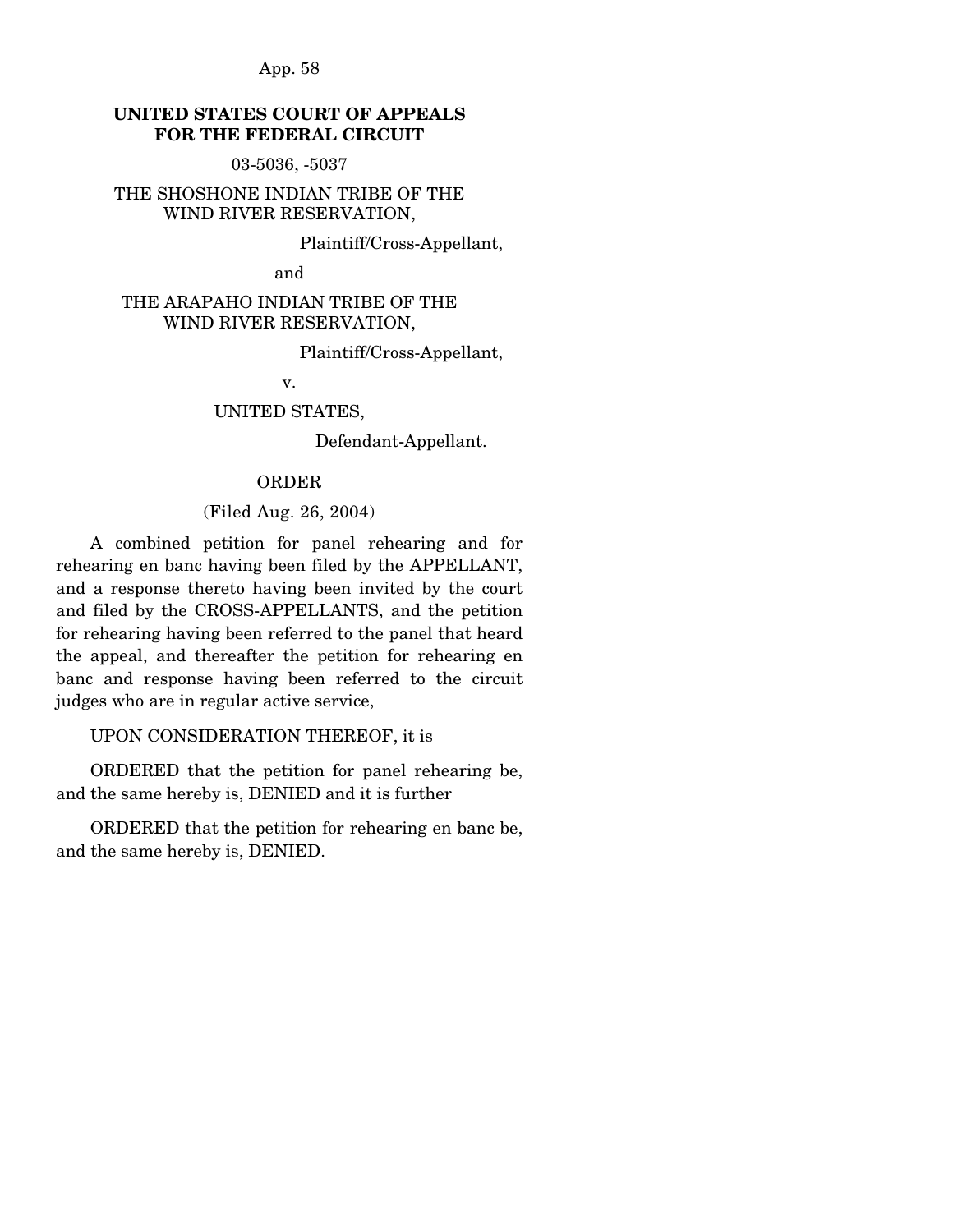**UNITED STATES COURT OF APPEALS FOR THE FEDERAL CIRCUIT**

03-5036, -5037

THE SHOSHONE INDIAN TRIBE OF THE WIND RIVER RESERVATION,

Plaintiff/Cross-Appellant,

and

THE ARAPAHO INDIAN TRIBE OF THE WIND RIVER RESERVATION,

Plaintiff/Cross-Appellant,

v.

UNITED STATES,

Defendant-Appellant.

ORDER

(Filed Aug. 26, 2004)

A combined petition for panel rehearing and for rehearing en banc having been filed by the APPELLANT, and a response thereto having been invited by the court and filed by the CROSS-APPELLANTS, and the petition for rehearing having been referred to the panel that heard the appeal, and thereafter the petition for rehearing en banc and response having been referred to the circuit judges who are in regular active service,

UPON CONSIDERATION THEREOF, it is

ORDERED that the petition for panel rehearing be, and the same hereby is, DENIED and it is further

ORDERED that the petition for rehearing en banc be, and the same hereby is, DENIED.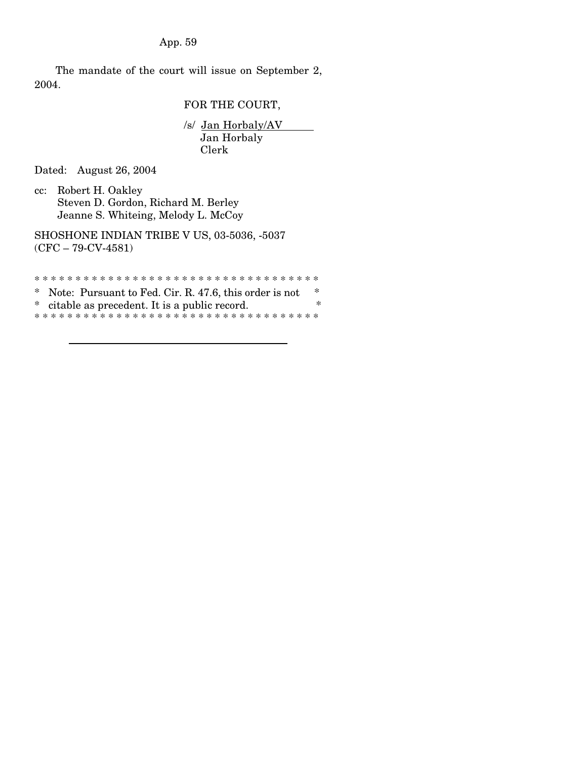The mandate of the court will issue on September 2, 2004.

FOR THE COURT,

/s/ Jan Horbaly/AV
Jan Horbaly
Clerk

Dated: August 26, 2004

cc: Robert H. Oakley
Steven D. Gordon, Richard M. Berley
Jeanne S. Whiteing, Melody L. McCoy

SHOSHONE INDIAN TRIBE V US, 03-5036, -5037
(CFC – 79-CV-4581)

\* \* \* \* \* \* \* \* \* \* \* \* \* \* \* \* \* \* \* \* \* \* \* \* \* \* \* \* \* \* \* \* \* \*
\* Note: Pursuant to Fed. Cir. R. 47.6, this order is not \*
\* citable as precedent. It is a public record. \*
\* \* \* \* \* \* \* \* \* \* \* \* \* \* \* \* \* \* \* \* \* \* \* \* \* \* \* \* \* \* \* \* \* \*